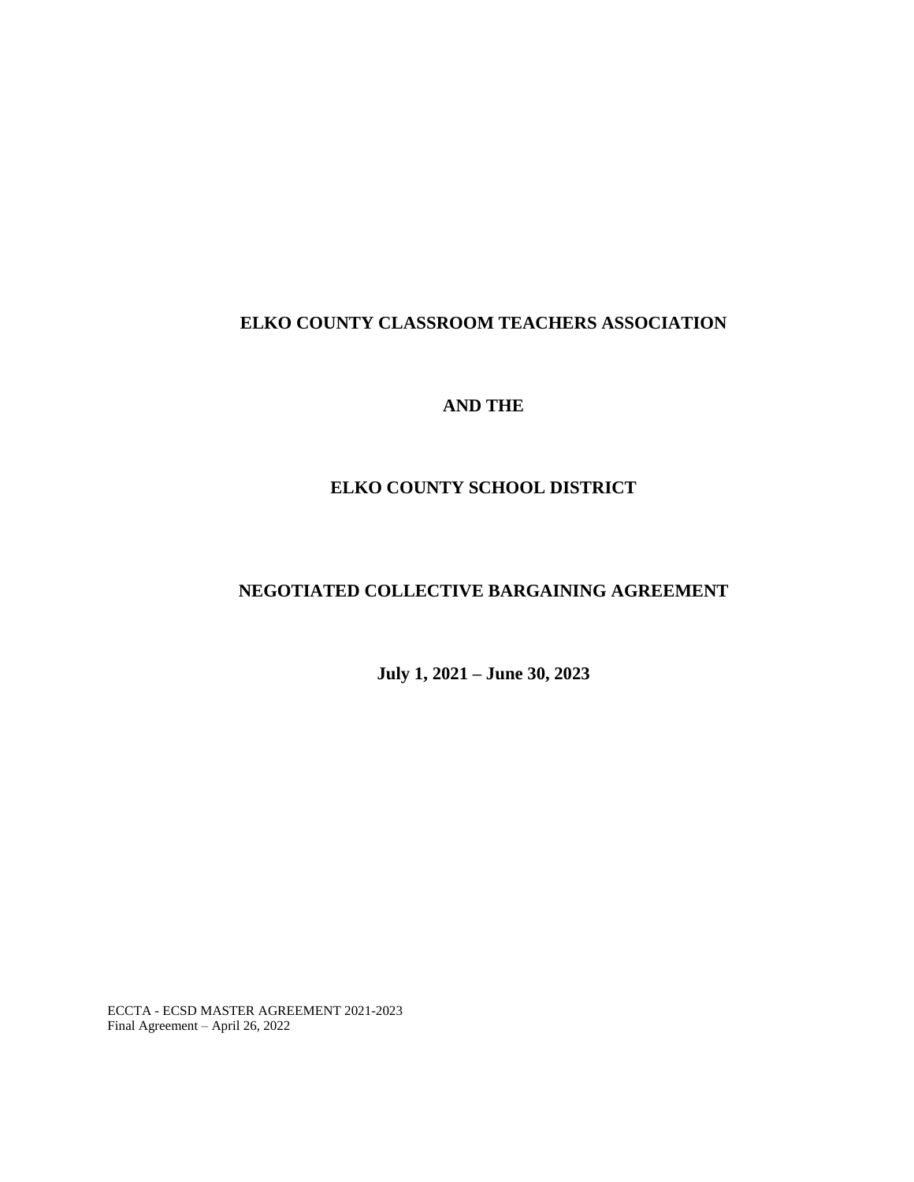# ELKO COUNTY CLASSROOM TEACHERS ASSOCIATION

# AND THE

# ELKO COUNTY SCHOOL DISTRICT

# NEGOTIATED COLLECTIVE BARGAINING AGREEMENT

**July 1, 2021 – June 30, 2023**

ECCTA - ECSD MASTER AGREEMENT 2021-2023
Final Agreement – April 26, 2022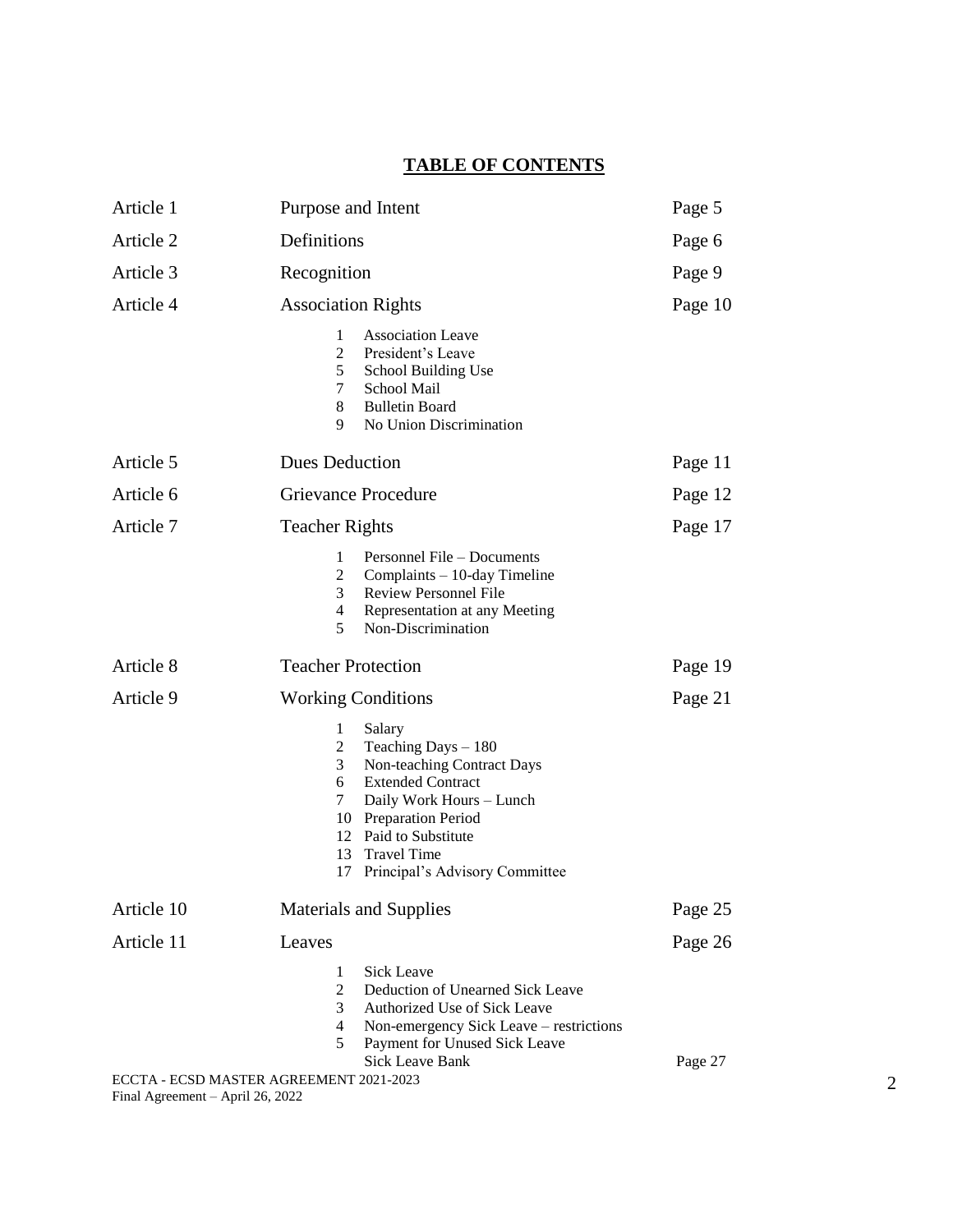# TABLE OF CONTENTS

| | | |
|---|---|---|
| Article 1 | Purpose and Intent | Page 5 |
| Article 2 | Definitions | Page 6 |
| Article 3 | Recognition | Page 9 |
| Article 4 | Association Rights | Page 10 |
| | 1 Association Leave<br>2 President's Leave<br>5 School Building Use<br>7 School Mail<br>8 Bulletin Board<br>9 No Union Discrimination | |
| Article 5 | Dues Deduction | Page 11 |
| Article 6 | Grievance Procedure | Page 12 |
| Article 7 | Teacher Rights | Page 17 |
| | 1 Personnel File – Documents<br>2 Complaints – 10-day Timeline<br>3 Review Personnel File<br>4 Representation at any Meeting<br>5 Non-Discrimination | |
| Article 8 | Teacher Protection | Page 19 |
| Article 9 | Working Conditions | Page 21 |
| | 1 Salary<br>2 Teaching Days – 180<br>3 Non-teaching Contract Days<br>6 Extended Contract<br>7 Daily Work Hours – Lunch<br>10 Preparation Period<br>12 Paid to Substitute<br>13 Travel Time<br>17 Principal's Advisory Committee | |
| Article 10 | Materials and Supplies | Page 25 |
| Article 11 | Leaves | Page 26 |
| | 1 Sick Leave<br>2 Deduction of Unearned Sick Leave<br>3 Authorized Use of Sick Leave<br>4 Non-emergency Sick Leave – restrictions<br>5 Payment for Unused Sick Leave<br>Sick Leave Bank | Page 27 |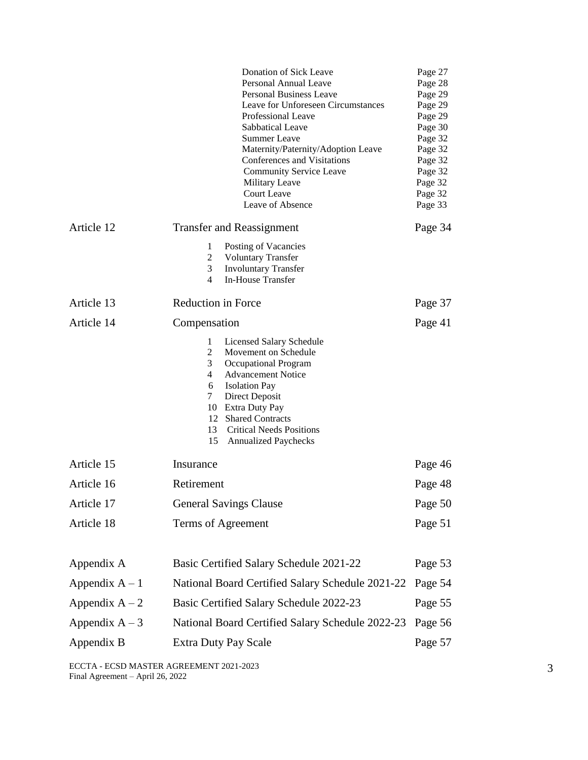| | | |
|---|---|---|
| | Donation of Sick Leave | Page 27 |
| | Personal Annual Leave | Page 28 |
| | Personal Business Leave | Page 29 |
| | Leave for Unforeseen Circumstances | Page 29 |
| | Professional Leave | Page 29 |
| | Sabbatical Leave | Page 30 |
| | Summer Leave | Page 32 |
| | Maternity/Paternity/Adoption Leave | Page 32 |
| | Conferences and Visitations | Page 32 |
| | Community Service Leave | Page 32 |
| | Military Leave | Page 32 |
| | Court Leave | Page 32 |
| | Leave of Absence | Page 33 |
| Article 12 | Transfer and Reassignment | Page 34 |
| | 1 Posting of Vacancies | |
| | 2 Voluntary Transfer | |
| | 3 Involuntary Transfer | |
| | 4 In-House Transfer | |
| Article 13 | Reduction in Force | Page 37 |
| Article 14 | Compensation | Page 41 |
| | 1 Licensed Salary Schedule | |
| | 2 Movement on Schedule | |
| | 3 Occupational Program | |
| | 4 Advancement Notice | |
| | 6 Isolation Pay | |
| | 7 Direct Deposit | |
| | 10 Extra Duty Pay | |
| | 12 Shared Contracts | |
| | 13 Critical Needs Positions | |
| | 15 Annualized Paychecks | |
| Article 15 | Insurance | Page 46 |
| Article 16 | Retirement | Page 48 |
| Article 17 | General Savings Clause | Page 50 |
| Article 18 | Terms of Agreement | Page 51 |
| Appendix A | Basic Certified Salary Schedule 2021-22 | Page 53 |
| Appendix A – 1 | National Board Certified Salary Schedule 2021-22 | Page 54 |
| Appendix A – 2 | Basic Certified Salary Schedule 2022-23 | Page 55 |
| Appendix A – 3 | National Board Certified Salary Schedule 2022-23 | Page 56 |
| Appendix B | Extra Duty Pay Scale | Page 57 |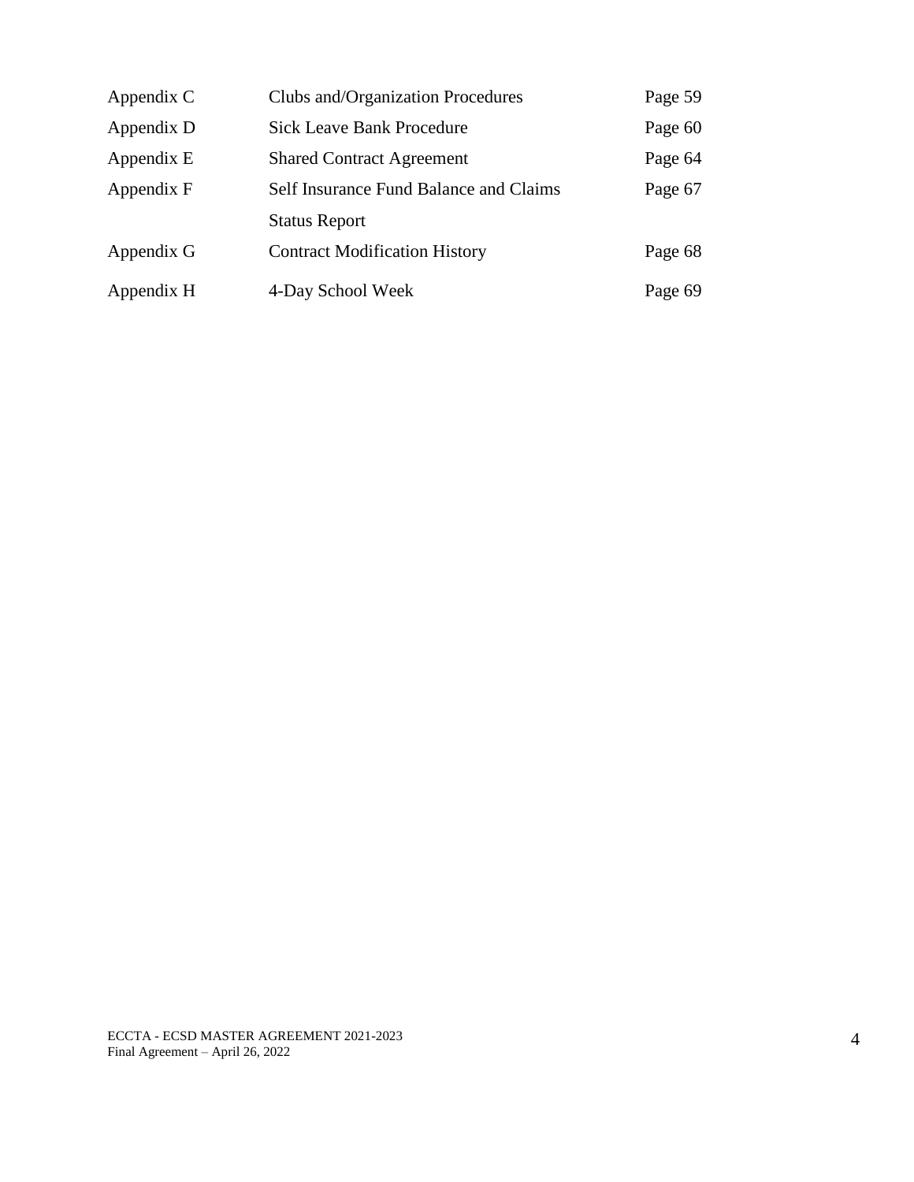| | | |
|---|---|---|
| Appendix C | Clubs and/Organization Procedures | Page 59 |
| Appendix D | Sick Leave Bank Procedure | Page 60 |
| Appendix E | Shared Contract Agreement | Page 64 |
| Appendix F | Self Insurance Fund Balance and Claims Status Report | Page 67 |
| Appendix G | Contract Modification History | Page 68 |
| Appendix H | 4-Day School Week | Page 69 |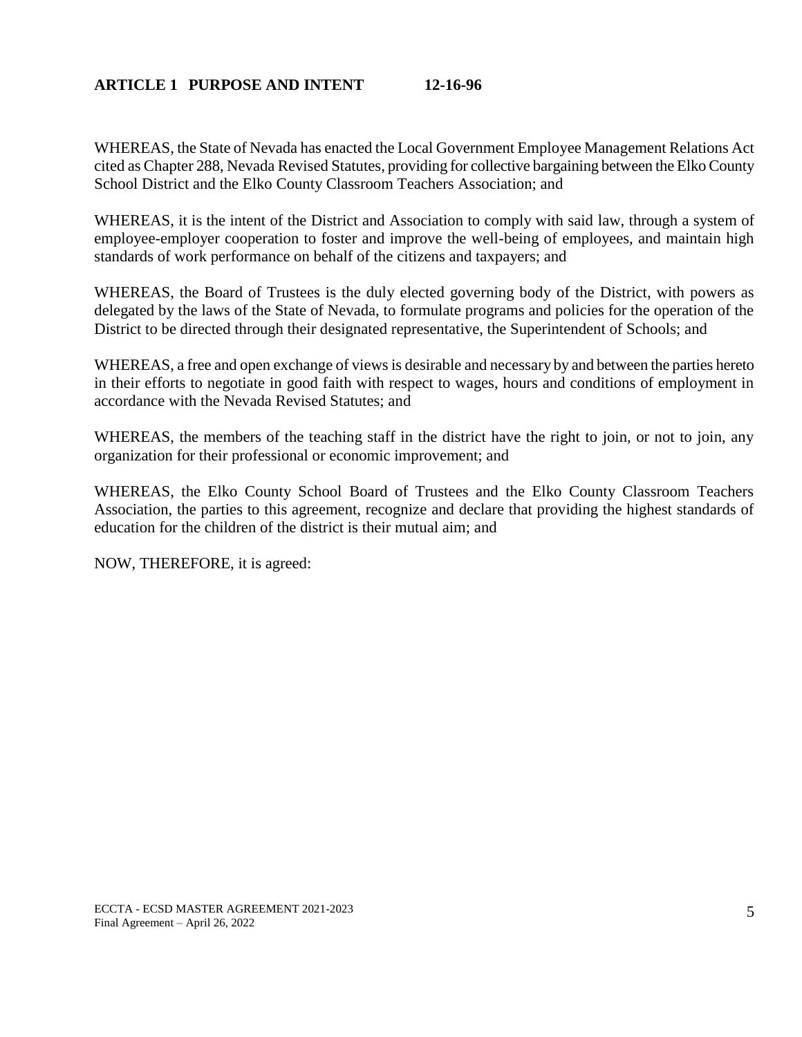## ARTICLE 1 PURPOSE AND INTENT 12-16-96

WHEREAS, the State of Nevada has enacted the Local Government Employee Management Relations Act cited as Chapter 288, Nevada Revised Statutes, providing for collective bargaining between the Elko County School District and the Elko County Classroom Teachers Association; and

WHEREAS, it is the intent of the District and Association to comply with said law, through a system of employee-employer cooperation to foster and improve the well-being of employees, and maintain high standards of work performance on behalf of the citizens and taxpayers; and

WHEREAS, the Board of Trustees is the duly elected governing body of the District, with powers as delegated by the laws of the State of Nevada, to formulate programs and policies for the operation of the District to be directed through their designated representative, the Superintendent of Schools; and

WHEREAS, a free and open exchange of views is desirable and necessary by and between the parties hereto in their efforts to negotiate in good faith with respect to wages, hours and conditions of employment in accordance with the Nevada Revised Statutes; and

WHEREAS, the members of the teaching staff in the district have the right to join, or not to join, any organization for their professional or economic improvement; and

WHEREAS, the Elko County School Board of Trustees and the Elko County Classroom Teachers Association, the parties to this agreement, recognize and declare that providing the highest standards of education for the children of the district is their mutual aim; and

NOW, THEREFORE, it is agreed: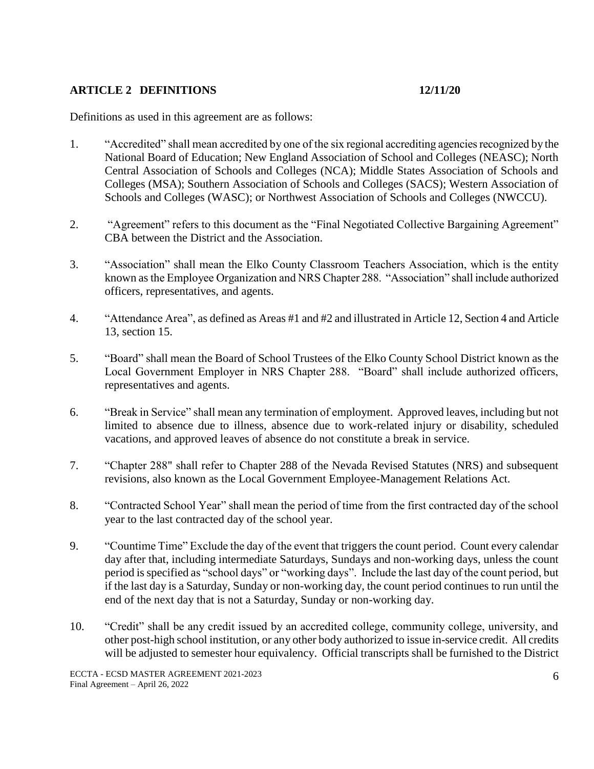## ARTICLE 2 DEFINITIONS 12/11/20

Definitions as used in this agreement are as follows:

1. "Accredited" shall mean accredited by one of the six regional accrediting agencies recognized by the National Board of Education; New England Association of School and Colleges (NEASC); North Central Association of Schools and Colleges (NCA); Middle States Association of Schools and Colleges (MSA); Southern Association of Schools and Colleges (SACS); Western Association of Schools and Colleges (WASC); or Northwest Association of Schools and Colleges (NWCCU).

2. "Agreement" refers to this document as the "Final Negotiated Collective Bargaining Agreement" CBA between the District and the Association.

3. "Association" shall mean the Elko County Classroom Teachers Association, which is the entity known as the Employee Organization and NRS Chapter 288. "Association" shall include authorized officers, representatives, and agents.

4. "Attendance Area", as defined as Areas #1 and #2 and illustrated in Article 12, Section 4 and Article 13, section 15.

5. "Board" shall mean the Board of School Trustees of the Elko County School District known as the Local Government Employer in NRS Chapter 288. "Board" shall include authorized officers, representatives and agents.

6. "Break in Service" shall mean any termination of employment. Approved leaves, including but not limited to absence due to illness, absence due to work-related injury or disability, scheduled vacations, and approved leaves of absence do not constitute a break in service.

7. "Chapter 288" shall refer to Chapter 288 of the Nevada Revised Statutes (NRS) and subsequent revisions, also known as the Local Government Employee-Management Relations Act.

8. "Contracted School Year" shall mean the period of time from the first contracted day of the school year to the last contracted day of the school year.

9. "Countime Time" Exclude the day of the event that triggers the count period. Count every calendar day after that, including intermediate Saturdays, Sundays and non-working days, unless the count period is specified as "school days" or "working days". Include the last day of the count period, but if the last day is a Saturday, Sunday or non-working day, the count period continues to run until the end of the next day that is not a Saturday, Sunday or non-working day.

10. "Credit" shall be any credit issued by an accredited college, community college, university, and other post-high school institution, or any other body authorized to issue in-service credit. All credits will be adjusted to semester hour equivalency. Official transcripts shall be furnished to the District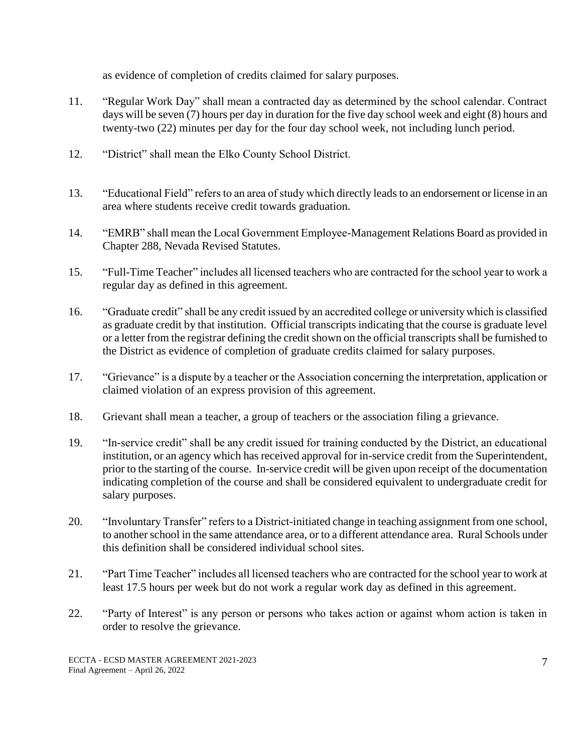as evidence of completion of credits claimed for salary purposes.

11. "Regular Work Day" shall mean a contracted day as determined by the school calendar. Contract days will be seven (7) hours per day in duration for the five day school week and eight (8) hours and twenty-two (22) minutes per day for the four day school week, not including lunch period.

12. "District" shall mean the Elko County School District.

13. "Educational Field" refers to an area of study which directly leads to an endorsement or license in an area where students receive credit towards graduation.

14. "EMRB" shall mean the Local Government Employee-Management Relations Board as provided in Chapter 288, Nevada Revised Statutes.

15. "Full-Time Teacher" includes all licensed teachers who are contracted for the school year to work a regular day as defined in this agreement.

16. "Graduate credit" shall be any credit issued by an accredited college or university which is classified as graduate credit by that institution. Official transcripts indicating that the course is graduate level or a letter from the registrar defining the credit shown on the official transcripts shall be furnished to the District as evidence of completion of graduate credits claimed for salary purposes.

17. "Grievance" is a dispute by a teacher or the Association concerning the interpretation, application or claimed violation of an express provision of this agreement.

18. Grievant shall mean a teacher, a group of teachers or the association filing a grievance.

19. "In-service credit" shall be any credit issued for training conducted by the District, an educational institution, or an agency which has received approval for in-service credit from the Superintendent, prior to the starting of the course. In-service credit will be given upon receipt of the documentation indicating completion of the course and shall be considered equivalent to undergraduate credit for salary purposes.

20. "Involuntary Transfer" refers to a District-initiated change in teaching assignment from one school, to another school in the same attendance area, or to a different attendance area. Rural Schools under this definition shall be considered individual school sites.

21. "Part Time Teacher" includes all licensed teachers who are contracted for the school year to work at least 17.5 hours per week but do not work a regular work day as defined in this agreement.

22. "Party of Interest" is any person or persons who takes action or against whom action is taken in order to resolve the grievance.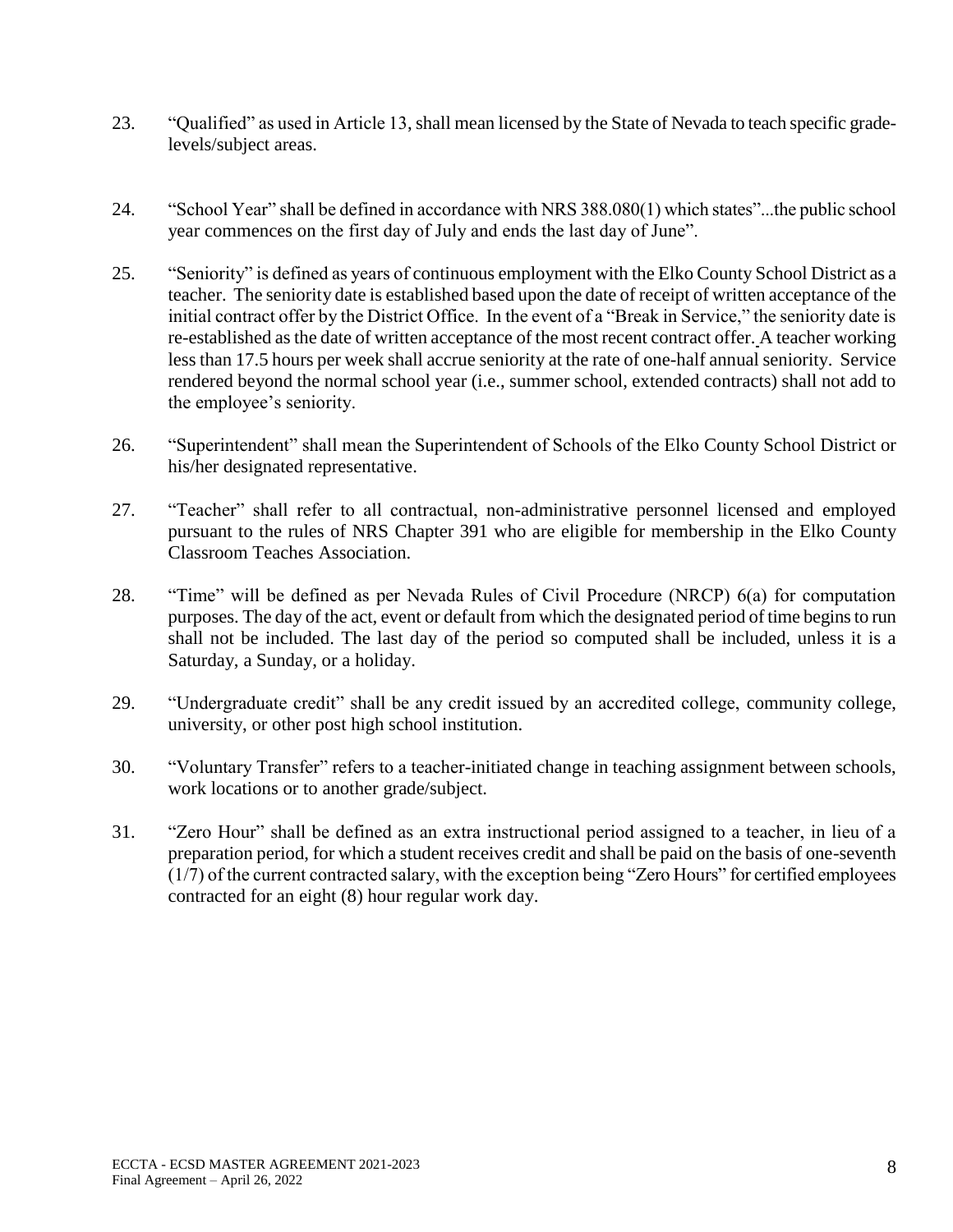23. "Qualified" as used in Article 13, shall mean licensed by the State of Nevada to teach specific grade-levels/subject areas.

24. "School Year" shall be defined in accordance with NRS 388.080(1) which states"...the public school year commences on the first day of July and ends the last day of June".

25. "Seniority" is defined as years of continuous employment with the Elko County School District as a teacher. The seniority date is established based upon the date of receipt of written acceptance of the initial contract offer by the District Office. In the event of a "Break in Service," the seniority date is re-established as the date of written acceptance of the most recent contract offer. A teacher working less than 17.5 hours per week shall accrue seniority at the rate of one-half annual seniority. Service rendered beyond the normal school year (i.e., summer school, extended contracts) shall not add to the employee's seniority.

26. "Superintendent" shall mean the Superintendent of Schools of the Elko County School District or his/her designated representative.

27. "Teacher" shall refer to all contractual, non-administrative personnel licensed and employed pursuant to the rules of NRS Chapter 391 who are eligible for membership in the Elko County Classroom Teaches Association.

28. "Time" will be defined as per Nevada Rules of Civil Procedure (NRCP) 6(a) for computation purposes. The day of the act, event or default from which the designated period of time begins to run shall not be included. The last day of the period so computed shall be included, unless it is a Saturday, a Sunday, or a holiday.

29. "Undergraduate credit" shall be any credit issued by an accredited college, community college, university, or other post high school institution.

30. "Voluntary Transfer" refers to a teacher-initiated change in teaching assignment between schools, work locations or to another grade/subject.

31. "Zero Hour" shall be defined as an extra instructional period assigned to a teacher, in lieu of a preparation period, for which a student receives credit and shall be paid on the basis of one-seventh (1/7) of the current contracted salary, with the exception being "Zero Hours" for certified employees contracted for an eight (8) hour regular work day.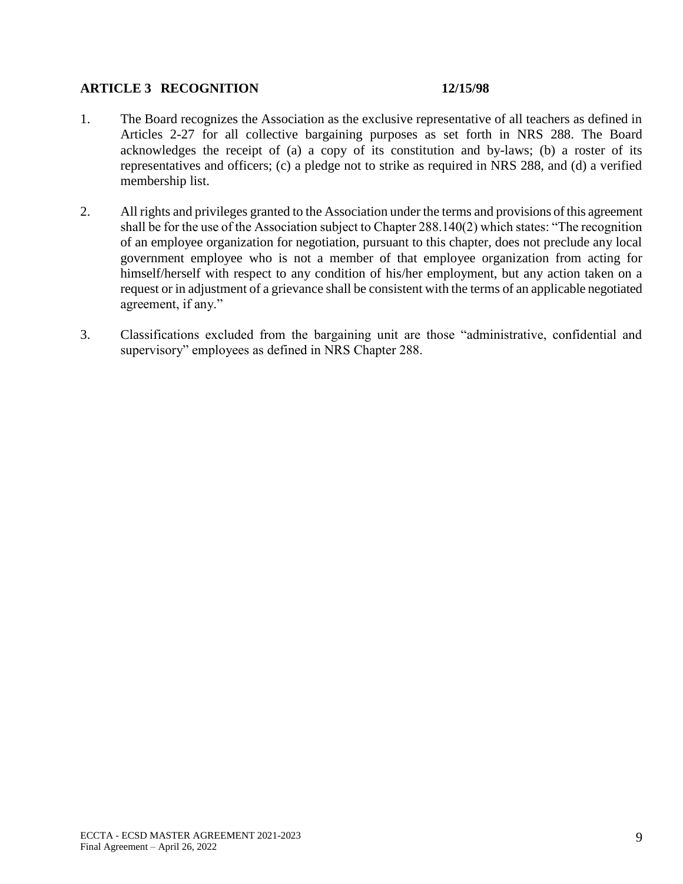## ARTICLE 3 RECOGNITION 12/15/98

1. The Board recognizes the Association as the exclusive representative of all teachers as defined in Articles 2-27 for all collective bargaining purposes as set forth in NRS 288. The Board acknowledges the receipt of (a) a copy of its constitution and by-laws; (b) a roster of its representatives and officers; (c) a pledge not to strike as required in NRS 288, and (d) a verified membership list.

2. All rights and privileges granted to the Association under the terms and provisions of this agreement shall be for the use of the Association subject to Chapter 288.140(2) which states: "The recognition of an employee organization for negotiation, pursuant to this chapter, does not preclude any local government employee who is not a member of that employee organization from acting for himself/herself with respect to any condition of his/her employment, but any action taken on a request or in adjustment of a grievance shall be consistent with the terms of an applicable negotiated agreement, if any."

3. Classifications excluded from the bargaining unit are those "administrative, confidential and supervisory" employees as defined in NRS Chapter 288.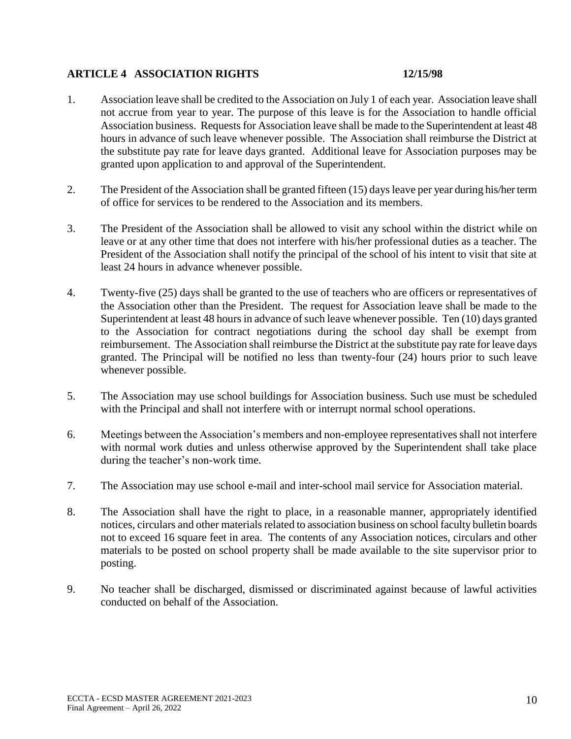## ARTICLE 4 ASSOCIATION RIGHTS 12/15/98

1. Association leave shall be credited to the Association on July 1 of each year. Association leave shall not accrue from year to year. The purpose of this leave is for the Association to handle official Association business. Requests for Association leave shall be made to the Superintendent at least 48 hours in advance of such leave whenever possible. The Association shall reimburse the District at the substitute pay rate for leave days granted. Additional leave for Association purposes may be granted upon application to and approval of the Superintendent.

2. The President of the Association shall be granted fifteen (15) days leave per year during his/her term of office for services to be rendered to the Association and its members.

3. The President of the Association shall be allowed to visit any school within the district while on leave or at any other time that does not interfere with his/her professional duties as a teacher. The President of the Association shall notify the principal of the school of his intent to visit that site at least 24 hours in advance whenever possible.

4. Twenty-five (25) days shall be granted to the use of teachers who are officers or representatives of the Association other than the President. The request for Association leave shall be made to the Superintendent at least 48 hours in advance of such leave whenever possible. Ten (10) days granted to the Association for contract negotiations during the school day shall be exempt from reimbursement. The Association shall reimburse the District at the substitute pay rate for leave days granted. The Principal will be notified no less than twenty-four (24) hours prior to such leave whenever possible.

5. The Association may use school buildings for Association business. Such use must be scheduled with the Principal and shall not interfere with or interrupt normal school operations.

6. Meetings between the Association's members and non-employee representatives shall not interfere with normal work duties and unless otherwise approved by the Superintendent shall take place during the teacher's non-work time.

7. The Association may use school e-mail and inter-school mail service for Association material.

8. The Association shall have the right to place, in a reasonable manner, appropriately identified notices, circulars and other materials related to association business on school faculty bulletin boards not to exceed 16 square feet in area. The contents of any Association notices, circulars and other materials to be posted on school property shall be made available to the site supervisor prior to posting.

9. No teacher shall be discharged, dismissed or discriminated against because of lawful activities conducted on behalf of the Association.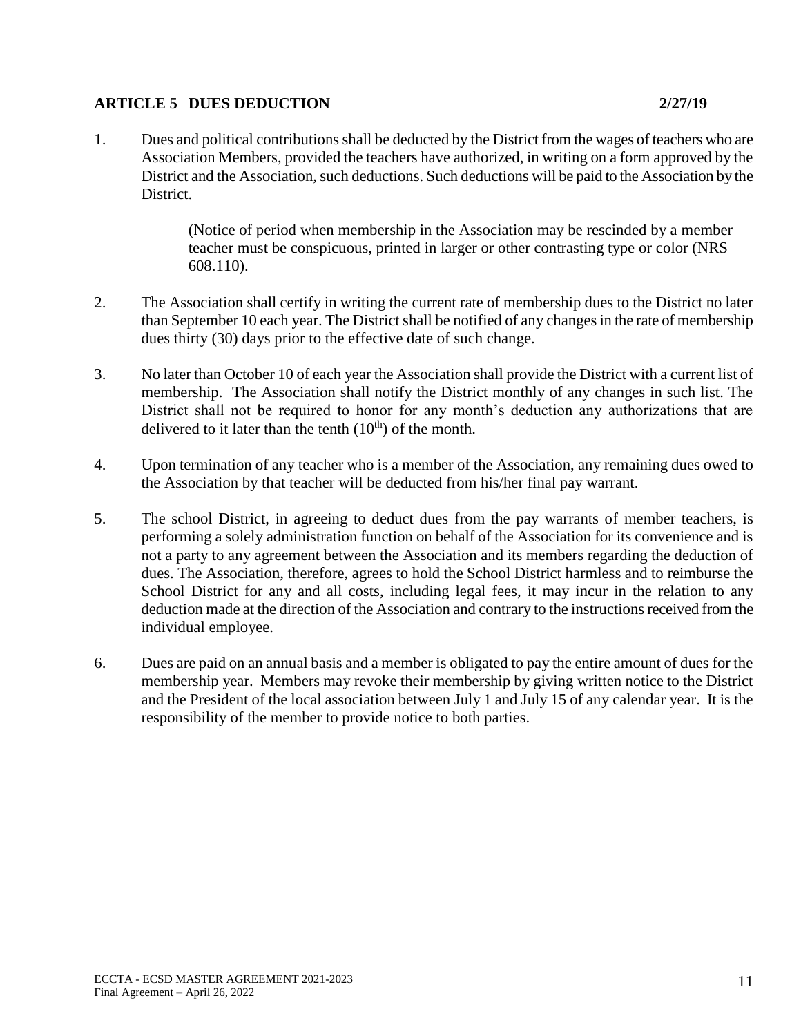## ARTICLE 5 DUES DEDUCTION 2/27/19

1. Dues and political contributions shall be deducted by the District from the wages of teachers who are Association Members, provided the teachers have authorized, in writing on a form approved by the District and the Association, such deductions. Such deductions will be paid to the Association by the District.

   (Notice of period when membership in the Association may be rescinded by a member teacher must be conspicuous, printed in larger or other contrasting type or color (NRS 608.110).

2. The Association shall certify in writing the current rate of membership dues to the District no later than September 10 each year. The District shall be notified of any changes in the rate of membership dues thirty (30) days prior to the effective date of such change.

3. No later than October 10 of each year the Association shall provide the District with a current list of membership. The Association shall notify the District monthly of any changes in such list. The District shall not be required to honor for any month's deduction any authorizations that are delivered to it later than the tenth (10th) of the month.

4. Upon termination of any teacher who is a member of the Association, any remaining dues owed to the Association by that teacher will be deducted from his/her final pay warrant.

5. The school District, in agreeing to deduct dues from the pay warrants of member teachers, is performing a solely administration function on behalf of the Association for its convenience and is not a party to any agreement between the Association and its members regarding the deduction of dues. The Association, therefore, agrees to hold the School District harmless and to reimburse the School District for any and all costs, including legal fees, it may incur in the relation to any deduction made at the direction of the Association and contrary to the instructions received from the individual employee.

6. Dues are paid on an annual basis and a member is obligated to pay the entire amount of dues for the membership year. Members may revoke their membership by giving written notice to the District and the President of the local association between July 1 and July 15 of any calendar year. It is the responsibility of the member to provide notice to both parties.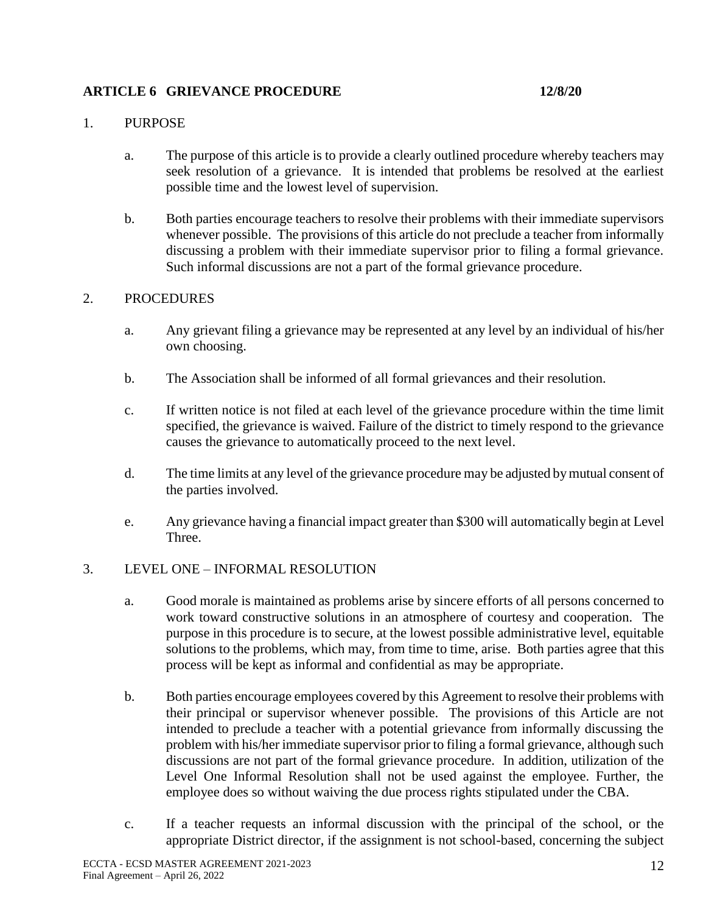## ARTICLE 6 GRIEVANCE PROCEDURE 12/8/20

1. PURPOSE

   a. The purpose of this article is to provide a clearly outlined procedure whereby teachers may seek resolution of a grievance. It is intended that problems be resolved at the earliest possible time and the lowest level of supervision.

   b. Both parties encourage teachers to resolve their problems with their immediate supervisors whenever possible. The provisions of this article do not preclude a teacher from informally discussing a problem with their immediate supervisor prior to filing a formal grievance. Such informal discussions are not a part of the formal grievance procedure.

2. PROCEDURES

   a. Any grievant filing a grievance may be represented at any level by an individual of his/her own choosing.

   b. The Association shall be informed of all formal grievances and their resolution.

   c. If written notice is not filed at each level of the grievance procedure within the time limit specified, the grievance is waived. Failure of the district to timely respond to the grievance causes the grievance to automatically proceed to the next level.

   d. The time limits at any level of the grievance procedure may be adjusted by mutual consent of the parties involved.

   e. Any grievance having a financial impact greater than $300 will automatically begin at Level Three.

3. LEVEL ONE – INFORMAL RESOLUTION

   a. Good morale is maintained as problems arise by sincere efforts of all persons concerned to work toward constructive solutions in an atmosphere of courtesy and cooperation. The purpose in this procedure is to secure, at the lowest possible administrative level, equitable solutions to the problems, which may, from time to time, arise. Both parties agree that this process will be kept as informal and confidential as may be appropriate.

   b. Both parties encourage employees covered by this Agreement to resolve their problems with their principal or supervisor whenever possible. The provisions of this Article are not intended to preclude a teacher with a potential grievance from informally discussing the problem with his/her immediate supervisor prior to filing a formal grievance, although such discussions are not part of the formal grievance procedure. In addition, utilization of the Level One Informal Resolution shall not be used against the employee. Further, the employee does so without waiving the due process rights stipulated under the CBA.

   c. If a teacher requests an informal discussion with the principal of the school, or the appropriate District director, if the assignment is not school-based, concerning the subject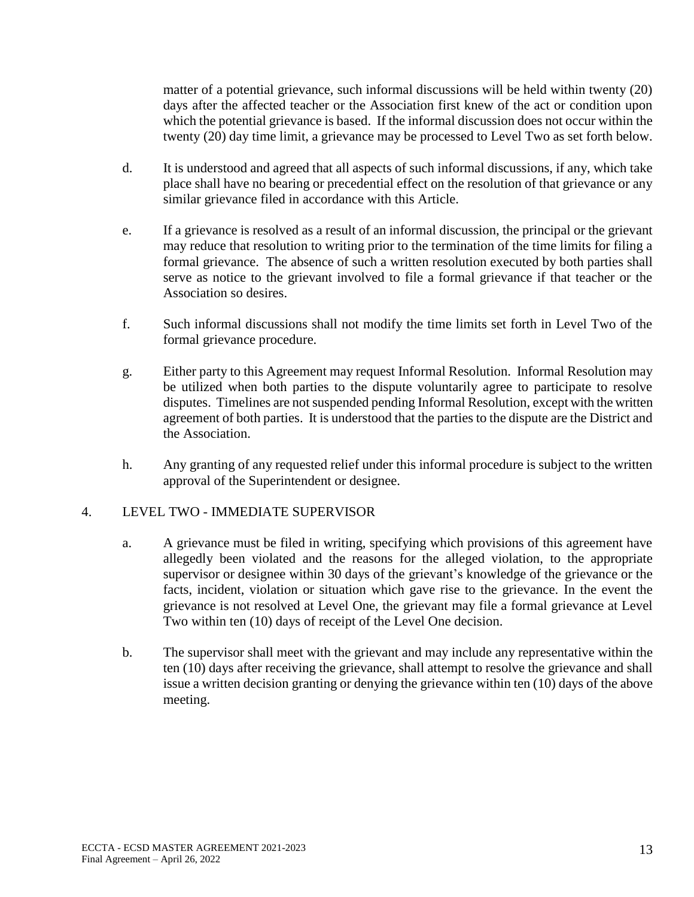matter of a potential grievance, such informal discussions will be held within twenty (20) days after the affected teacher or the Association first knew of the act or condition upon which the potential grievance is based. If the informal discussion does not occur within the twenty (20) day time limit, a grievance may be processed to Level Two as set forth below.

d. It is understood and agreed that all aspects of such informal discussions, if any, which take place shall have no bearing or precedential effect on the resolution of that grievance or any similar grievance filed in accordance with this Article.

e. If a grievance is resolved as a result of an informal discussion, the principal or the grievant may reduce that resolution to writing prior to the termination of the time limits for filing a formal grievance. The absence of such a written resolution executed by both parties shall serve as notice to the grievant involved to file a formal grievance if that teacher or the Association so desires.

f. Such informal discussions shall not modify the time limits set forth in Level Two of the formal grievance procedure.

g. Either party to this Agreement may request Informal Resolution. Informal Resolution may be utilized when both parties to the dispute voluntarily agree to participate to resolve disputes. Timelines are not suspended pending Informal Resolution, except with the written agreement of both parties. It is understood that the parties to the dispute are the District and the Association.

h. Any granting of any requested relief under this informal procedure is subject to the written approval of the Superintendent or designee.

4. LEVEL TWO - IMMEDIATE SUPERVISOR

a. A grievance must be filed in writing, specifying which provisions of this agreement have allegedly been violated and the reasons for the alleged violation, to the appropriate supervisor or designee within 30 days of the grievant's knowledge of the grievance or the facts, incident, violation or situation which gave rise to the grievance. In the event the grievance is not resolved at Level One, the grievant may file a formal grievance at Level Two within ten (10) days of receipt of the Level One decision.

b. The supervisor shall meet with the grievant and may include any representative within the ten (10) days after receiving the grievance, shall attempt to resolve the grievance and shall issue a written decision granting or denying the grievance within ten (10) days of the above meeting.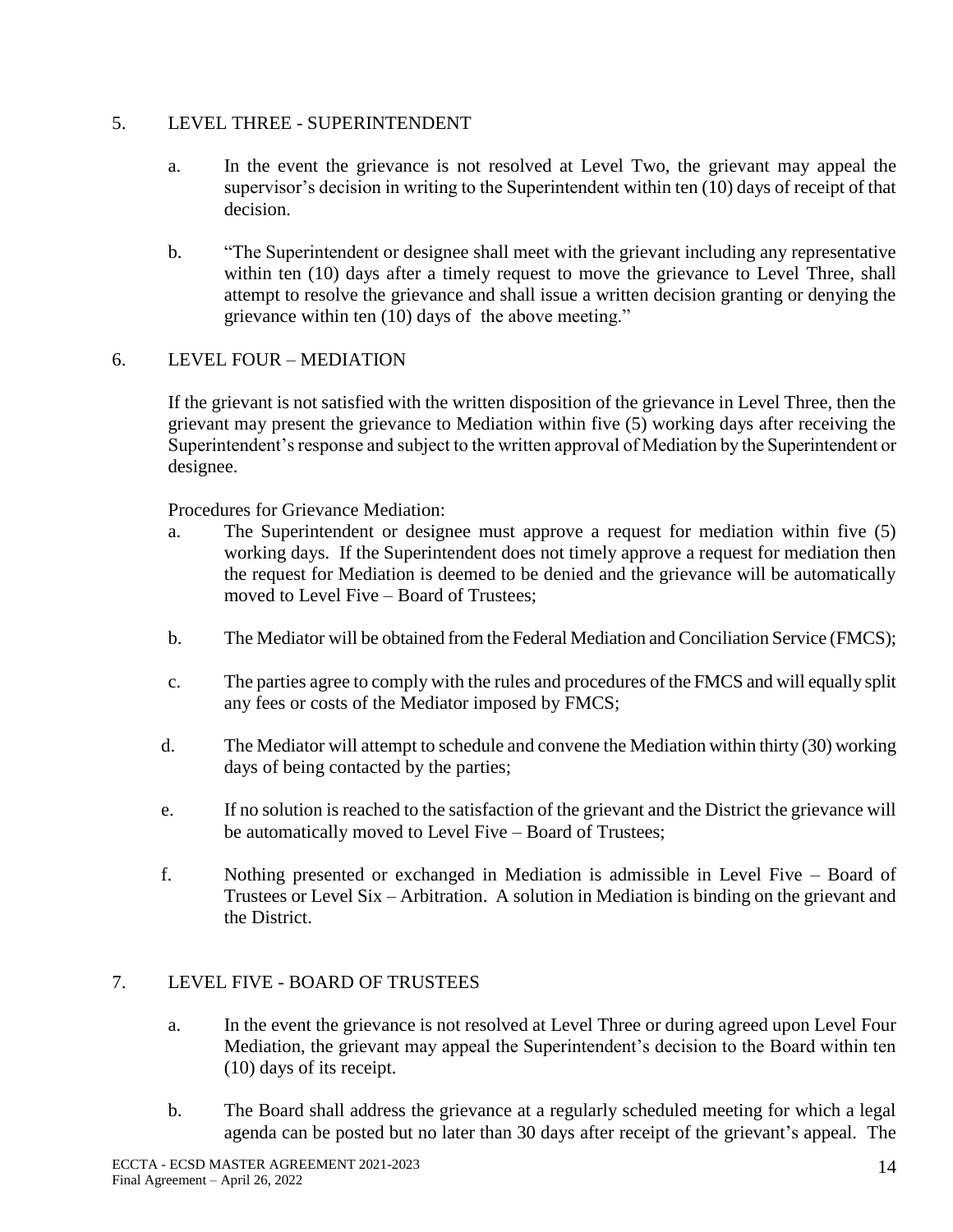5. LEVEL THREE - SUPERINTENDENT

   a. In the event the grievance is not resolved at Level Two, the grievant may appeal the supervisor's decision in writing to the Superintendent within ten (10) days of receipt of that decision.

   b. "The Superintendent or designee shall meet with the grievant including any representative within ten (10) days after a timely request to move the grievance to Level Three, shall attempt to resolve the grievance and shall issue a written decision granting or denying the grievance within ten (10) days of the above meeting."

6. LEVEL FOUR – MEDIATION

   If the grievant is not satisfied with the written disposition of the grievance in Level Three, then the grievant may present the grievance to Mediation within five (5) working days after receiving the Superintendent's response and subject to the written approval of Mediation by the Superintendent or designee.

   Procedures for Grievance Mediation:

   a. The Superintendent or designee must approve a request for mediation within five (5) working days. If the Superintendent does not timely approve a request for mediation then the request for Mediation is deemed to be denied and the grievance will be automatically moved to Level Five – Board of Trustees;

   b. The Mediator will be obtained from the Federal Mediation and Conciliation Service (FMCS);

   c. The parties agree to comply with the rules and procedures of the FMCS and will equally split any fees or costs of the Mediator imposed by FMCS;

   d. The Mediator will attempt to schedule and convene the Mediation within thirty (30) working days of being contacted by the parties;

   e. If no solution is reached to the satisfaction of the grievant and the District the grievance will be automatically moved to Level Five – Board of Trustees;

   f. Nothing presented or exchanged in Mediation is admissible in Level Five – Board of Trustees or Level Six – Arbitration. A solution in Mediation is binding on the grievant and the District.

7. LEVEL FIVE - BOARD OF TRUSTEES

   a. In the event the grievance is not resolved at Level Three or during agreed upon Level Four Mediation, the grievant may appeal the Superintendent's decision to the Board within ten (10) days of its receipt.

   b. The Board shall address the grievance at a regularly scheduled meeting for which a legal agenda can be posted but no later than 30 days after receipt of the grievant's appeal. The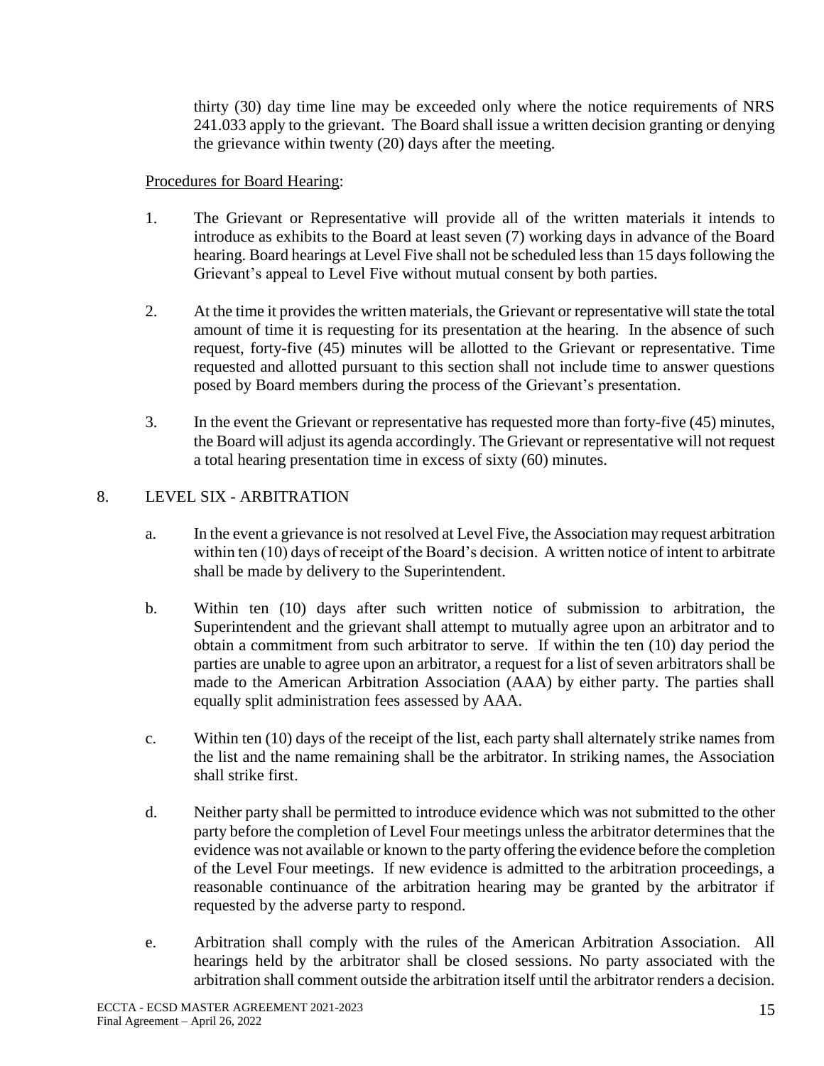thirty (30) day time line may be exceeded only where the notice requirements of NRS 241.033 apply to the grievant. The Board shall issue a written decision granting or denying the grievance within twenty (20) days after the meeting.

Procedures for Board Hearing:

1. The Grievant or Representative will provide all of the written materials it intends to introduce as exhibits to the Board at least seven (7) working days in advance of the Board hearing. Board hearings at Level Five shall not be scheduled less than 15 days following the Grievant's appeal to Level Five without mutual consent by both parties.

2. At the time it provides the written materials, the Grievant or representative will state the total amount of time it is requesting for its presentation at the hearing. In the absence of such request, forty-five (45) minutes will be allotted to the Grievant or representative. Time requested and allotted pursuant to this section shall not include time to answer questions posed by Board members during the process of the Grievant's presentation.

3. In the event the Grievant or representative has requested more than forty-five (45) minutes, the Board will adjust its agenda accordingly. The Grievant or representative will not request a total hearing presentation time in excess of sixty (60) minutes.

8. LEVEL SIX - ARBITRATION

   a. In the event a grievance is not resolved at Level Five, the Association may request arbitration within ten (10) days of receipt of the Board's decision. A written notice of intent to arbitrate shall be made by delivery to the Superintendent.

   b. Within ten (10) days after such written notice of submission to arbitration, the Superintendent and the grievant shall attempt to mutually agree upon an arbitrator and to obtain a commitment from such arbitrator to serve. If within the ten (10) day period the parties are unable to agree upon an arbitrator, a request for a list of seven arbitrators shall be made to the American Arbitration Association (AAA) by either party. The parties shall equally split administration fees assessed by AAA.

   c. Within ten (10) days of the receipt of the list, each party shall alternately strike names from the list and the name remaining shall be the arbitrator. In striking names, the Association shall strike first.

   d. Neither party shall be permitted to introduce evidence which was not submitted to the other party before the completion of Level Four meetings unless the arbitrator determines that the evidence was not available or known to the party offering the evidence before the completion of the Level Four meetings. If new evidence is admitted to the arbitration proceedings, a reasonable continuance of the arbitration hearing may be granted by the arbitrator if requested by the adverse party to respond.

   e. Arbitration shall comply with the rules of the American Arbitration Association. All hearings held by the arbitrator shall be closed sessions. No party associated with the arbitration shall comment outside the arbitration itself until the arbitrator renders a decision.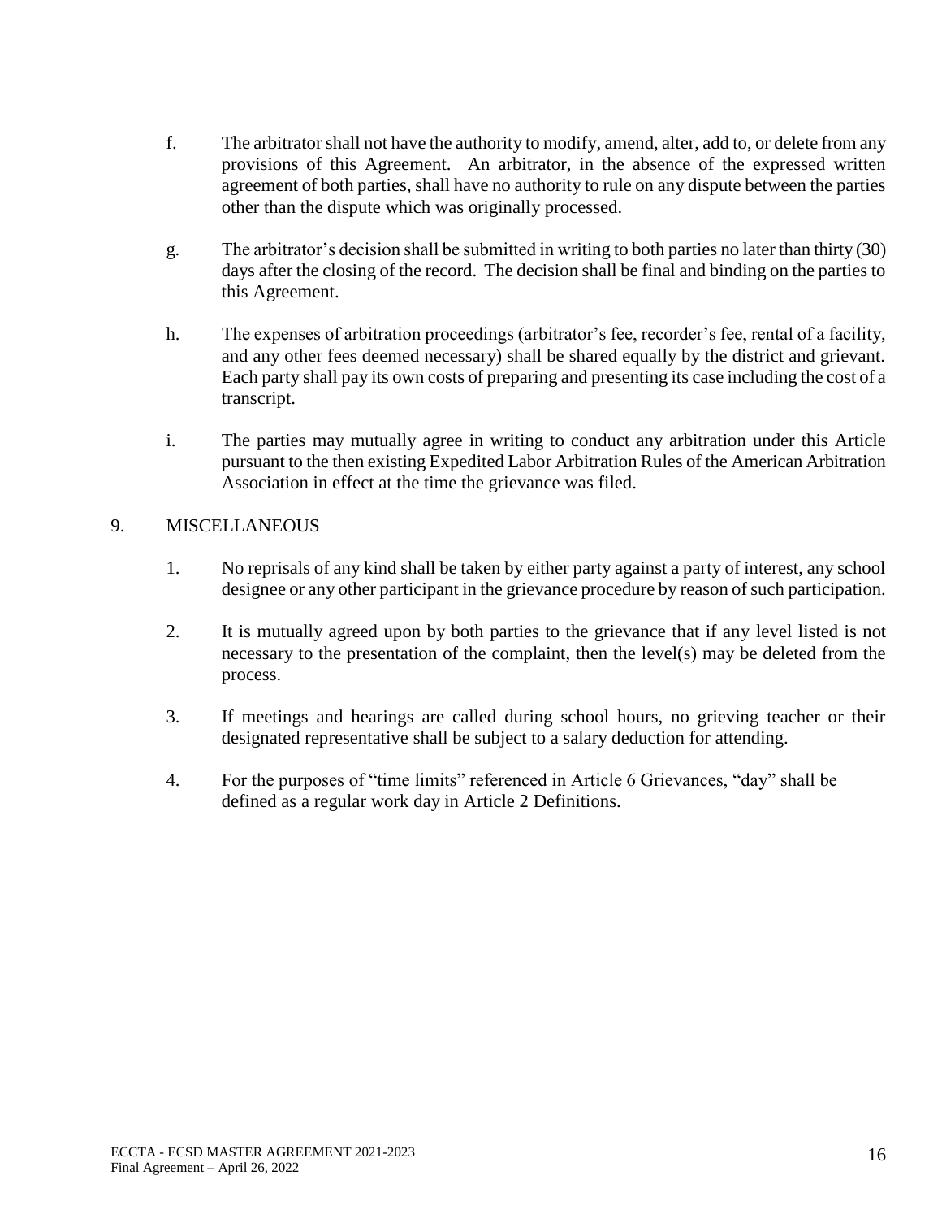f. The arbitrator shall not have the authority to modify, amend, alter, add to, or delete from any provisions of this Agreement. An arbitrator, in the absence of the expressed written agreement of both parties, shall have no authority to rule on any dispute between the parties other than the dispute which was originally processed.

g. The arbitrator's decision shall be submitted in writing to both parties no later than thirty (30) days after the closing of the record. The decision shall be final and binding on the parties to this Agreement.

h. The expenses of arbitration proceedings (arbitrator's fee, recorder's fee, rental of a facility, and any other fees deemed necessary) shall be shared equally by the district and grievant. Each party shall pay its own costs of preparing and presenting its case including the cost of a transcript.

i. The parties may mutually agree in writing to conduct any arbitration under this Article pursuant to the then existing Expedited Labor Arbitration Rules of the American Arbitration Association in effect at the time the grievance was filed.

9. MISCELLANEOUS

1. No reprisals of any kind shall be taken by either party against a party of interest, any school designee or any other participant in the grievance procedure by reason of such participation.

2. It is mutually agreed upon by both parties to the grievance that if any level listed is not necessary to the presentation of the complaint, then the level(s) may be deleted from the process.

3. If meetings and hearings are called during school hours, no grieving teacher or their designated representative shall be subject to a salary deduction for attending.

4. For the purposes of "time limits" referenced in Article 6 Grievances, "day" shall be defined as a regular work day in Article 2 Definitions.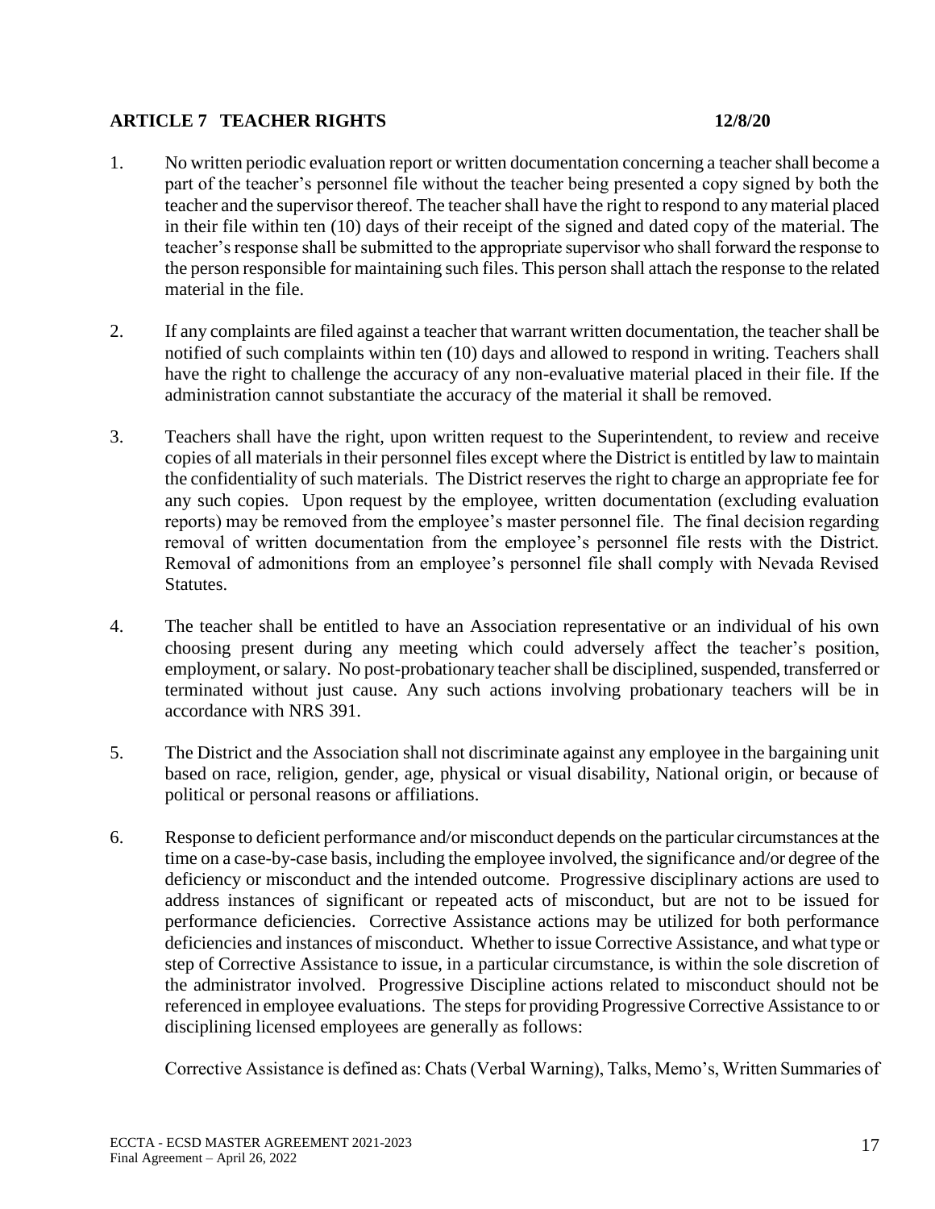## ARTICLE 7 TEACHER RIGHTS 12/8/20

1. No written periodic evaluation report or written documentation concerning a teacher shall become a part of the teacher's personnel file without the teacher being presented a copy signed by both the teacher and the supervisor thereof. The teacher shall have the right to respond to any material placed in their file within ten (10) days of their receipt of the signed and dated copy of the material. The teacher's response shall be submitted to the appropriate supervisor who shall forward the response to the person responsible for maintaining such files. This person shall attach the response to the related material in the file.

2. If any complaints are filed against a teacher that warrant written documentation, the teacher shall be notified of such complaints within ten (10) days and allowed to respond in writing. Teachers shall have the right to challenge the accuracy of any non-evaluative material placed in their file. If the administration cannot substantiate the accuracy of the material it shall be removed.

3. Teachers shall have the right, upon written request to the Superintendent, to review and receive copies of all materials in their personnel files except where the District is entitled by law to maintain the confidentiality of such materials. The District reserves the right to charge an appropriate fee for any such copies. Upon request by the employee, written documentation (excluding evaluation reports) may be removed from the employee's master personnel file. The final decision regarding removal of written documentation from the employee's personnel file rests with the District. Removal of admonitions from an employee's personnel file shall comply with Nevada Revised Statutes.

4. The teacher shall be entitled to have an Association representative or an individual of his own choosing present during any meeting which could adversely affect the teacher's position, employment, or salary. No post-probationary teacher shall be disciplined, suspended, transferred or terminated without just cause. Any such actions involving probationary teachers will be in accordance with NRS 391.

5. The District and the Association shall not discriminate against any employee in the bargaining unit based on race, religion, gender, age, physical or visual disability, National origin, or because of political or personal reasons or affiliations.

6. Response to deficient performance and/or misconduct depends on the particular circumstances at the time on a case-by-case basis, including the employee involved, the significance and/or degree of the deficiency or misconduct and the intended outcome. Progressive disciplinary actions are used to address instances of significant or repeated acts of misconduct, but are not to be issued for performance deficiencies. Corrective Assistance actions may be utilized for both performance deficiencies and instances of misconduct. Whether to issue Corrective Assistance, and what type or step of Corrective Assistance to issue, in a particular circumstance, is within the sole discretion of the administrator involved. Progressive Discipline actions related to misconduct should not be referenced in employee evaluations. The steps for providing Progressive Corrective Assistance to or disciplining licensed employees are generally as follows:

   Corrective Assistance is defined as: Chats (Verbal Warning), Talks, Memo's, Written Summaries of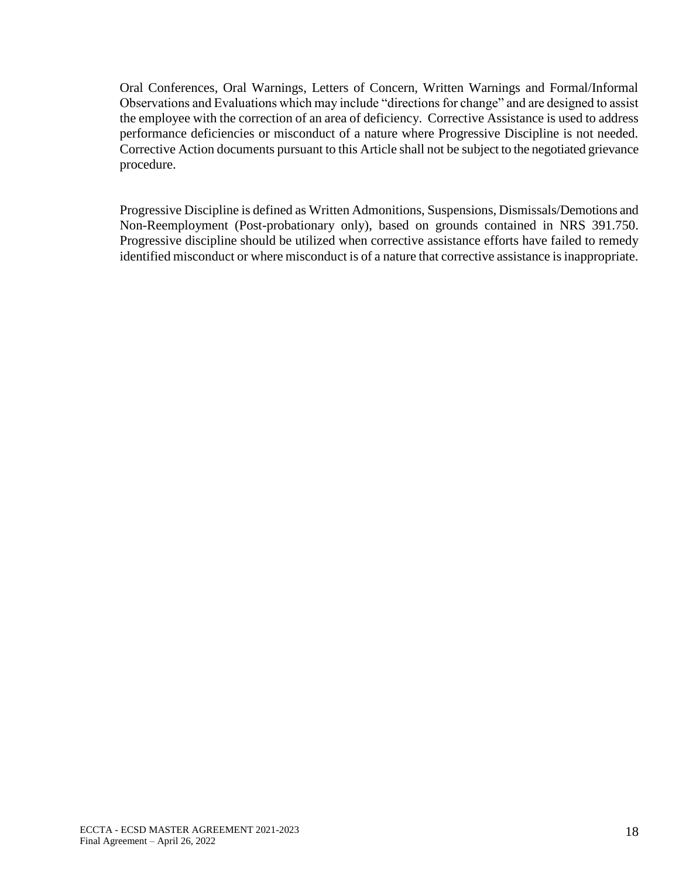Oral Conferences, Oral Warnings, Letters of Concern, Written Warnings and Formal/Informal Observations and Evaluations which may include "directions for change" and are designed to assist the employee with the correction of an area of deficiency. Corrective Assistance is used to address performance deficiencies or misconduct of a nature where Progressive Discipline is not needed. Corrective Action documents pursuant to this Article shall not be subject to the negotiated grievance procedure.

Progressive Discipline is defined as Written Admonitions, Suspensions, Dismissals/Demotions and Non-Reemployment (Post-probationary only), based on grounds contained in NRS 391.750. Progressive discipline should be utilized when corrective assistance efforts have failed to remedy identified misconduct or where misconduct is of a nature that corrective assistance is inappropriate.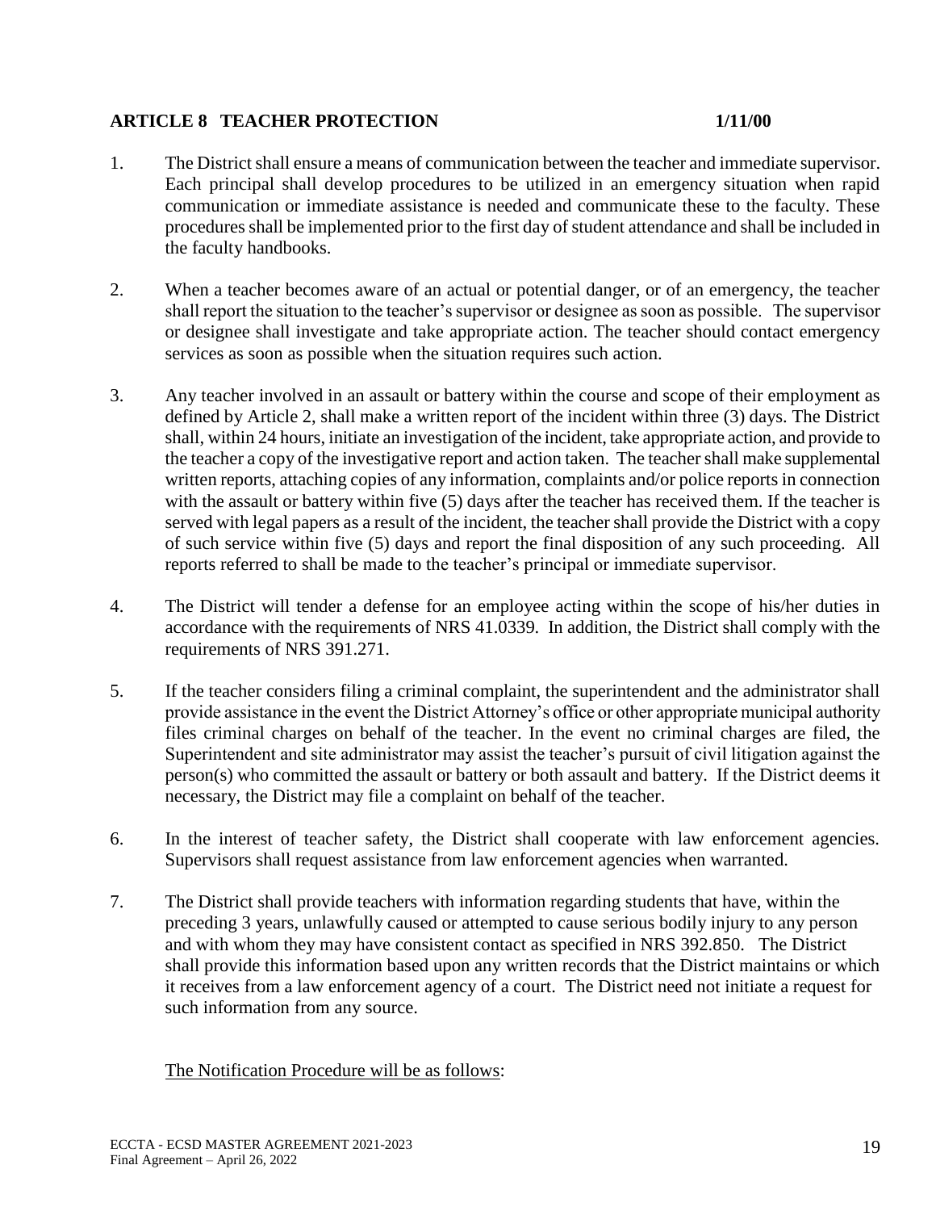## ARTICLE 8 TEACHER PROTECTION 1/11/00

1. The District shall ensure a means of communication between the teacher and immediate supervisor. Each principal shall develop procedures to be utilized in an emergency situation when rapid communication or immediate assistance is needed and communicate these to the faculty. These procedures shall be implemented prior to the first day of student attendance and shall be included in the faculty handbooks.

2. When a teacher becomes aware of an actual or potential danger, or of an emergency, the teacher shall report the situation to the teacher's supervisor or designee as soon as possible. The supervisor or designee shall investigate and take appropriate action. The teacher should contact emergency services as soon as possible when the situation requires such action.

3. Any teacher involved in an assault or battery within the course and scope of their employment as defined by Article 2, shall make a written report of the incident within three (3) days. The District shall, within 24 hours, initiate an investigation of the incident, take appropriate action, and provide to the teacher a copy of the investigative report and action taken. The teacher shall make supplemental written reports, attaching copies of any information, complaints and/or police reports in connection with the assault or battery within five (5) days after the teacher has received them. If the teacher is served with legal papers as a result of the incident, the teacher shall provide the District with a copy of such service within five (5) days and report the final disposition of any such proceeding. All reports referred to shall be made to the teacher's principal or immediate supervisor.

4. The District will tender a defense for an employee acting within the scope of his/her duties in accordance with the requirements of NRS 41.0339. In addition, the District shall comply with the requirements of NRS 391.271.

5. If the teacher considers filing a criminal complaint, the superintendent and the administrator shall provide assistance in the event the District Attorney's office or other appropriate municipal authority files criminal charges on behalf of the teacher. In the event no criminal charges are filed, the Superintendent and site administrator may assist the teacher's pursuit of civil litigation against the person(s) who committed the assault or battery or both assault and battery. If the District deems it necessary, the District may file a complaint on behalf of the teacher.

6. In the interest of teacher safety, the District shall cooperate with law enforcement agencies. Supervisors shall request assistance from law enforcement agencies when warranted.

7. The District shall provide teachers with information regarding students that have, within the preceding 3 years, unlawfully caused or attempted to cause serious bodily injury to any person and with whom they may have consistent contact as specified in NRS 392.850. The District shall provide this information based upon any written records that the District maintains or which it receives from a law enforcement agency of a court. The District need not initiate a request for such information from any source.

   <u>The Notification Procedure will be as follows</u>: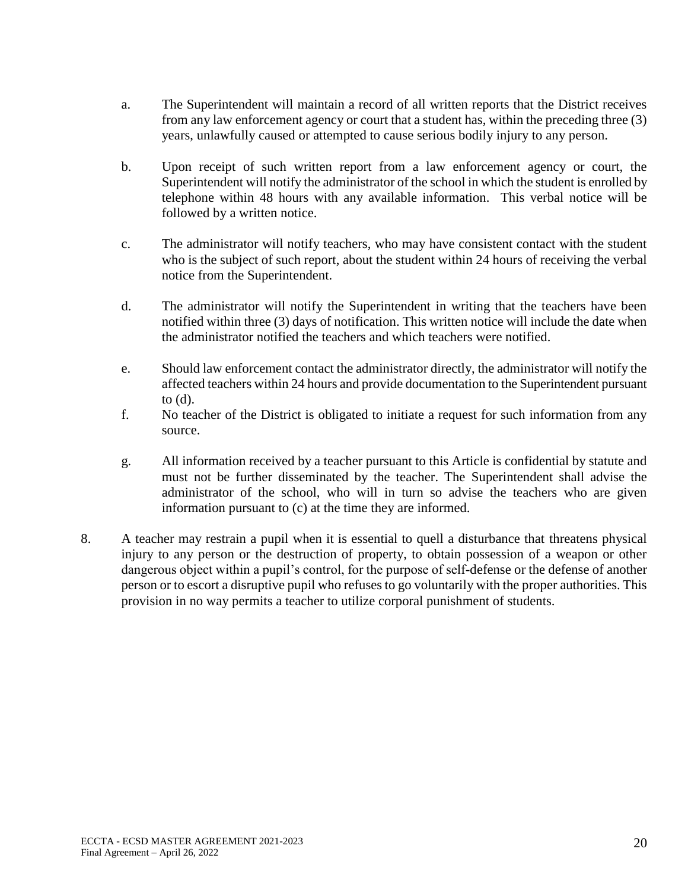a. The Superintendent will maintain a record of all written reports that the District receives from any law enforcement agency or court that a student has, within the preceding three (3) years, unlawfully caused or attempted to cause serious bodily injury to any person.

b. Upon receipt of such written report from a law enforcement agency or court, the Superintendent will notify the administrator of the school in which the student is enrolled by telephone within 48 hours with any available information. This verbal notice will be followed by a written notice.

c. The administrator will notify teachers, who may have consistent contact with the student who is the subject of such report, about the student within 24 hours of receiving the verbal notice from the Superintendent.

d. The administrator will notify the Superintendent in writing that the teachers have been notified within three (3) days of notification. This written notice will include the date when the administrator notified the teachers and which teachers were notified.

e. Should law enforcement contact the administrator directly, the administrator will notify the affected teachers within 24 hours and provide documentation to the Superintendent pursuant to (d).

f. No teacher of the District is obligated to initiate a request for such information from any source.

g. All information received by a teacher pursuant to this Article is confidential by statute and must not be further disseminated by the teacher. The Superintendent shall advise the administrator of the school, who will in turn so advise the teachers who are given information pursuant to (c) at the time they are informed.

8. A teacher may restrain a pupil when it is essential to quell a disturbance that threatens physical injury to any person or the destruction of property, to obtain possession of a weapon or other dangerous object within a pupil's control, for the purpose of self-defense or the defense of another person or to escort a disruptive pupil who refuses to go voluntarily with the proper authorities. This provision in no way permits a teacher to utilize corporal punishment of students.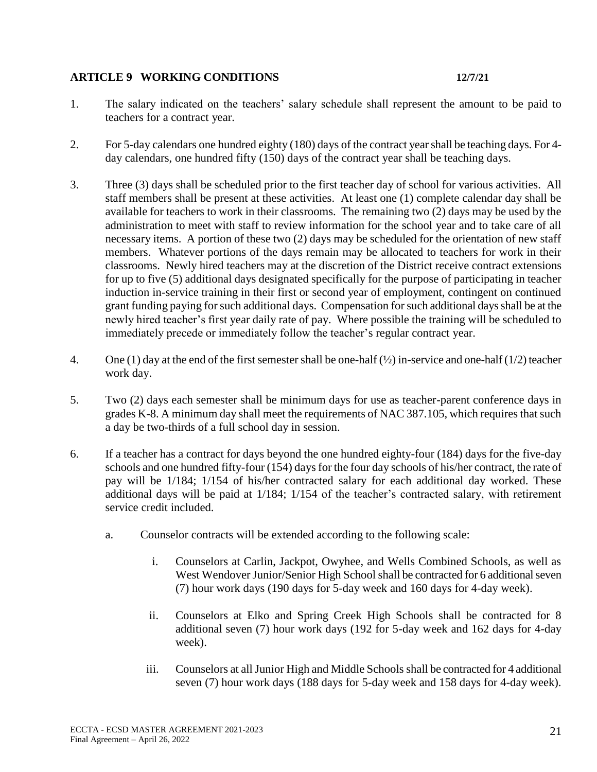## ARTICLE 9 WORKING CONDITIONS 12/7/21

1. The salary indicated on the teachers' salary schedule shall represent the amount to be paid to teachers for a contract year.

2. For 5-day calendars one hundred eighty (180) days of the contract year shall be teaching days. For 4-day calendars, one hundred fifty (150) days of the contract year shall be teaching days.

3. Three (3) days shall be scheduled prior to the first teacher day of school for various activities. All staff members shall be present at these activities. At least one (1) complete calendar day shall be available for teachers to work in their classrooms. The remaining two (2) days may be used by the administration to meet with staff to review information for the school year and to take care of all necessary items. A portion of these two (2) days may be scheduled for the orientation of new staff members. Whatever portions of the days remain may be allocated to teachers for work in their classrooms. Newly hired teachers may at the discretion of the District receive contract extensions for up to five (5) additional days designated specifically for the purpose of participating in teacher induction in-service training in their first or second year of employment, contingent on continued grant funding paying for such additional days. Compensation for such additional days shall be at the newly hired teacher's first year daily rate of pay. Where possible the training will be scheduled to immediately precede or immediately follow the teacher's regular contract year.

4. One (1) day at the end of the first semester shall be one-half (½) in-service and one-half (1/2) teacher work day.

5. Two (2) days each semester shall be minimum days for use as teacher-parent conference days in grades K-8. A minimum day shall meet the requirements of NAC 387.105, which requires that such a day be two-thirds of a full school day in session.

6. If a teacher has a contract for days beyond the one hundred eighty-four (184) days for the five-day schools and one hundred fifty-four (154) days for the four day schools of his/her contract, the rate of pay will be 1/184; 1/154 of his/her contracted salary for each additional day worked. These additional days will be paid at 1/184; 1/154 of the teacher's contracted salary, with retirement service credit included.

   a. Counselor contracts will be extended according to the following scale:

      i. Counselors at Carlin, Jackpot, Owyhee, and Wells Combined Schools, as well as West Wendover Junior/Senior High School shall be contracted for 6 additional seven (7) hour work days (190 days for 5-day week and 160 days for 4-day week).

      ii. Counselors at Elko and Spring Creek High Schools shall be contracted for 8 additional seven (7) hour work days (192 for 5-day week and 162 days for 4-day week).

      iii. Counselors at all Junior High and Middle Schools shall be contracted for 4 additional seven (7) hour work days (188 days for 5-day week and 158 days for 4-day week).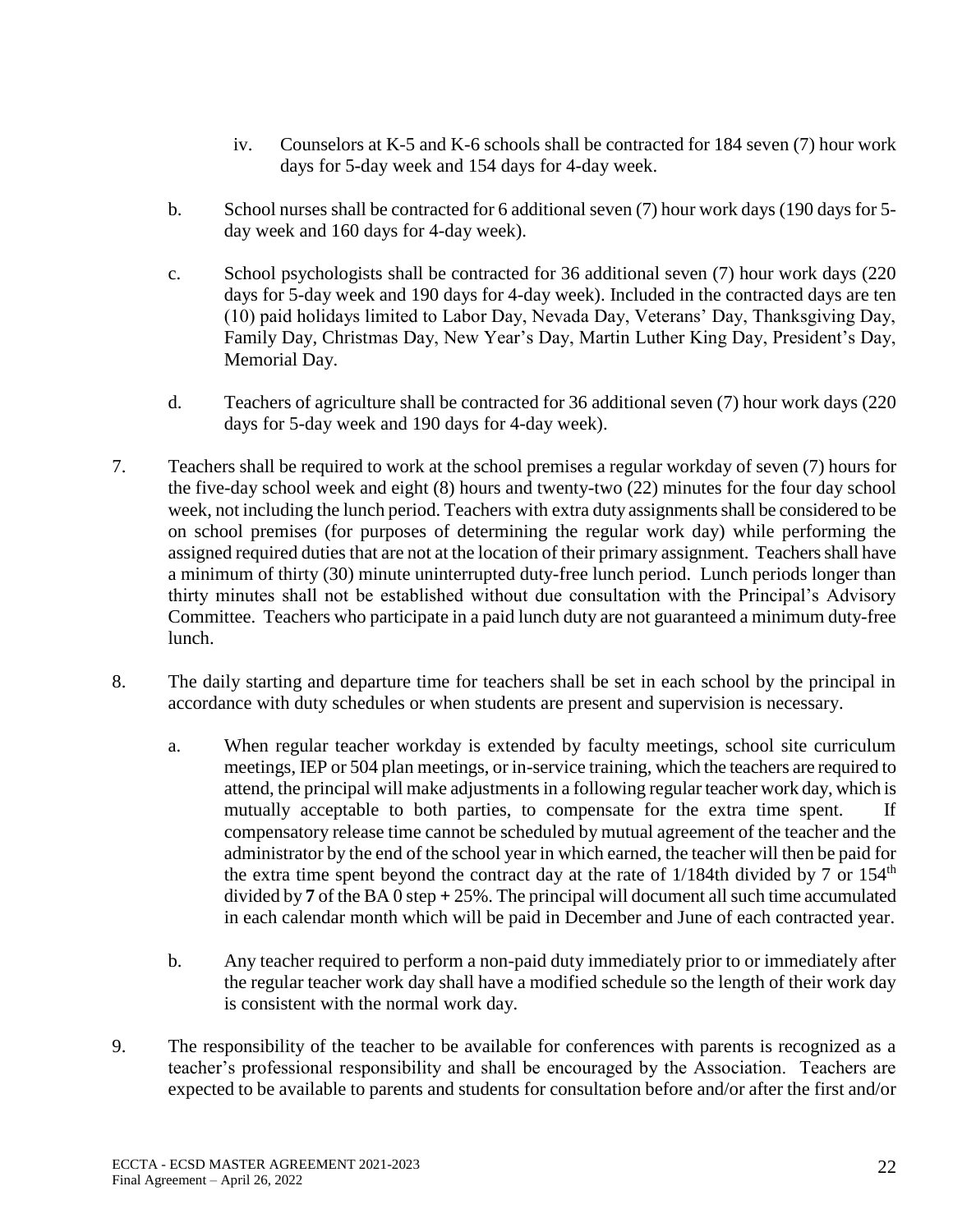iv. Counselors at K-5 and K-6 schools shall be contracted for 184 seven (7) hour work days for 5-day week and 154 days for 4-day week.

b. School nurses shall be contracted for 6 additional seven (7) hour work days (190 days for 5-day week and 160 days for 4-day week).

c. School psychologists shall be contracted for 36 additional seven (7) hour work days (220 days for 5-day week and 190 days for 4-day week). Included in the contracted days are ten (10) paid holidays limited to Labor Day, Nevada Day, Veterans' Day, Thanksgiving Day, Family Day, Christmas Day, New Year's Day, Martin Luther King Day, President's Day, Memorial Day.

d. Teachers of agriculture shall be contracted for 36 additional seven (7) hour work days (220 days for 5-day week and 190 days for 4-day week).

7. Teachers shall be required to work at the school premises a regular workday of seven (7) hours for the five-day school week and eight (8) hours and twenty-two (22) minutes for the four day school week, not including the lunch period. Teachers with extra duty assignments shall be considered to be on school premises (for purposes of determining the regular work day) while performing the assigned required duties that are not at the location of their primary assignment. Teachers shall have a minimum of thirty (30) minute uninterrupted duty-free lunch period. Lunch periods longer than thirty minutes shall not be established without due consultation with the Principal's Advisory Committee. Teachers who participate in a paid lunch duty are not guaranteed a minimum duty-free lunch.

8. The daily starting and departure time for teachers shall be set in each school by the principal in accordance with duty schedules or when students are present and supervision is necessary.

a. When regular teacher workday is extended by faculty meetings, school site curriculum meetings, IEP or 504 plan meetings, or in-service training, which the teachers are required to attend, the principal will make adjustments in a following regular teacher work day, which is mutually acceptable to both parties, to compensate for the extra time spent. If compensatory release time cannot be scheduled by mutual agreement of the teacher and the administrator by the end of the school year in which earned, the teacher will then be paid for the extra time spent beyond the contract day at the rate of 1/184th divided by 7 or 154th divided by **7** of the BA 0 step **+** 25%. The principal will document all such time accumulated in each calendar month which will be paid in December and June of each contracted year.

b. Any teacher required to perform a non-paid duty immediately prior to or immediately after the regular teacher work day shall have a modified schedule so the length of their work day is consistent with the normal work day.

9. The responsibility of the teacher to be available for conferences with parents is recognized as a teacher's professional responsibility and shall be encouraged by the Association. Teachers are expected to be available to parents and students for consultation before and/or after the first and/or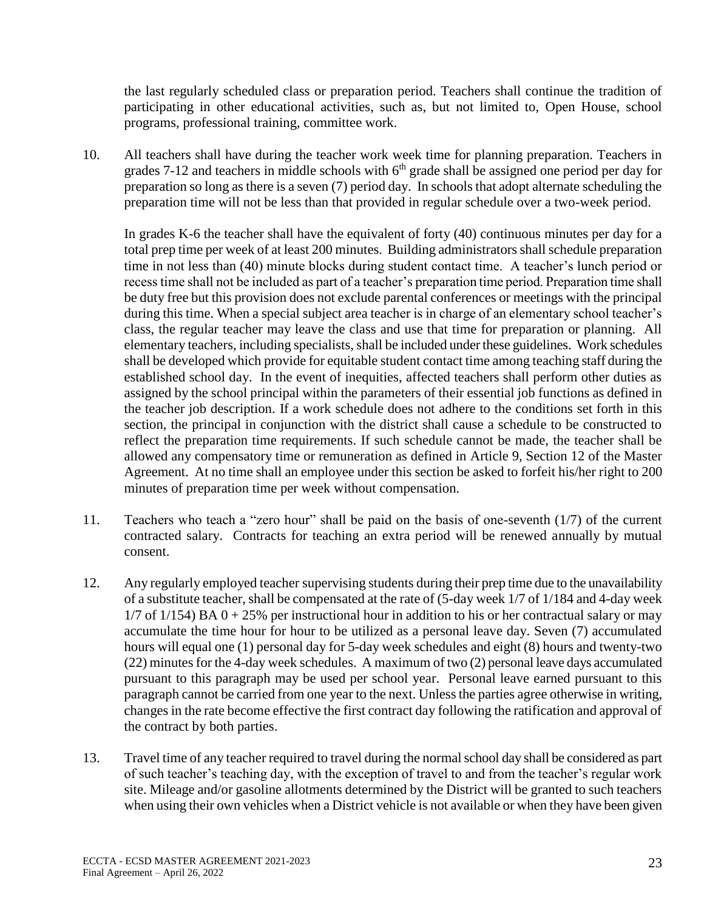the last regularly scheduled class or preparation period. Teachers shall continue the tradition of participating in other educational activities, such as, but not limited to, Open House, school programs, professional training, committee work.

10. All teachers shall have during the teacher work week time for planning preparation. Teachers in grades 7-12 and teachers in middle schools with 6th grade shall be assigned one period per day for preparation so long as there is a seven (7) period day. In schools that adopt alternate scheduling the preparation time will not be less than that provided in regular schedule over a two-week period.

    In grades K-6 the teacher shall have the equivalent of forty (40) continuous minutes per day for a total prep time per week of at least 200 minutes. Building administrators shall schedule preparation time in not less than (40) minute blocks during student contact time. A teacher's lunch period or recess time shall not be included as part of a teacher's preparation time period. Preparation time shall be duty free but this provision does not exclude parental conferences or meetings with the principal during this time. When a special subject area teacher is in charge of an elementary school teacher's class, the regular teacher may leave the class and use that time for preparation or planning. All elementary teachers, including specialists, shall be included under these guidelines. Work schedules shall be developed which provide for equitable student contact time among teaching staff during the established school day. In the event of inequities, affected teachers shall perform other duties as assigned by the school principal within the parameters of their essential job functions as defined in the teacher job description. If a work schedule does not adhere to the conditions set forth in this section, the principal in conjunction with the district shall cause a schedule to be constructed to reflect the preparation time requirements. If such schedule cannot be made, the teacher shall be allowed any compensatory time or remuneration as defined in Article 9, Section 12 of the Master Agreement. At no time shall an employee under this section be asked to forfeit his/her right to 200 minutes of preparation time per week without compensation.

11. Teachers who teach a "zero hour" shall be paid on the basis of one-seventh (1/7) of the current contracted salary. Contracts for teaching an extra period will be renewed annually by mutual consent.

12. Any regularly employed teacher supervising students during their prep time due to the unavailability of a substitute teacher, shall be compensated at the rate of (5-day week 1/7 of 1/184 and 4-day week 1/7 of 1/154) BA 0 + 25% per instructional hour in addition to his or her contractual salary or may accumulate the time hour for hour to be utilized as a personal leave day. Seven (7) accumulated hours will equal one (1) personal day for 5-day week schedules and eight (8) hours and twenty-two (22) minutes for the 4-day week schedules. A maximum of two (2) personal leave days accumulated pursuant to this paragraph may be used per school year. Personal leave earned pursuant to this paragraph cannot be carried from one year to the next. Unless the parties agree otherwise in writing, changes in the rate become effective the first contract day following the ratification and approval of the contract by both parties.

13. Travel time of any teacher required to travel during the normal school day shall be considered as part of such teacher's teaching day, with the exception of travel to and from the teacher's regular work site. Mileage and/or gasoline allotments determined by the District will be granted to such teachers when using their own vehicles when a District vehicle is not available or when they have been given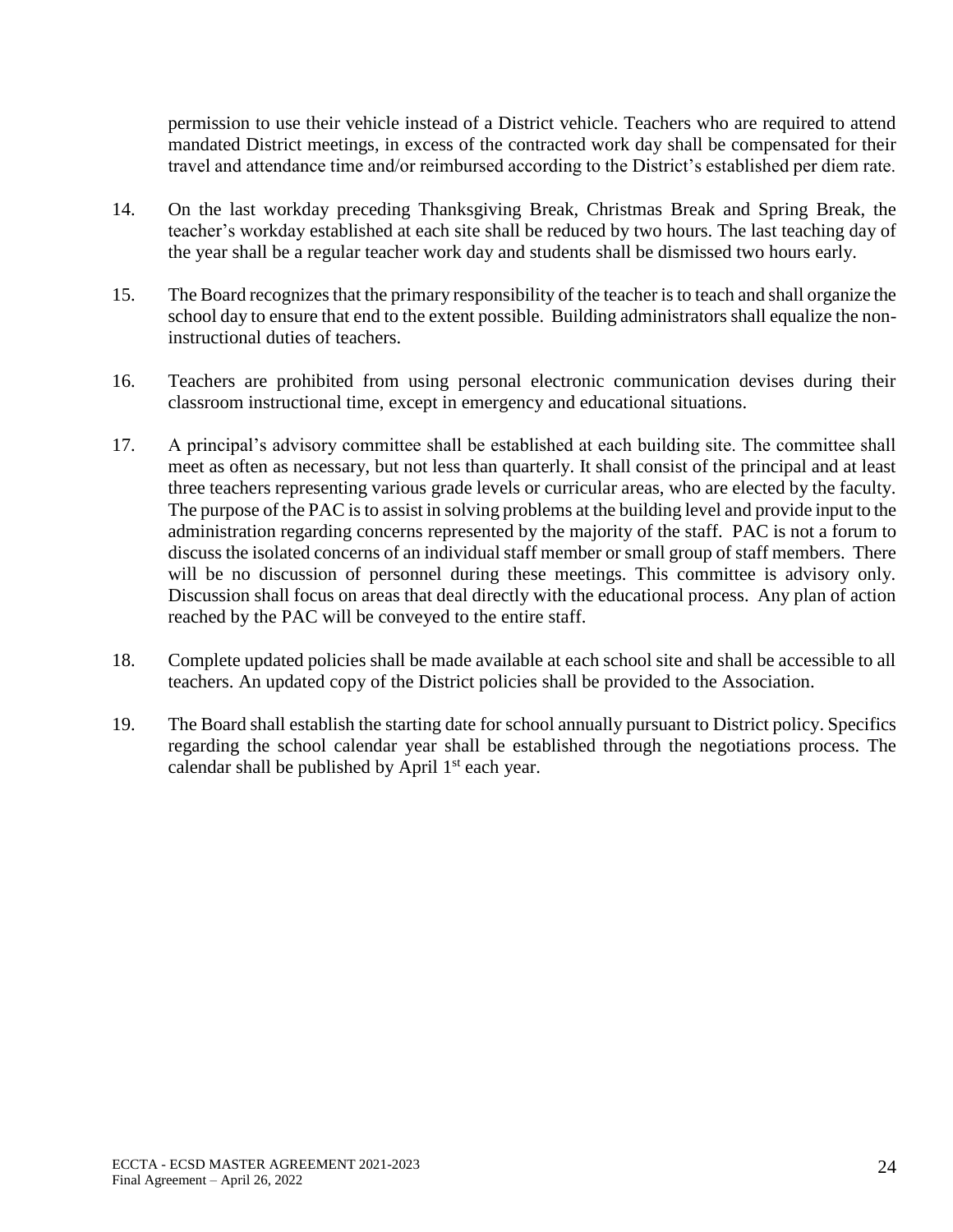permission to use their vehicle instead of a District vehicle. Teachers who are required to attend mandated District meetings, in excess of the contracted work day shall be compensated for their travel and attendance time and/or reimbursed according to the District's established per diem rate.

14. On the last workday preceding Thanksgiving Break, Christmas Break and Spring Break, the teacher's workday established at each site shall be reduced by two hours. The last teaching day of the year shall be a regular teacher work day and students shall be dismissed two hours early.

15. The Board recognizes that the primary responsibility of the teacher is to teach and shall organize the school day to ensure that end to the extent possible. Building administrators shall equalize the non-instructional duties of teachers.

16. Teachers are prohibited from using personal electronic communication devises during their classroom instructional time, except in emergency and educational situations.

17. A principal's advisory committee shall be established at each building site. The committee shall meet as often as necessary, but not less than quarterly. It shall consist of the principal and at least three teachers representing various grade levels or curricular areas, who are elected by the faculty. The purpose of the PAC is to assist in solving problems at the building level and provide input to the administration regarding concerns represented by the majority of the staff. PAC is not a forum to discuss the isolated concerns of an individual staff member or small group of staff members. There will be no discussion of personnel during these meetings. This committee is advisory only. Discussion shall focus on areas that deal directly with the educational process. Any plan of action reached by the PAC will be conveyed to the entire staff.

18. Complete updated policies shall be made available at each school site and shall be accessible to all teachers. An updated copy of the District policies shall be provided to the Association.

19. The Board shall establish the starting date for school annually pursuant to District policy. Specifics regarding the school calendar year shall be established through the negotiations process. The calendar shall be published by April 1st each year.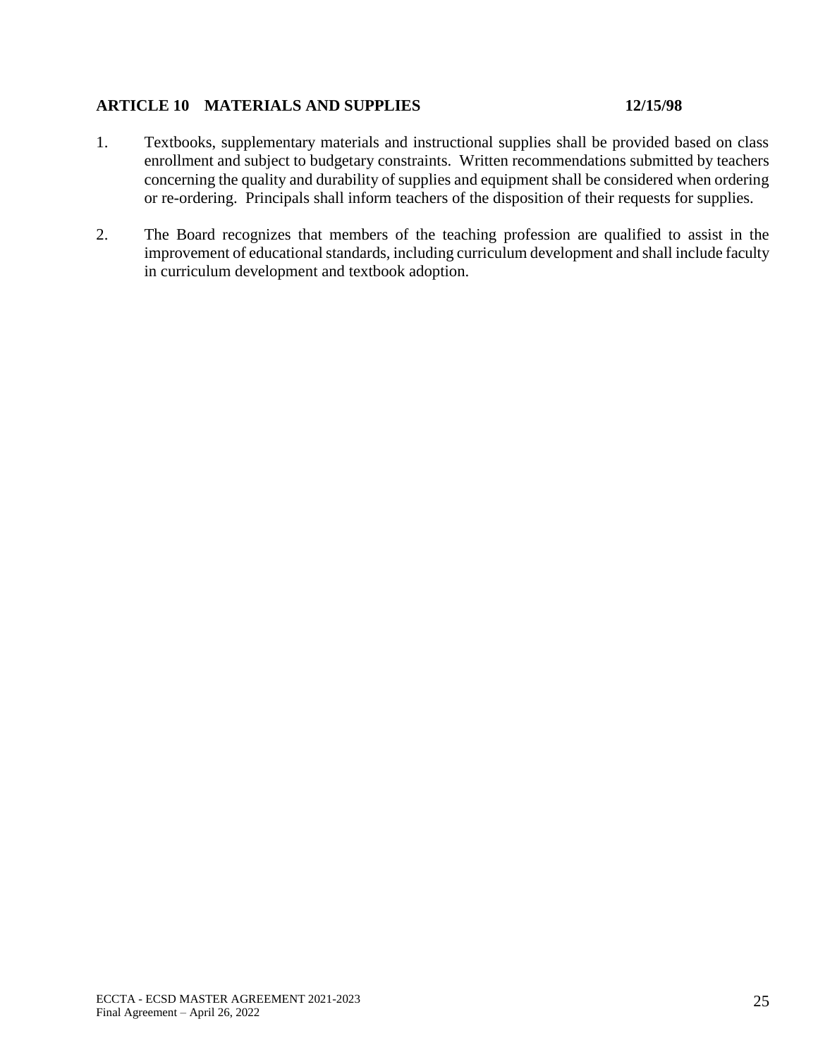## ARTICLE 10 MATERIALS AND SUPPLIES 12/15/98

1. Textbooks, supplementary materials and instructional supplies shall be provided based on class enrollment and subject to budgetary constraints. Written recommendations submitted by teachers concerning the quality and durability of supplies and equipment shall be considered when ordering or re-ordering. Principals shall inform teachers of the disposition of their requests for supplies.

2. The Board recognizes that members of the teaching profession are qualified to assist in the improvement of educational standards, including curriculum development and shall include faculty in curriculum development and textbook adoption.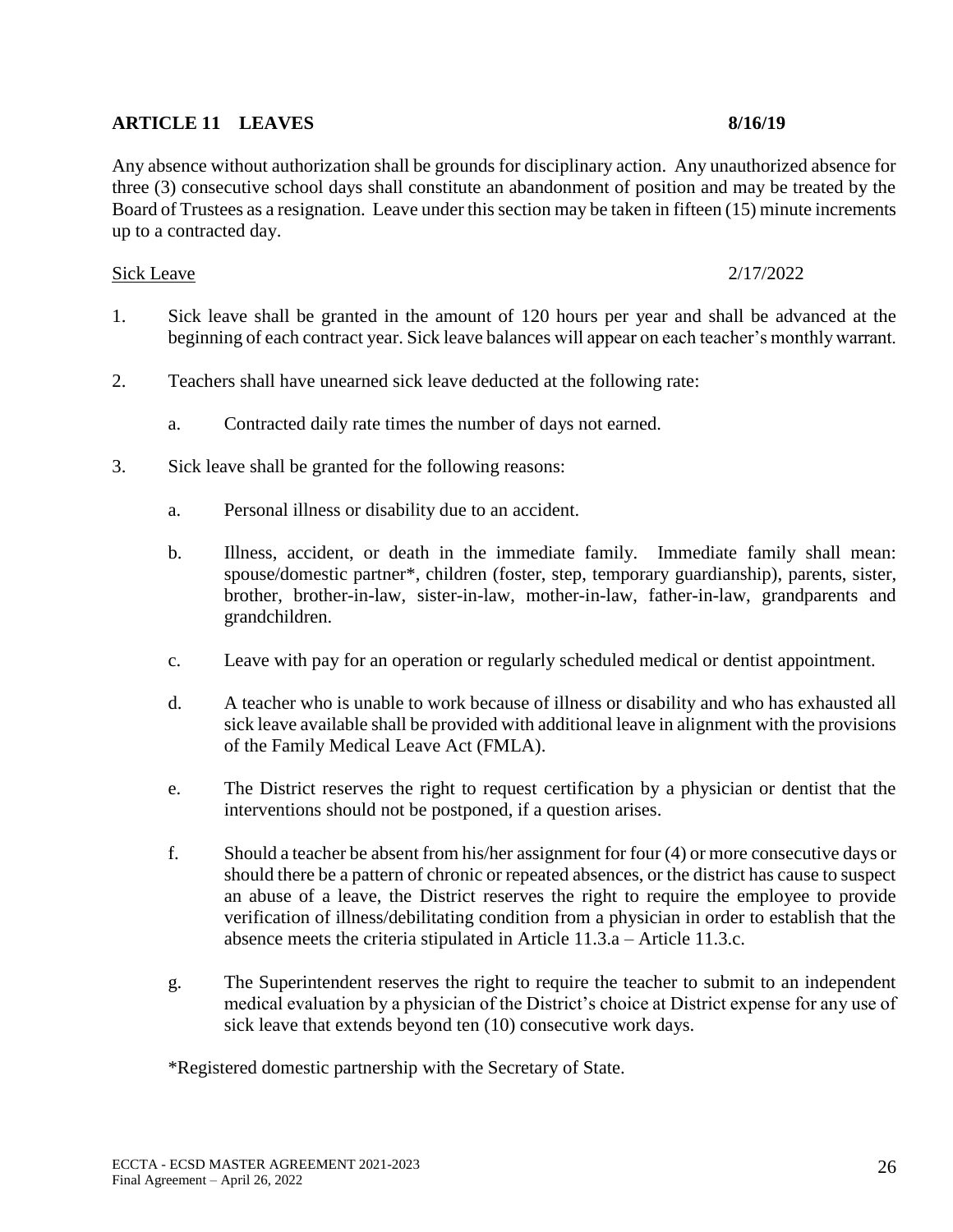## ARTICLE 11 LEAVES 8/16/19

Any absence without authorization shall be grounds for disciplinary action. Any unauthorized absence for three (3) consecutive school days shall constitute an abandonment of position and may be treated by the Board of Trustees as a resignation. Leave under this section may be taken in fifteen (15) minute increments up to a contracted day.

Sick Leave 2/17/2022

1. Sick leave shall be granted in the amount of 120 hours per year and shall be advanced at the beginning of each contract year. Sick leave balances will appear on each teacher's monthly warrant.

2. Teachers shall have unearned sick leave deducted at the following rate:

   a. Contracted daily rate times the number of days not earned.

3. Sick leave shall be granted for the following reasons:

   a. Personal illness or disability due to an accident.

   b. Illness, accident, or death in the immediate family. Immediate family shall mean: spouse/domestic partner*, children (foster, step, temporary guardianship), parents, sister, brother, brother-in-law, sister-in-law, mother-in-law, father-in-law, grandparents and grandchildren.

   c. Leave with pay for an operation or regularly scheduled medical or dentist appointment.

   d. A teacher who is unable to work because of illness or disability and who has exhausted all sick leave available shall be provided with additional leave in alignment with the provisions of the Family Medical Leave Act (FMLA).

   e. The District reserves the right to request certification by a physician or dentist that the interventions should not be postponed, if a question arises.

   f. Should a teacher be absent from his/her assignment for four (4) or more consecutive days or should there be a pattern of chronic or repeated absences, or the district has cause to suspect an abuse of a leave, the District reserves the right to require the employee to provide verification of illness/debilitating condition from a physician in order to establish that the absence meets the criteria stipulated in Article 11.3.a – Article 11.3.c.

   g. The Superintendent reserves the right to require the teacher to submit to an independent medical evaluation by a physician of the District's choice at District expense for any use of sick leave that extends beyond ten (10) consecutive work days.

*Registered domestic partnership with the Secretary of State.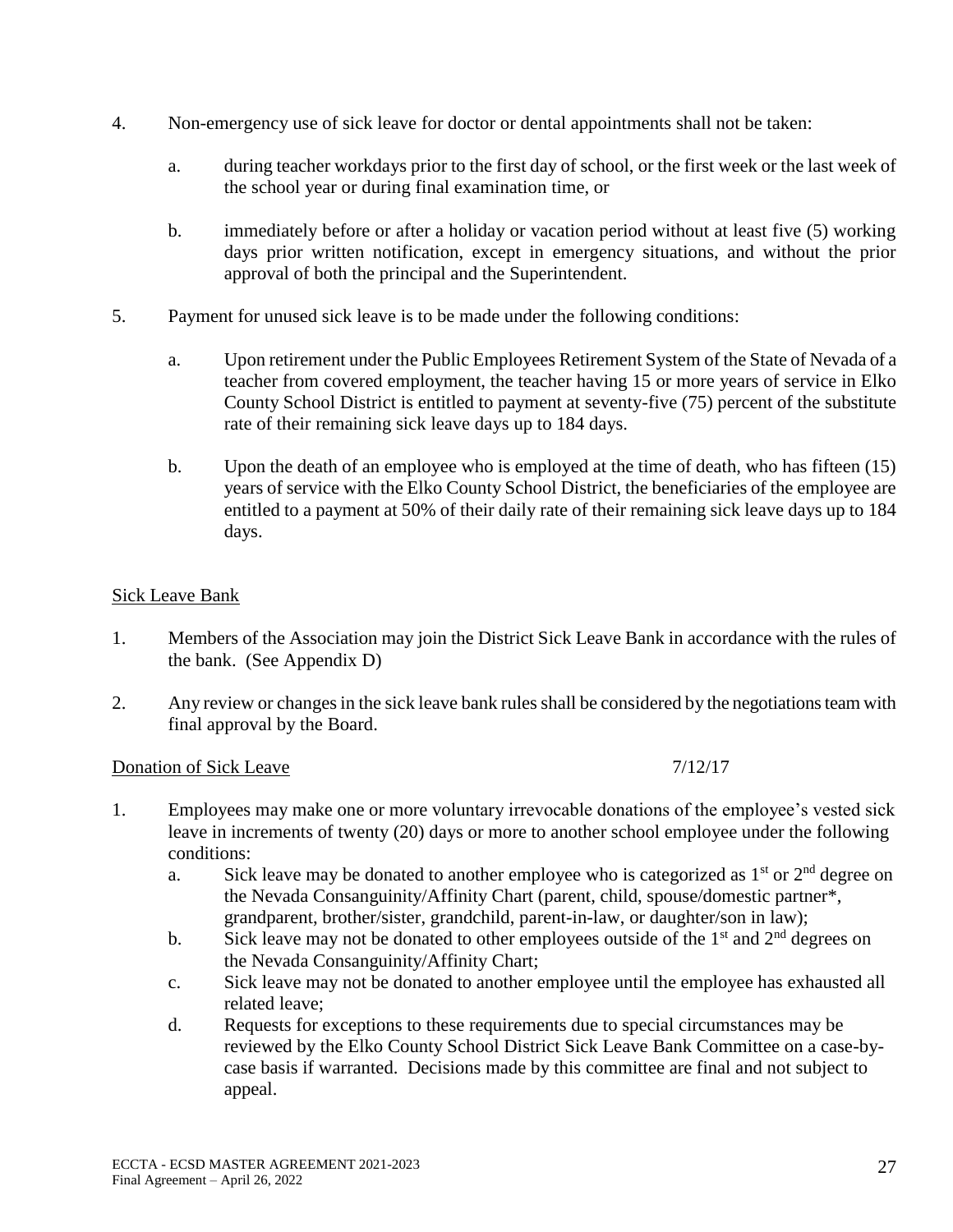4. Non-emergency use of sick leave for doctor or dental appointments shall not be taken:

   a. during teacher workdays prior to the first day of school, or the first week or the last week of the school year or during final examination time, or

   b. immediately before or after a holiday or vacation period without at least five (5) working days prior written notification, except in emergency situations, and without the prior approval of both the principal and the Superintendent.

5. Payment for unused sick leave is to be made under the following conditions:

   a. Upon retirement under the Public Employees Retirement System of the State of Nevada of a teacher from covered employment, the teacher having 15 or more years of service in Elko County School District is entitled to payment at seventy-five (75) percent of the substitute rate of their remaining sick leave days up to 184 days.

   b. Upon the death of an employee who is employed at the time of death, who has fifteen (15) years of service with the Elko County School District, the beneficiaries of the employee are entitled to a payment at 50% of their daily rate of their remaining sick leave days up to 184 days.

Sick Leave Bank

1. Members of the Association may join the District Sick Leave Bank in accordance with the rules of the bank. (See Appendix D)

2. Any review or changes in the sick leave bank rules shall be considered by the negotiations team with final approval by the Board.

Donation of Sick Leave 7/12/17

1. Employees may make one or more voluntary irrevocable donations of the employee's vested sick leave in increments of twenty (20) days or more to another school employee under the following conditions:
   a. Sick leave may be donated to another employee who is categorized as 1st or 2nd degree on the Nevada Consanguinity/Affinity Chart (parent, child, spouse/domestic partner*, grandparent, brother/sister, grandchild, parent-in-law, or daughter/son in law);
   b. Sick leave may not be donated to other employees outside of the 1st and 2nd degrees on the Nevada Consanguinity/Affinity Chart;
   c. Sick leave may not be donated to another employee until the employee has exhausted all related leave;
   d. Requests for exceptions to these requirements due to special circumstances may be reviewed by the Elko County School District Sick Leave Bank Committee on a case-by-case basis if warranted. Decisions made by this committee are final and not subject to appeal.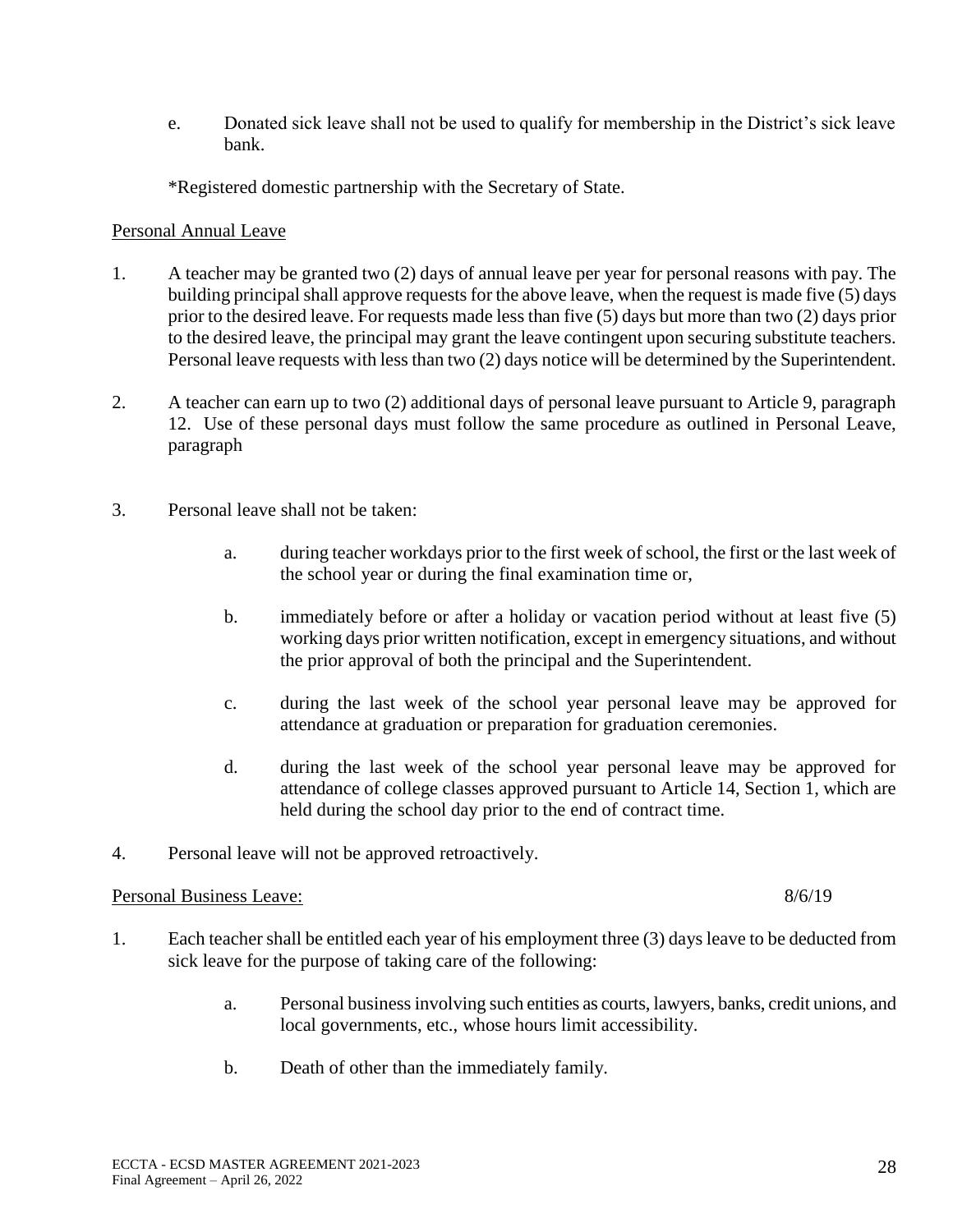e. Donated sick leave shall not be used to qualify for membership in the District's sick leave bank.

*Registered domestic partnership with the Secretary of State.

<u>Personal Annual Leave</u>

1. A teacher may be granted two (2) days of annual leave per year for personal reasons with pay. The building principal shall approve requests for the above leave, when the request is made five (5) days prior to the desired leave. For requests made less than five (5) days but more than two (2) days prior to the desired leave, the principal may grant the leave contingent upon securing substitute teachers. Personal leave requests with less than two (2) days notice will be determined by the Superintendent.

2. A teacher can earn up to two (2) additional days of personal leave pursuant to Article 9, paragraph 12. Use of these personal days must follow the same procedure as outlined in Personal Leave, paragraph

3. Personal leave shall not be taken:

   a. during teacher workdays prior to the first week of school, the first or the last week of the school year or during the final examination time or,

   b. immediately before or after a holiday or vacation period without at least five (5) working days prior written notification, except in emergency situations, and without the prior approval of both the principal and the Superintendent.

   c. during the last week of the school year personal leave may be approved for attendance at graduation or preparation for graduation ceremonies.

   d. during the last week of the school year personal leave may be approved for attendance of college classes approved pursuant to Article 14, Section 1, which are held during the school day prior to the end of contract time.

4. Personal leave will not be approved retroactively.

<u>Personal Business Leave:</u> 8/6/19

1. Each teacher shall be entitled each year of his employment three (3) days leave to be deducted from sick leave for the purpose of taking care of the following:

   a. Personal business involving such entities as courts, lawyers, banks, credit unions, and local governments, etc., whose hours limit accessibility.

   b. Death of other than the immediately family.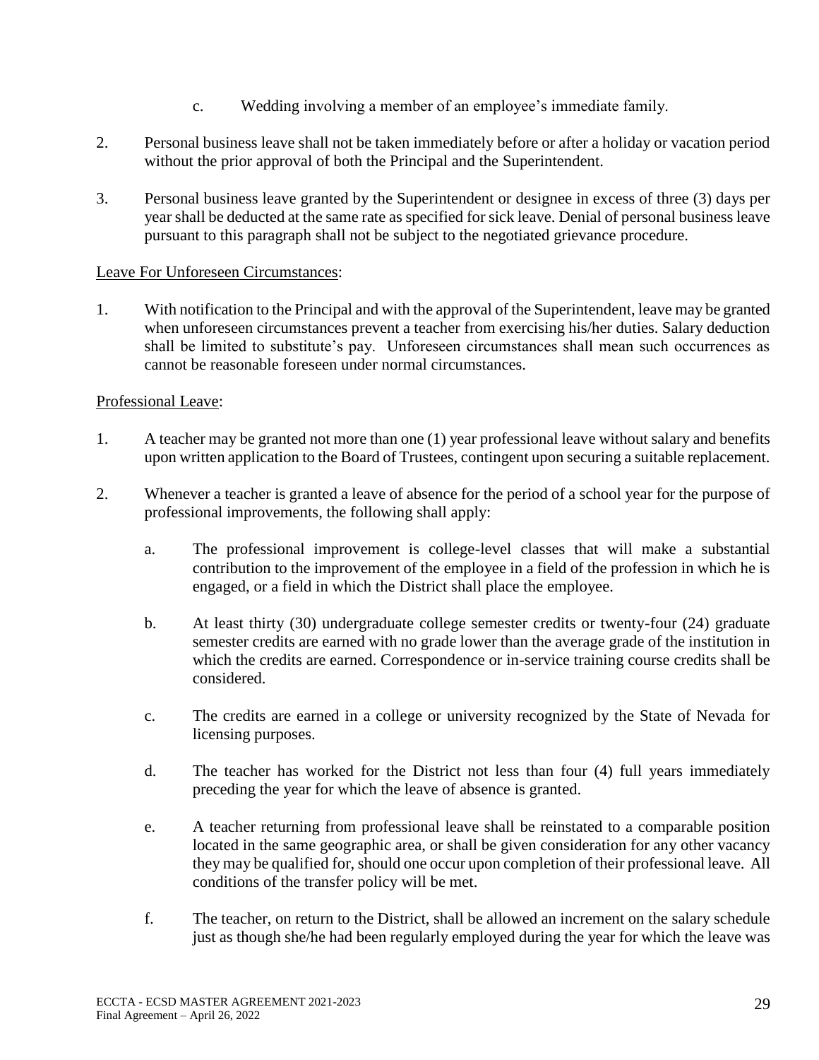c. Wedding involving a member of an employee's immediate family.

2. Personal business leave shall not be taken immediately before or after a holiday or vacation period without the prior approval of both the Principal and the Superintendent.

3. Personal business leave granted by the Superintendent or designee in excess of three (3) days per year shall be deducted at the same rate as specified for sick leave. Denial of personal business leave pursuant to this paragraph shall not be subject to the negotiated grievance procedure.

<u>Leave For Unforeseen Circumstances</u>:

1. With notification to the Principal and with the approval of the Superintendent, leave may be granted when unforeseen circumstances prevent a teacher from exercising his/her duties. Salary deduction shall be limited to substitute's pay. Unforeseen circumstances shall mean such occurrences as cannot be reasonable foreseen under normal circumstances.

<u>Professional Leave</u>:

1. A teacher may be granted not more than one (1) year professional leave without salary and benefits upon written application to the Board of Trustees, contingent upon securing a suitable replacement.

2. Whenever a teacher is granted a leave of absence for the period of a school year for the purpose of professional improvements, the following shall apply:

   a. The professional improvement is college-level classes that will make a substantial contribution to the improvement of the employee in a field of the profession in which he is engaged, or a field in which the District shall place the employee.

   b. At least thirty (30) undergraduate college semester credits or twenty-four (24) graduate semester credits are earned with no grade lower than the average grade of the institution in which the credits are earned. Correspondence or in-service training course credits shall be considered.

   c. The credits are earned in a college or university recognized by the State of Nevada for licensing purposes.

   d. The teacher has worked for the District not less than four (4) full years immediately preceding the year for which the leave of absence is granted.

   e. A teacher returning from professional leave shall be reinstated to a comparable position located in the same geographic area, or shall be given consideration for any other vacancy they may be qualified for, should one occur upon completion of their professional leave. All conditions of the transfer policy will be met.

   f. The teacher, on return to the District, shall be allowed an increment on the salary schedule just as though she/he had been regularly employed during the year for which the leave was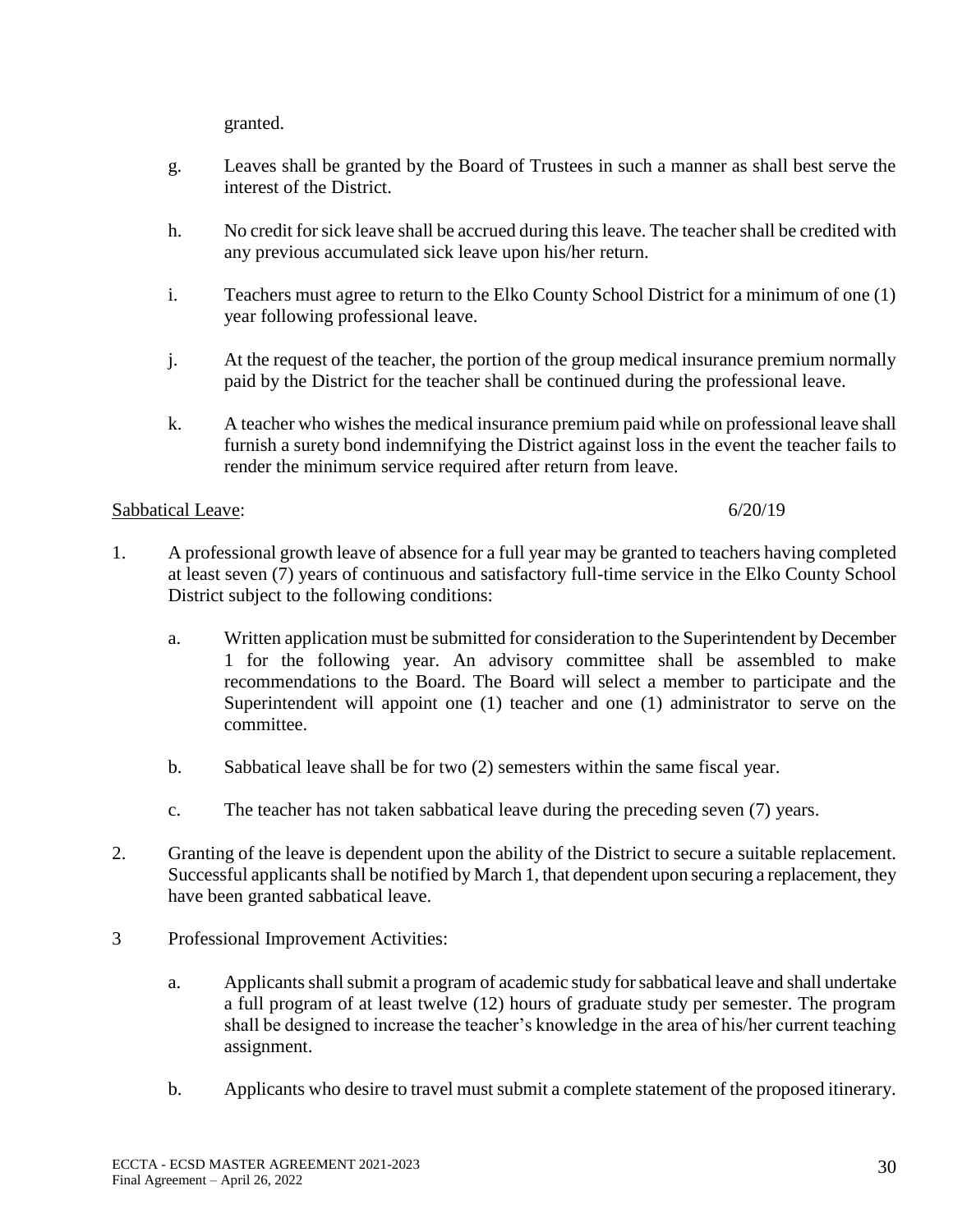granted.

g. Leaves shall be granted by the Board of Trustees in such a manner as shall best serve the interest of the District.

h. No credit for sick leave shall be accrued during this leave. The teacher shall be credited with any previous accumulated sick leave upon his/her return.

i. Teachers must agree to return to the Elko County School District for a minimum of one (1) year following professional leave.

j. At the request of the teacher, the portion of the group medical insurance premium normally paid by the District for the teacher shall be continued during the professional leave.

k. A teacher who wishes the medical insurance premium paid while on professional leave shall furnish a surety bond indemnifying the District against loss in the event the teacher fails to render the minimum service required after return from leave.

Sabbatical Leave: 6/20/19

1. A professional growth leave of absence for a full year may be granted to teachers having completed at least seven (7) years of continuous and satisfactory full-time service in the Elko County School District subject to the following conditions:

   a. Written application must be submitted for consideration to the Superintendent by December 1 for the following year. An advisory committee shall be assembled to make recommendations to the Board. The Board will select a member to participate and the Superintendent will appoint one (1) teacher and one (1) administrator to serve on the committee.

   b. Sabbatical leave shall be for two (2) semesters within the same fiscal year.

   c. The teacher has not taken sabbatical leave during the preceding seven (7) years.

2. Granting of the leave is dependent upon the ability of the District to secure a suitable replacement. Successful applicants shall be notified by March 1, that dependent upon securing a replacement, they have been granted sabbatical leave.

3 Professional Improvement Activities:

   a. Applicants shall submit a program of academic study for sabbatical leave and shall undertake a full program of at least twelve (12) hours of graduate study per semester. The program shall be designed to increase the teacher's knowledge in the area of his/her current teaching assignment.

   b. Applicants who desire to travel must submit a complete statement of the proposed itinerary.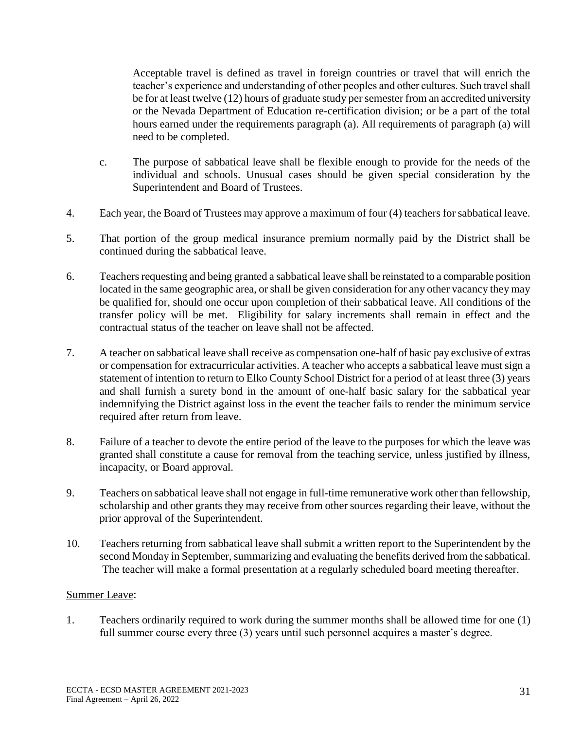Acceptable travel is defined as travel in foreign countries or travel that will enrich the teacher's experience and understanding of other peoples and other cultures. Such travel shall be for at least twelve (12) hours of graduate study per semester from an accredited university or the Nevada Department of Education re-certification division; or be a part of the total hours earned under the requirements paragraph (a). All requirements of paragraph (a) will need to be completed.

c. The purpose of sabbatical leave shall be flexible enough to provide for the needs of the individual and schools. Unusual cases should be given special consideration by the Superintendent and Board of Trustees.

4. Each year, the Board of Trustees may approve a maximum of four (4) teachers for sabbatical leave.

5. That portion of the group medical insurance premium normally paid by the District shall be continued during the sabbatical leave.

6. Teachers requesting and being granted a sabbatical leave shall be reinstated to a comparable position located in the same geographic area, or shall be given consideration for any other vacancy they may be qualified for, should one occur upon completion of their sabbatical leave. All conditions of the transfer policy will be met. Eligibility for salary increments shall remain in effect and the contractual status of the teacher on leave shall not be affected.

7. A teacher on sabbatical leave shall receive as compensation one-half of basic pay exclusive of extras or compensation for extracurricular activities. A teacher who accepts a sabbatical leave must sign a statement of intention to return to Elko County School District for a period of at least three (3) years and shall furnish a surety bond in the amount of one-half basic salary for the sabbatical year indemnifying the District against loss in the event the teacher fails to render the minimum service required after return from leave.

8. Failure of a teacher to devote the entire period of the leave to the purposes for which the leave was granted shall constitute a cause for removal from the teaching service, unless justified by illness, incapacity, or Board approval.

9. Teachers on sabbatical leave shall not engage in full-time remunerative work other than fellowship, scholarship and other grants they may receive from other sources regarding their leave, without the prior approval of the Superintendent.

10. Teachers returning from sabbatical leave shall submit a written report to the Superintendent by the second Monday in September, summarizing and evaluating the benefits derived from the sabbatical. The teacher will make a formal presentation at a regularly scheduled board meeting thereafter.

Summer Leave:

1. Teachers ordinarily required to work during the summer months shall be allowed time for one (1) full summer course every three (3) years until such personnel acquires a master's degree.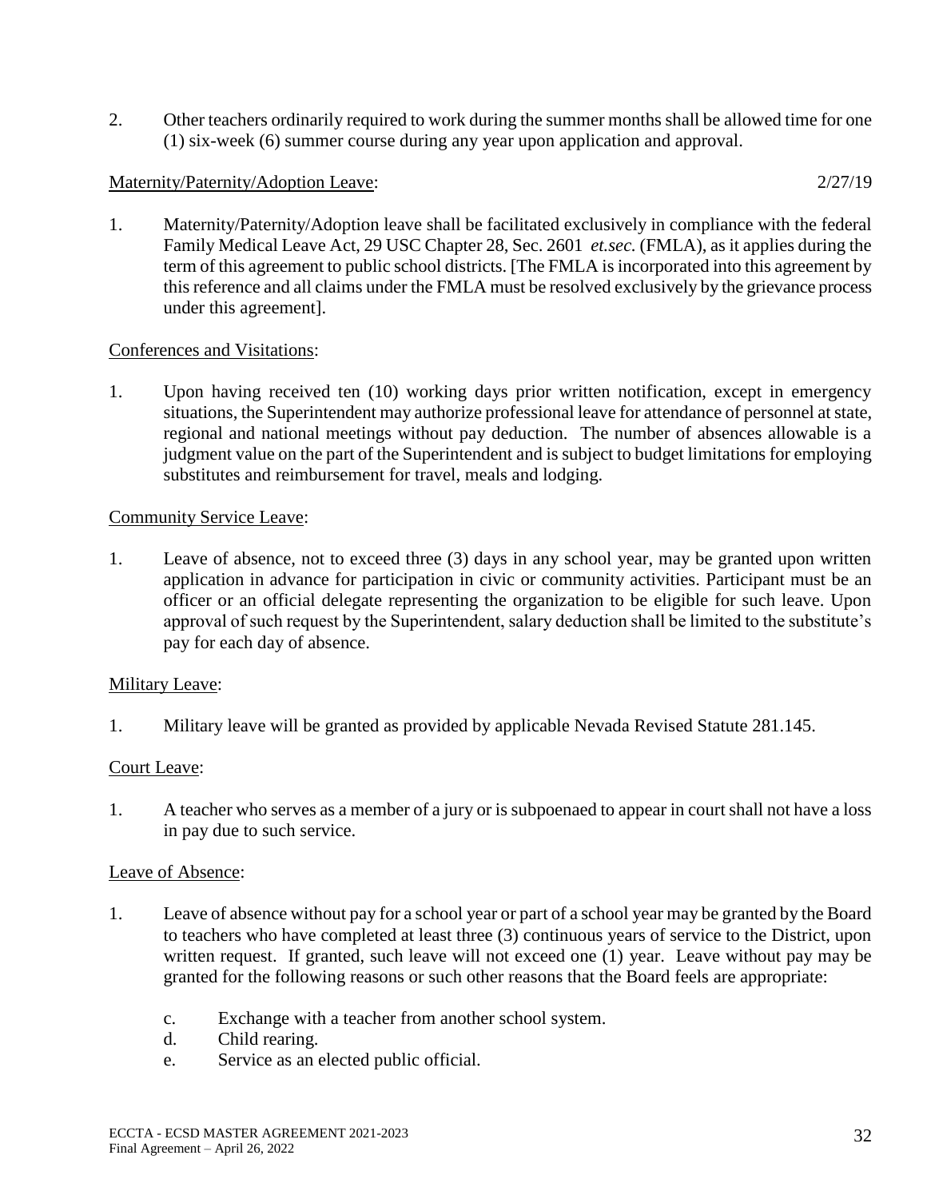2. Other teachers ordinarily required to work during the summer months shall be allowed time for one (1) six-week (6) summer course during any year upon application and approval.

Maternity/Paternity/Adoption Leave: 2/27/19

1. Maternity/Paternity/Adoption leave shall be facilitated exclusively in compliance with the federal Family Medical Leave Act, 29 USC Chapter 28, Sec. 2601 *et.sec.* (FMLA), as it applies during the term of this agreement to public school districts. [The FMLA is incorporated into this agreement by this reference and all claims under the FMLA must be resolved exclusively by the grievance process under this agreement].

Conferences and Visitations:

1. Upon having received ten (10) working days prior written notification, except in emergency situations, the Superintendent may authorize professional leave for attendance of personnel at state, regional and national meetings without pay deduction. The number of absences allowable is a judgment value on the part of the Superintendent and is subject to budget limitations for employing substitutes and reimbursement for travel, meals and lodging.

Community Service Leave:

1. Leave of absence, not to exceed three (3) days in any school year, may be granted upon written application in advance for participation in civic or community activities. Participant must be an officer or an official delegate representing the organization to be eligible for such leave. Upon approval of such request by the Superintendent, salary deduction shall be limited to the substitute's pay for each day of absence.

Military Leave:

1. Military leave will be granted as provided by applicable Nevada Revised Statute 281.145.

Court Leave:

1. A teacher who serves as a member of a jury or is subpoenaed to appear in court shall not have a loss in pay due to such service.

Leave of Absence:

1. Leave of absence without pay for a school year or part of a school year may be granted by the Board to teachers who have completed at least three (3) continuous years of service to the District, upon written request. If granted, such leave will not exceed one (1) year. Leave without pay may be granted for the following reasons or such other reasons that the Board feels are appropriate:

   c. Exchange with a teacher from another school system.
   d. Child rearing.
   e. Service as an elected public official.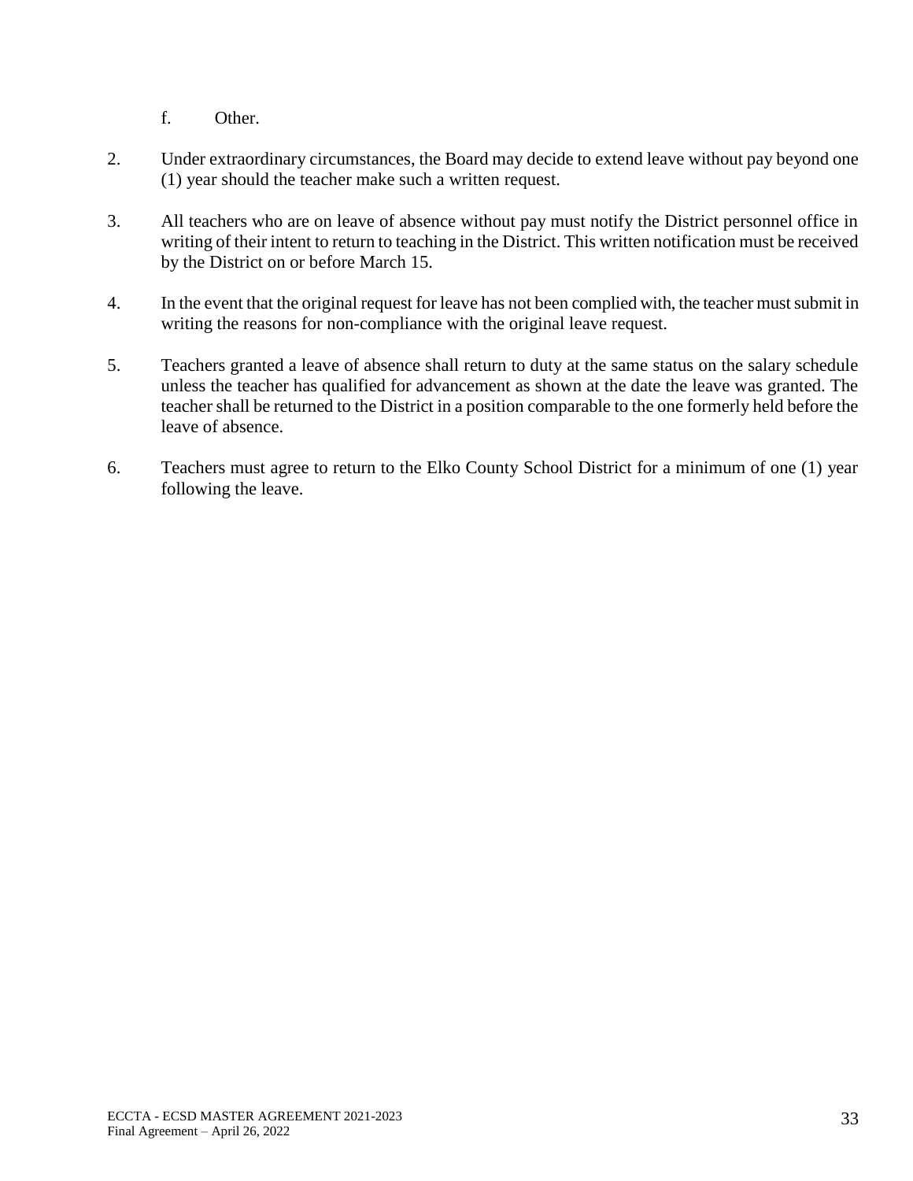f. Other.

2. Under extraordinary circumstances, the Board may decide to extend leave without pay beyond one (1) year should the teacher make such a written request.

3. All teachers who are on leave of absence without pay must notify the District personnel office in writing of their intent to return to teaching in the District. This written notification must be received by the District on or before March 15.

4. In the event that the original request for leave has not been complied with, the teacher must submit in writing the reasons for non-compliance with the original leave request.

5. Teachers granted a leave of absence shall return to duty at the same status on the salary schedule unless the teacher has qualified for advancement as shown at the date the leave was granted. The teacher shall be returned to the District in a position comparable to the one formerly held before the leave of absence.

6. Teachers must agree to return to the Elko County School District for a minimum of one (1) year following the leave.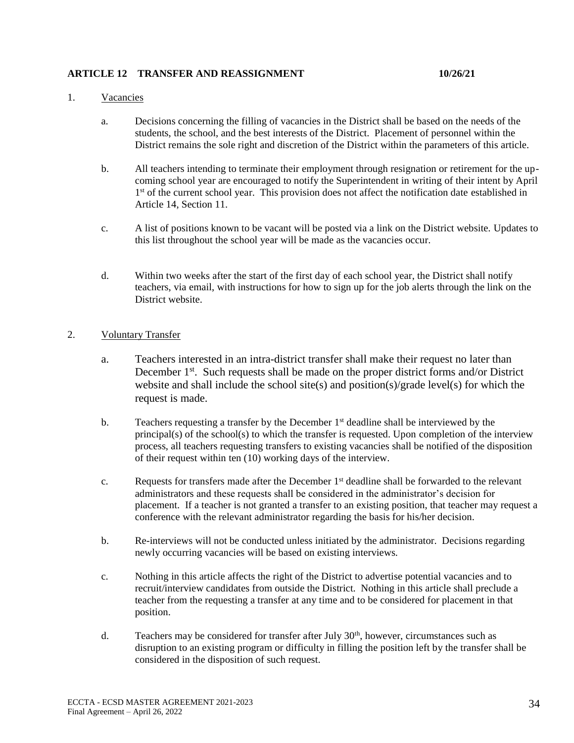**ARTICLE 12 TRANSFER AND REASSIGNMENT 10/26/21**

1. Vacancies

   a. Decisions concerning the filling of vacancies in the District shall be based on the needs of the students, the school, and the best interests of the District. Placement of personnel within the District remains the sole right and discretion of the District within the parameters of this article.

   b. All teachers intending to terminate their employment through resignation or retirement for the up-coming school year are encouraged to notify the Superintendent in writing of their intent by April 1st of the current school year. This provision does not affect the notification date established in Article 14, Section 11.

   c. A list of positions known to be vacant will be posted via a link on the District website. Updates to this list throughout the school year will be made as the vacancies occur.

   d. Within two weeks after the start of the first day of each school year, the District shall notify teachers, via email, with instructions for how to sign up for the job alerts through the link on the District website.

2. Voluntary Transfer

   a. Teachers interested in an intra-district transfer shall make their request no later than December 1st. Such requests shall be made on the proper district forms and/or District website and shall include the school site(s) and position(s)/grade level(s) for which the request is made.

   b. Teachers requesting a transfer by the December 1st deadline shall be interviewed by the principal(s) of the school(s) to which the transfer is requested. Upon completion of the interview process, all teachers requesting transfers to existing vacancies shall be notified of the disposition of their request within ten (10) working days of the interview.

   c. Requests for transfers made after the December 1st deadline shall be forwarded to the relevant administrators and these requests shall be considered in the administrator's decision for placement. If a teacher is not granted a transfer to an existing position, that teacher may request a conference with the relevant administrator regarding the basis for his/her decision.

   b. Re-interviews will not be conducted unless initiated by the administrator. Decisions regarding newly occurring vacancies will be based on existing interviews.

   c. Nothing in this article affects the right of the District to advertise potential vacancies and to recruit/interview candidates from outside the District. Nothing in this article shall preclude a teacher from the requesting a transfer at any time and to be considered for placement in that position.

   d. Teachers may be considered for transfer after July 30th, however, circumstances such as disruption to an existing program or difficulty in filling the position left by the transfer shall be considered in the disposition of such request.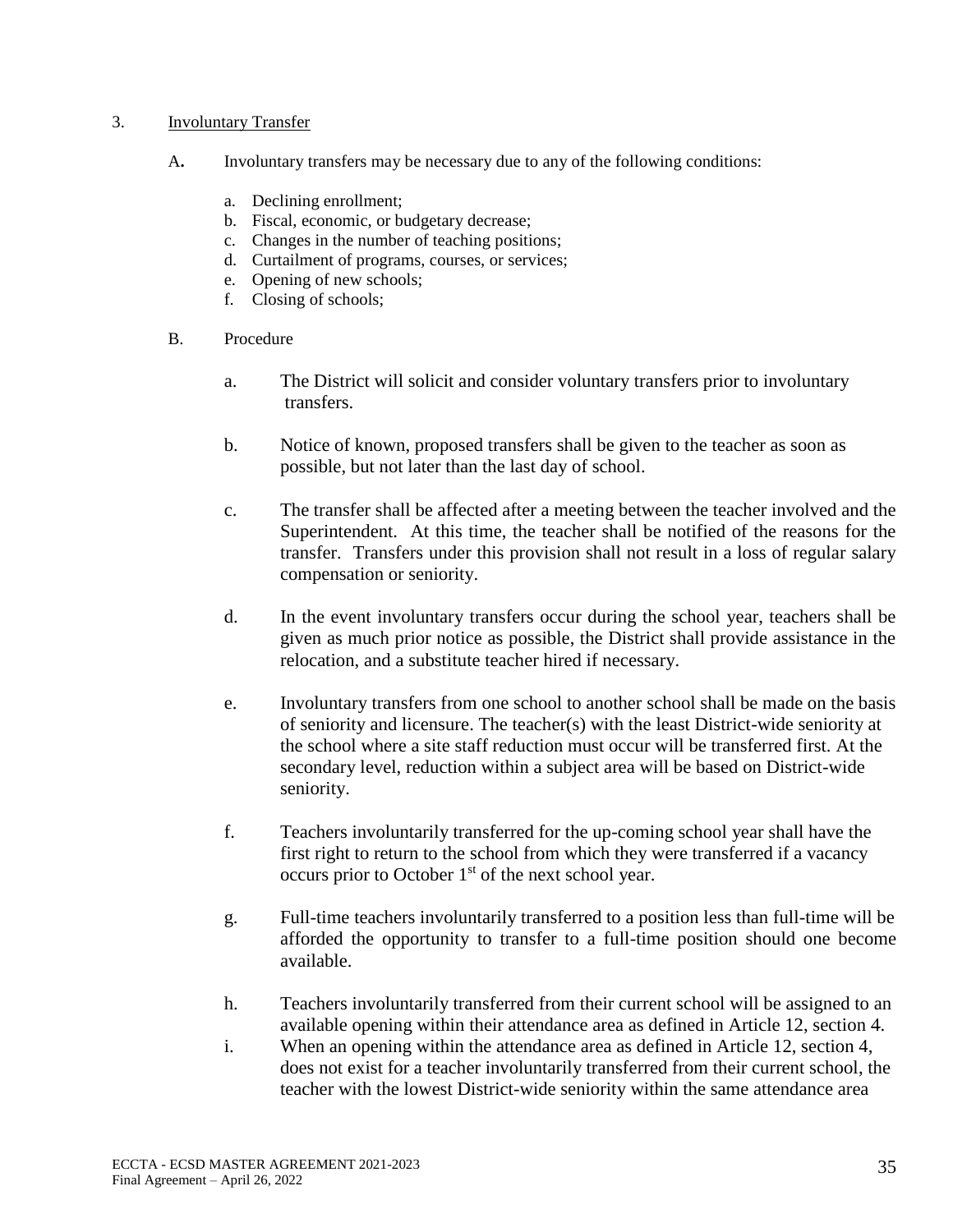3. <u>Involuntary Transfer</u>

**A.** Involuntary transfers may be necessary due to any of the following conditions:

a. Declining enrollment;
b. Fiscal, economic, or budgetary decrease;
c. Changes in the number of teaching positions;
d. Curtailment of programs, courses, or services;
e. Opening of new schools;
f. Closing of schools;

B. Procedure

a. The District will solicit and consider voluntary transfers prior to involuntary transfers.

b. Notice of known, proposed transfers shall be given to the teacher as soon as possible, but not later than the last day of school.

c. The transfer shall be affected after a meeting between the teacher involved and the Superintendent. At this time, the teacher shall be notified of the reasons for the transfer. Transfers under this provision shall not result in a loss of regular salary compensation or seniority.

d. In the event involuntary transfers occur during the school year, teachers shall be given as much prior notice as possible, the District shall provide assistance in the relocation, and a substitute teacher hired if necessary.

e. Involuntary transfers from one school to another school shall be made on the basis of seniority and licensure. The teacher(s) with the least District-wide seniority at the school where a site staff reduction must occur will be transferred first. At the secondary level, reduction within a subject area will be based on District-wide seniority.

f. Teachers involuntarily transferred for the up-coming school year shall have the first right to return to the school from which they were transferred if a vacancy occurs prior to October 1st of the next school year.

g. Full-time teachers involuntarily transferred to a position less than full-time will be afforded the opportunity to transfer to a full-time position should one become available.

h. Teachers involuntarily transferred from their current school will be assigned to an available opening within their attendance area as defined in Article 12, section 4.

i. When an opening within the attendance area as defined in Article 12, section 4, does not exist for a teacher involuntarily transferred from their current school, the teacher with the lowest District-wide seniority within the same attendance area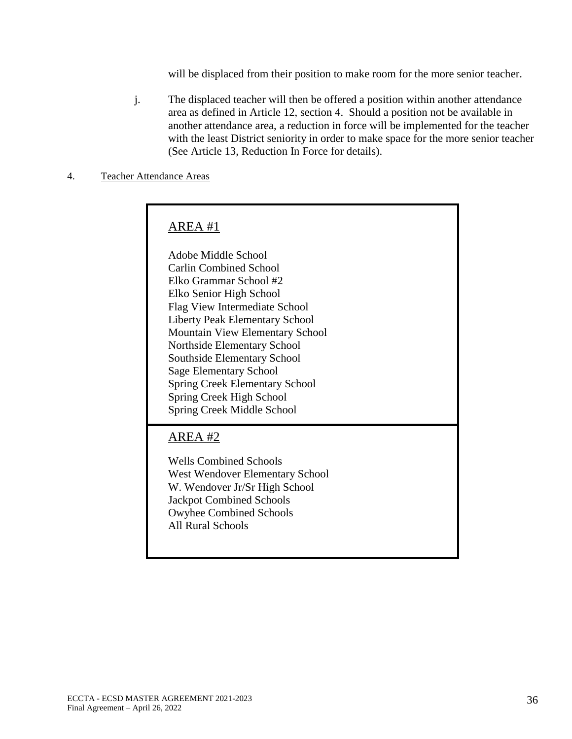will be displaced from their position to make room for the more senior teacher.

j. The displaced teacher will then be offered a position within another attendance area as defined in Article 12, section 4. Should a position not be available in another attendance area, a reduction in force will be implemented for the teacher with the least District seniority in order to make space for the more senior teacher (See Article 13, Reduction In Force for details).

4. Teacher Attendance Areas

| AREA #1 |
|---|
| Adobe Middle School |
| Carlin Combined School |
| Elko Grammar School #2 |
| Elko Senior High School |
| Flag View Intermediate School |
| Liberty Peak Elementary School |
| Mountain View Elementary School |
| Northside Elementary School |
| Southside Elementary School |
| Sage Elementary School |
| Spring Creek Elementary School |
| Spring Creek High School |
| Spring Creek Middle School |

| AREA #2 |
|---|
| Wells Combined Schools |
| West Wendover Elementary School |
| W. Wendover Jr/Sr High School |
| Jackpot Combined Schools |
| Owyhee Combined Schools |
| All Rural Schools |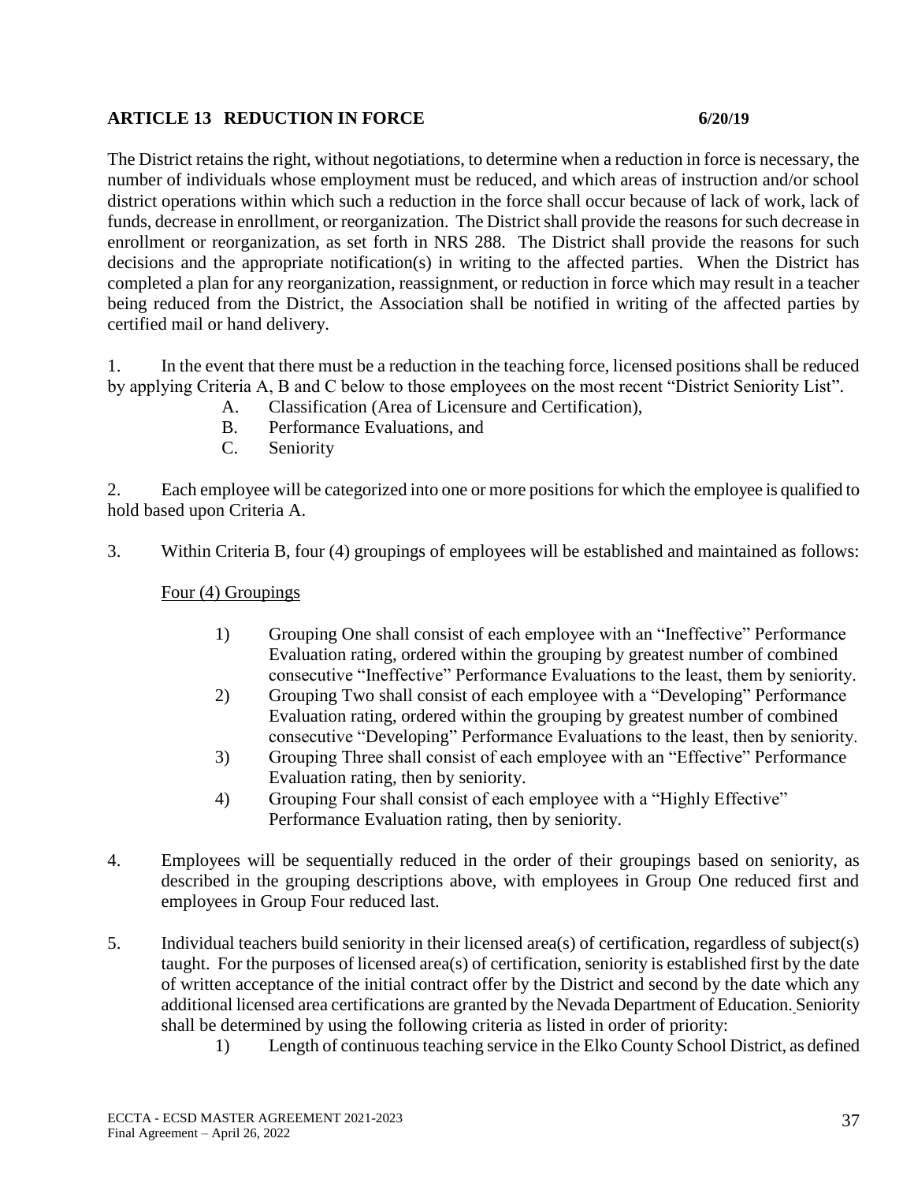## ARTICLE 13 REDUCTION IN FORCE 6/20/19

The District retains the right, without negotiations, to determine when a reduction in force is necessary, the number of individuals whose employment must be reduced, and which areas of instruction and/or school district operations within which such a reduction in the force shall occur because of lack of work, lack of funds, decrease in enrollment, or reorganization. The District shall provide the reasons for such decrease in enrollment or reorganization, as set forth in NRS 288. The District shall provide the reasons for such decisions and the appropriate notification(s) in writing to the affected parties. When the District has completed a plan for any reorganization, reassignment, or reduction in force which may result in a teacher being reduced from the District, the Association shall be notified in writing of the affected parties by certified mail or hand delivery.

1. In the event that there must be a reduction in the teaching force, licensed positions shall be reduced by applying Criteria A, B and C below to those employees on the most recent "District Seniority List".
   - A. Classification (Area of Licensure and Certification),
   - B. Performance Evaluations, and
   - C. Seniority

2. Each employee will be categorized into one or more positions for which the employee is qualified to hold based upon Criteria A.

3. Within Criteria B, four (4) groupings of employees will be established and maintained as follows:

   Four (4) Groupings

   1) Grouping One shall consist of each employee with an "Ineffective" Performance Evaluation rating, ordered within the grouping by greatest number of combined consecutive "Ineffective" Performance Evaluations to the least, them by seniority.
   2) Grouping Two shall consist of each employee with a "Developing" Performance Evaluation rating, ordered within the grouping by greatest number of combined consecutive "Developing" Performance Evaluations to the least, then by seniority.
   3) Grouping Three shall consist of each employee with an "Effective" Performance Evaluation rating, then by seniority.
   4) Grouping Four shall consist of each employee with a "Highly Effective" Performance Evaluation rating, then by seniority.

4. Employees will be sequentially reduced in the order of their groupings based on seniority, as described in the grouping descriptions above, with employees in Group One reduced first and employees in Group Four reduced last.

5. Individual teachers build seniority in their licensed area(s) of certification, regardless of subject(s) taught. For the purposes of licensed area(s) of certification, seniority is established first by the date of written acceptance of the initial contract offer by the District and second by the date which any additional licensed area certifications are granted by the Nevada Department of Education. Seniority shall be determined by using the following criteria as listed in order of priority:
   1) Length of continuous teaching service in the Elko County School District, as defined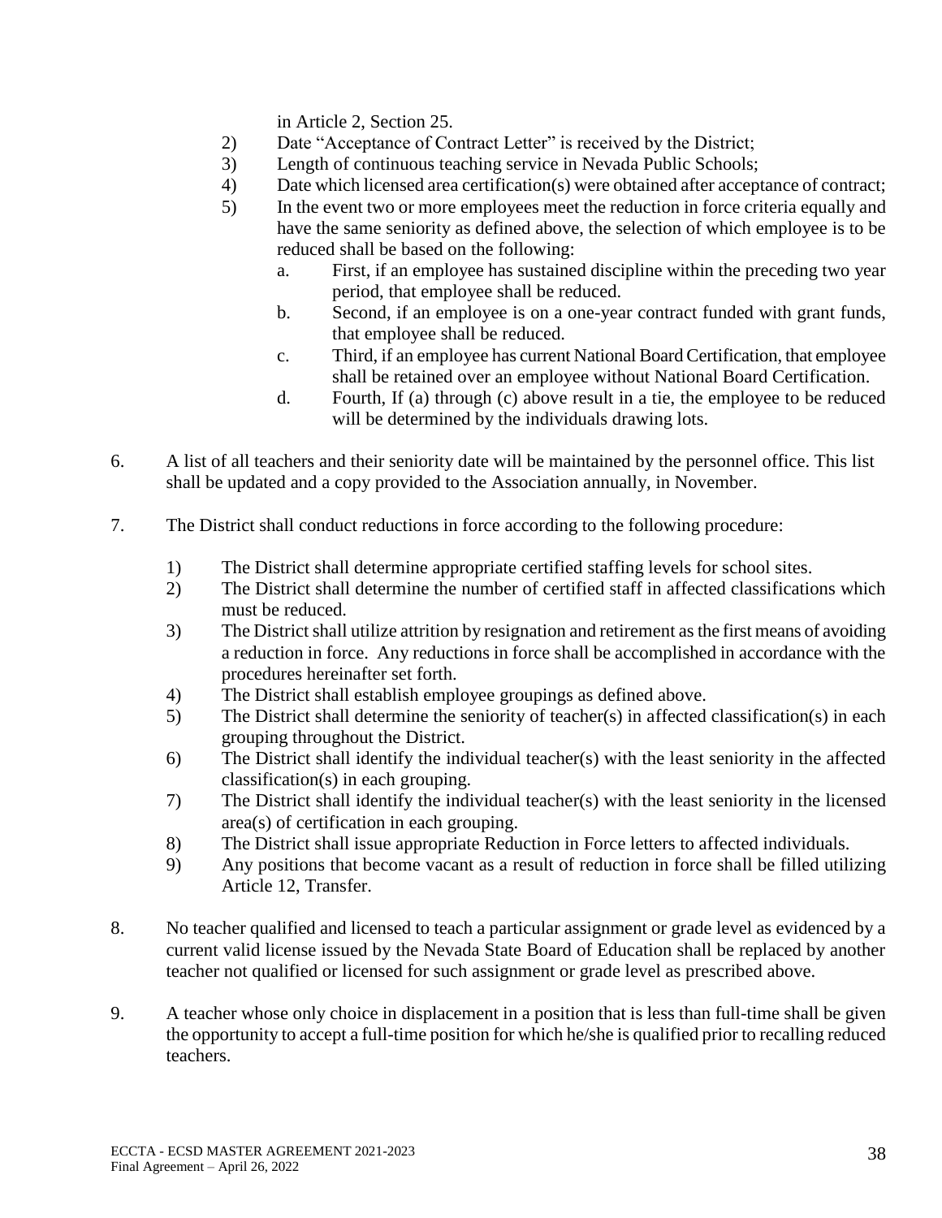in Article 2, Section 25.

2) Date "Acceptance of Contract Letter" is received by the District;
3) Length of continuous teaching service in Nevada Public Schools;
4) Date which licensed area certification(s) were obtained after acceptance of contract;
5) In the event two or more employees meet the reduction in force criteria equally and have the same seniority as defined above, the selection of which employee is to be reduced shall be based on the following:
    a. First, if an employee has sustained discipline within the preceding two year period, that employee shall be reduced.
    b. Second, if an employee is on a one-year contract funded with grant funds, that employee shall be reduced.
    c. Third, if an employee has current National Board Certification, that employee shall be retained over an employee without National Board Certification.
    d. Fourth, If (a) through (c) above result in a tie, the employee to be reduced will be determined by the individuals drawing lots.

6. A list of all teachers and their seniority date will be maintained by the personnel office. This list shall be updated and a copy provided to the Association annually, in November.

7. The District shall conduct reductions in force according to the following procedure:

    1) The District shall determine appropriate certified staffing levels for school sites.
    2) The District shall determine the number of certified staff in affected classifications which must be reduced.
    3) The District shall utilize attrition by resignation and retirement as the first means of avoiding a reduction in force. Any reductions in force shall be accomplished in accordance with the procedures hereinafter set forth.
    4) The District shall establish employee groupings as defined above.
    5) The District shall determine the seniority of teacher(s) in affected classification(s) in each grouping throughout the District.
    6) The District shall identify the individual teacher(s) with the least seniority in the affected classification(s) in each grouping.
    7) The District shall identify the individual teacher(s) with the least seniority in the licensed area(s) of certification in each grouping.
    8) The District shall issue appropriate Reduction in Force letters to affected individuals.
    9) Any positions that become vacant as a result of reduction in force shall be filled utilizing Article 12, Transfer.

8. No teacher qualified and licensed to teach a particular assignment or grade level as evidenced by a current valid license issued by the Nevada State Board of Education shall be replaced by another teacher not qualified or licensed for such assignment or grade level as prescribed above.

9. A teacher whose only choice in displacement in a position that is less than full-time shall be given the opportunity to accept a full-time position for which he/she is qualified prior to recalling reduced teachers.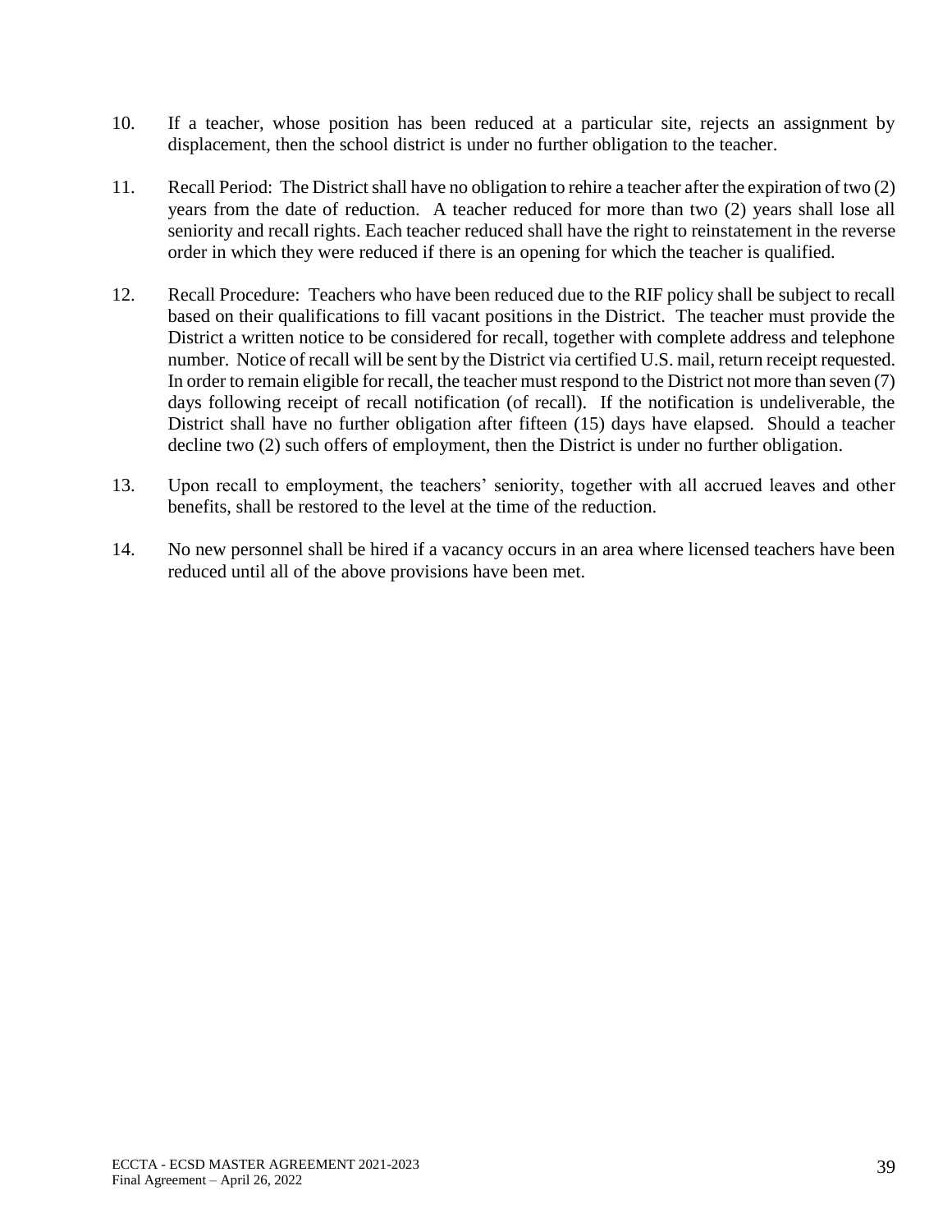10. If a teacher, whose position has been reduced at a particular site, rejects an assignment by displacement, then the school district is under no further obligation to the teacher.

11. Recall Period: The District shall have no obligation to rehire a teacher after the expiration of two (2) years from the date of reduction. A teacher reduced for more than two (2) years shall lose all seniority and recall rights. Each teacher reduced shall have the right to reinstatement in the reverse order in which they were reduced if there is an opening for which the teacher is qualified.

12. Recall Procedure: Teachers who have been reduced due to the RIF policy shall be subject to recall based on their qualifications to fill vacant positions in the District. The teacher must provide the District a written notice to be considered for recall, together with complete address and telephone number. Notice of recall will be sent by the District via certified U.S. mail, return receipt requested. In order to remain eligible for recall, the teacher must respond to the District not more than seven (7) days following receipt of recall notification (of recall). If the notification is undeliverable, the District shall have no further obligation after fifteen (15) days have elapsed. Should a teacher decline two (2) such offers of employment, then the District is under no further obligation.

13. Upon recall to employment, the teachers' seniority, together with all accrued leaves and other benefits, shall be restored to the level at the time of the reduction.

14. No new personnel shall be hired if a vacancy occurs in an area where licensed teachers have been reduced until all of the above provisions have been met.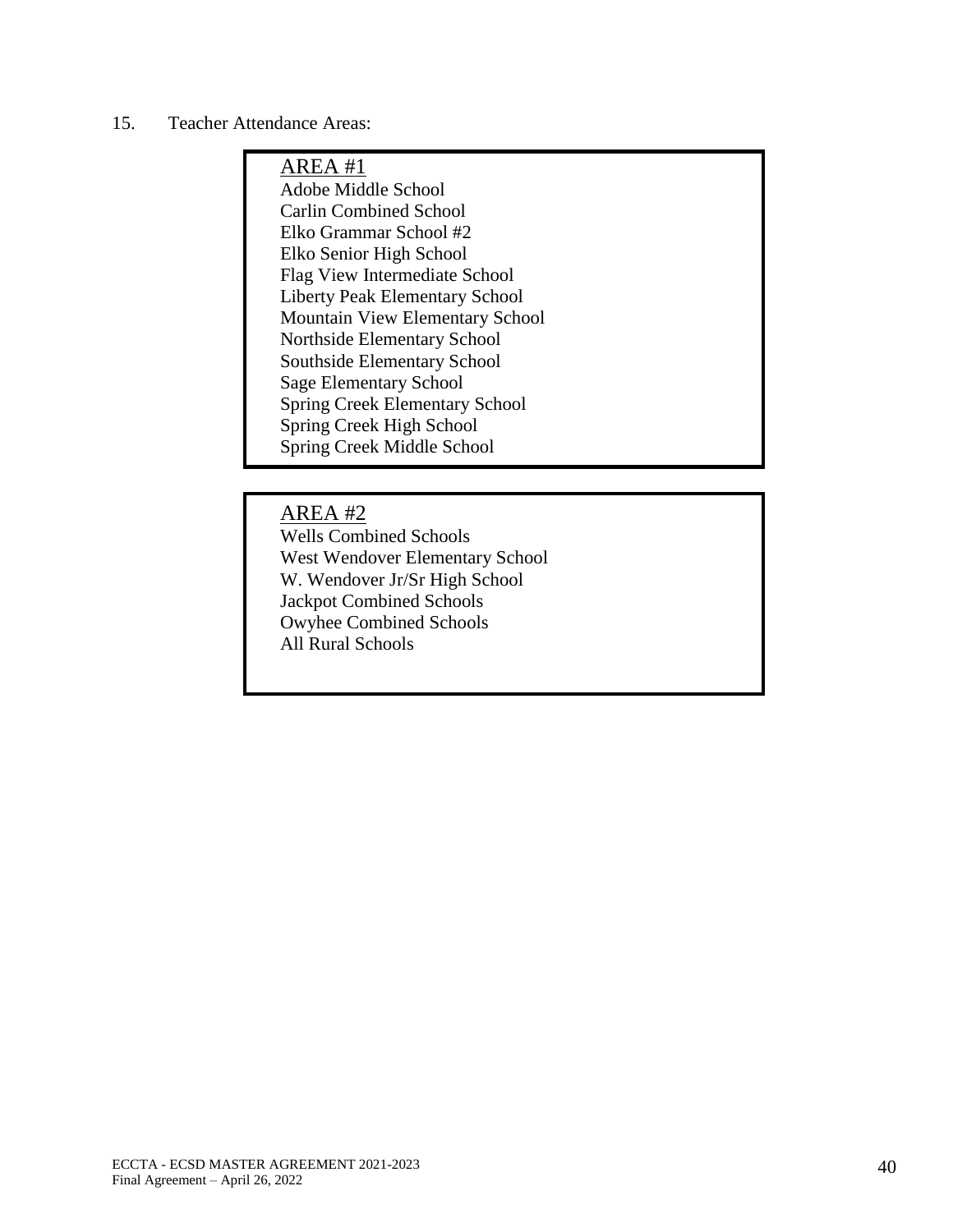15. Teacher Attendance Areas:

<u>AREA #1</u>

Adobe Middle School
Carlin Combined School
Elko Grammar School #2
Elko Senior High School
Flag View Intermediate School
Liberty Peak Elementary School
Mountain View Elementary School
Northside Elementary School
Southside Elementary School
Sage Elementary School
Spring Creek Elementary School
Spring Creek High School
Spring Creek Middle School

<u>AREA #2</u>

Wells Combined Schools
West Wendover Elementary School
W. Wendover Jr/Sr High School
Jackpot Combined Schools
Owyhee Combined Schools
All Rural Schools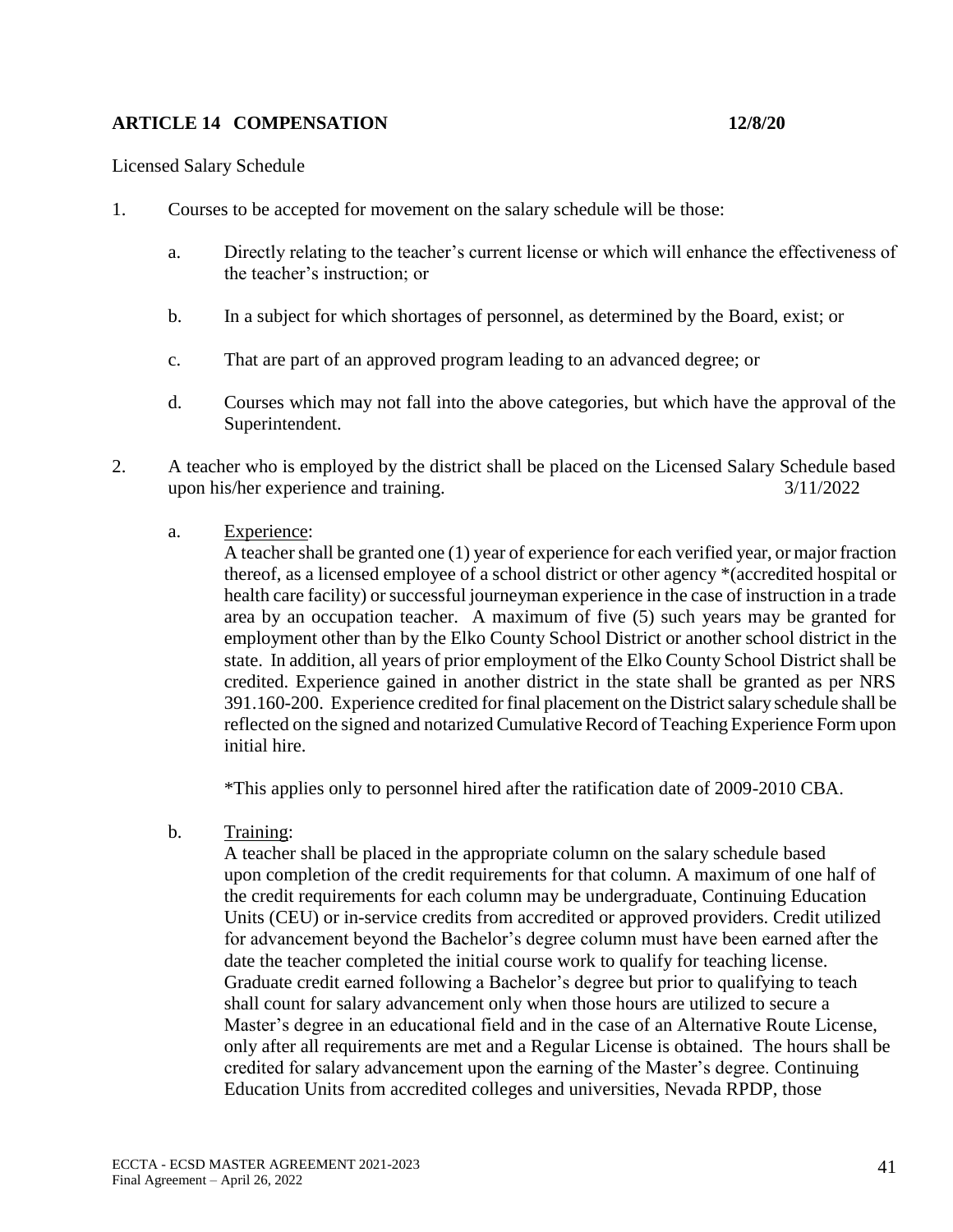## ARTICLE 14 COMPENSATION 12/8/20

Licensed Salary Schedule

1. Courses to be accepted for movement on the salary schedule will be those:

   a. Directly relating to the teacher's current license or which will enhance the effectiveness of the teacher's instruction; or

   b. In a subject for which shortages of personnel, as determined by the Board, exist; or

   c. That are part of an approved program leading to an advanced degree; or

   d. Courses which may not fall into the above categories, but which have the approval of the Superintendent.

2. A teacher who is employed by the district shall be placed on the Licensed Salary Schedule based upon his/her experience and training. 3/11/2022

   a. Experience:
   A teacher shall be granted one (1) year of experience for each verified year, or major fraction thereof, as a licensed employee of a school district or other agency *(accredited hospital or health care facility) or successful journeyman experience in the case of instruction in a trade area by an occupation teacher. A maximum of five (5) such years may be granted for employment other than by the Elko County School District or another school district in the state. In addition, all years of prior employment of the Elko County School District shall be credited. Experience gained in another district in the state shall be granted as per NRS 391.160-200. Experience credited for final placement on the District salary schedule shall be reflected on the signed and notarized Cumulative Record of Teaching Experience Form upon initial hire.

   *This applies only to personnel hired after the ratification date of 2009-2010 CBA.

   b. Training:
   A teacher shall be placed in the appropriate column on the salary schedule based upon completion of the credit requirements for that column. A maximum of one half of the credit requirements for each column may be undergraduate, Continuing Education Units (CEU) or in-service credits from accredited or approved providers. Credit utilized for advancement beyond the Bachelor's degree column must have been earned after the date the teacher completed the initial course work to qualify for teaching license. Graduate credit earned following a Bachelor's degree but prior to qualifying to teach shall count for salary advancement only when those hours are utilized to secure a Master's degree in an educational field and in the case of an Alternative Route License, only after all requirements are met and a Regular License is obtained. The hours shall be credited for salary advancement upon the earning of the Master's degree. Continuing Education Units from accredited colleges and universities, Nevada RPDP, those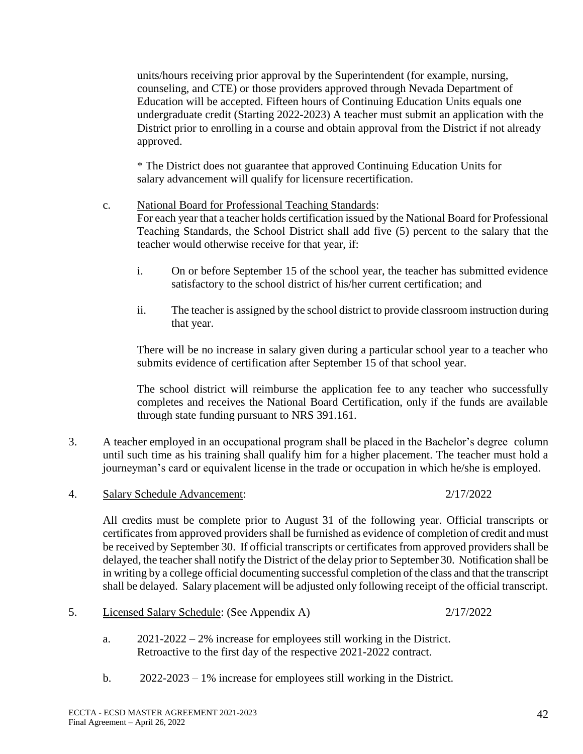units/hours receiving prior approval by the Superintendent (for example, nursing, counseling, and CTE) or those providers approved through Nevada Department of Education will be accepted. Fifteen hours of Continuing Education Units equals one undergraduate credit (Starting 2022-2023) A teacher must submit an application with the District prior to enrolling in a course and obtain approval from the District if not already approved.

* The District does not guarantee that approved Continuing Education Units for salary advancement will qualify for licensure recertification.

c. <u>National Board for Professional Teaching Standards</u>:
For each year that a teacher holds certification issued by the National Board for Professional Teaching Standards, the School District shall add five (5) percent to the salary that the teacher would otherwise receive for that year, if:

   i. On or before September 15 of the school year, the teacher has submitted evidence satisfactory to the school district of his/her current certification; and

   ii. The teacher is assigned by the school district to provide classroom instruction during that year.

There will be no increase in salary given during a particular school year to a teacher who submits evidence of certification after September 15 of that school year.

The school district will reimburse the application fee to any teacher who successfully completes and receives the National Board Certification, only if the funds are available through state funding pursuant to NRS 391.161.

3. A teacher employed in an occupational program shall be placed in the Bachelor's degree column until such time as his training shall qualify him for a higher placement. The teacher must hold a journeyman's card or equivalent license in the trade or occupation in which he/she is employed.

4. <u>Salary Schedule Advancement</u>: 2/17/2022

All credits must be complete prior to August 31 of the following year. Official transcripts or certificates from approved providers shall be furnished as evidence of completion of credit and must be received by September 30. If official transcripts or certificates from approved providers shall be delayed, the teacher shall notify the District of the delay prior to September 30. Notification shall be in writing by a college official documenting successful completion of the class and that the transcript shall be delayed. Salary placement will be adjusted only following receipt of the official transcript.

5. <u>Licensed Salary Schedule</u>: (See Appendix A) 2/17/2022

   a. 2021-2022 – 2% increase for employees still working in the District. Retroactive to the first day of the respective 2021-2022 contract.

   b. 2022-2023 – 1% increase for employees still working in the District.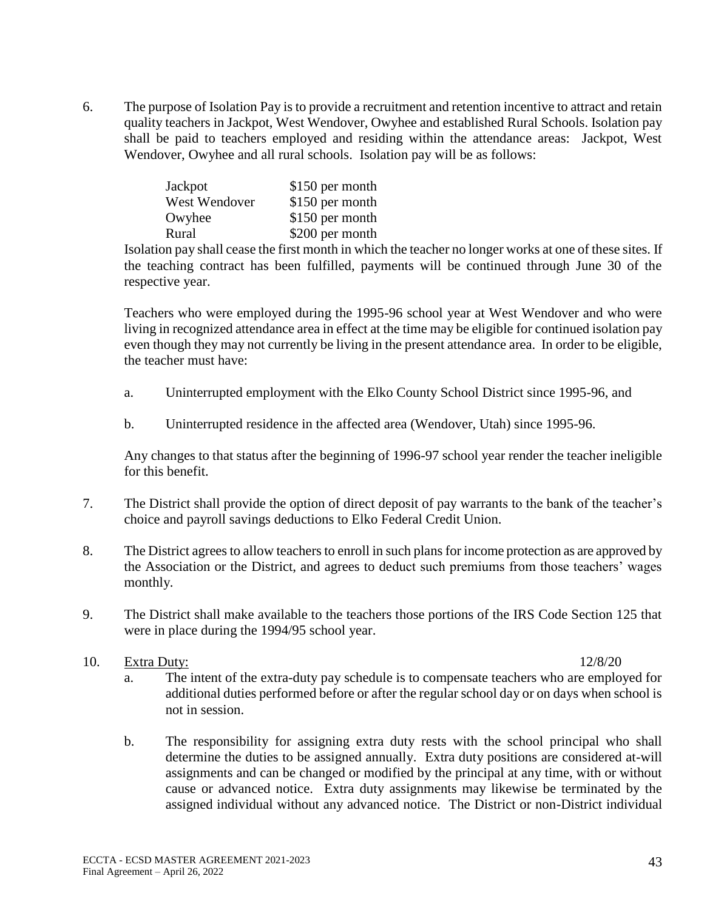6. The purpose of Isolation Pay is to provide a recruitment and retention incentive to attract and retain quality teachers in Jackpot, West Wendover, Owyhee and established Rural Schools. Isolation pay shall be paid to teachers employed and residing within the attendance areas: Jackpot, West Wendover, Owyhee and all rural schools. Isolation pay will be as follows:

| | |
|---|---|
| Jackpot | $150 per month |
| West Wendover | $150 per month |
| Owyhee | $150 per month |
| Rural | $200 per month |

   Isolation pay shall cease the first month in which the teacher no longer works at one of these sites. If the teaching contract has been fulfilled, payments will be continued through June 30 of the respective year.

   Teachers who were employed during the 1995-96 school year at West Wendover and who were living in recognized attendance area in effect at the time may be eligible for continued isolation pay even though they may not currently be living in the present attendance area. In order to be eligible, the teacher must have:

   a. Uninterrupted employment with the Elko County School District since 1995-96, and

   b. Uninterrupted residence in the affected area (Wendover, Utah) since 1995-96.

   Any changes to that status after the beginning of 1996-97 school year render the teacher ineligible for this benefit.

7. The District shall provide the option of direct deposit of pay warrants to the bank of the teacher's choice and payroll savings deductions to Elko Federal Credit Union.

8. The District agrees to allow teachers to enroll in such plans for income protection as are approved by the Association or the District, and agrees to deduct such premiums from those teachers' wages monthly.

9. The District shall make available to the teachers those portions of the IRS Code Section 125 that were in place during the 1994/95 school year.

10. Extra Duty: 12/8/20

   a. The intent of the extra-duty pay schedule is to compensate teachers who are employed for additional duties performed before or after the regular school day or on days when school is not in session.

   b. The responsibility for assigning extra duty rests with the school principal who shall determine the duties to be assigned annually. Extra duty positions are considered at-will assignments and can be changed or modified by the principal at any time, with or without cause or advanced notice. Extra duty assignments may likewise be terminated by the assigned individual without any advanced notice. The District or non-District individual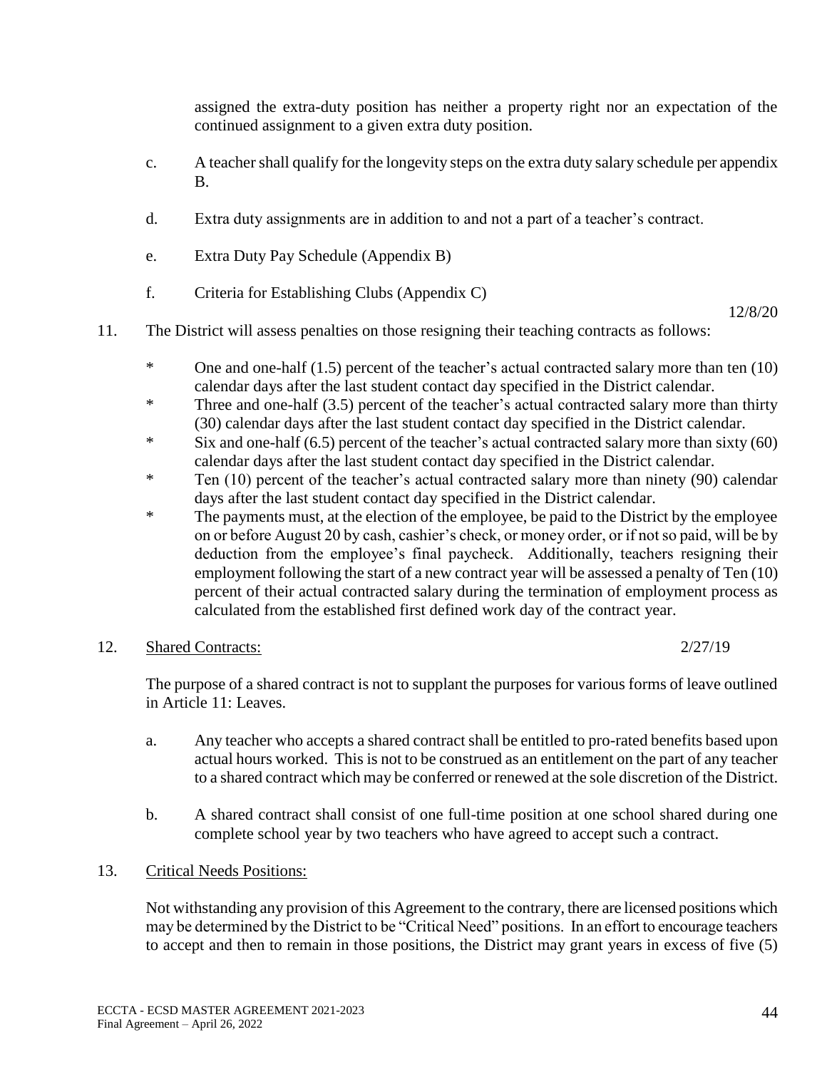assigned the extra-duty position has neither a property right nor an expectation of the continued assignment to a given extra duty position.

c. A teacher shall qualify for the longevity steps on the extra duty salary schedule per appendix B.

d. Extra duty assignments are in addition to and not a part of a teacher's contract.

e. Extra Duty Pay Schedule (Appendix B)

f. Criteria for Establishing Clubs (Appendix C)

12/8/20

11. The District will assess penalties on those resigning their teaching contracts as follows:

* One and one-half (1.5) percent of the teacher's actual contracted salary more than ten (10) calendar days after the last student contact day specified in the District calendar.
* Three and one-half (3.5) percent of the teacher's actual contracted salary more than thirty (30) calendar days after the last student contact day specified in the District calendar.
* Six and one-half (6.5) percent of the teacher's actual contracted salary more than sixty (60) calendar days after the last student contact day specified in the District calendar.
* Ten (10) percent of the teacher's actual contracted salary more than ninety (90) calendar days after the last student contact day specified in the District calendar.
* The payments must, at the election of the employee, be paid to the District by the employee on or before August 20 by cash, cashier's check, or money order, or if not so paid, will be by deduction from the employee's final paycheck. Additionally, teachers resigning their employment following the start of a new contract year will be assessed a penalty of Ten (10) percent of their actual contracted salary during the termination of employment process as calculated from the established first defined work day of the contract year.

12. Shared Contracts: 2/27/19

The purpose of a shared contract is not to supplant the purposes for various forms of leave outlined in Article 11: Leaves.

a. Any teacher who accepts a shared contract shall be entitled to pro-rated benefits based upon actual hours worked. This is not to be construed as an entitlement on the part of any teacher to a shared contract which may be conferred or renewed at the sole discretion of the District.

b. A shared contract shall consist of one full-time position at one school shared during one complete school year by two teachers who have agreed to accept such a contract.

13. Critical Needs Positions:

Not withstanding any provision of this Agreement to the contrary, there are licensed positions which may be determined by the District to be "Critical Need" positions. In an effort to encourage teachers to accept and then to remain in those positions, the District may grant years in excess of five (5)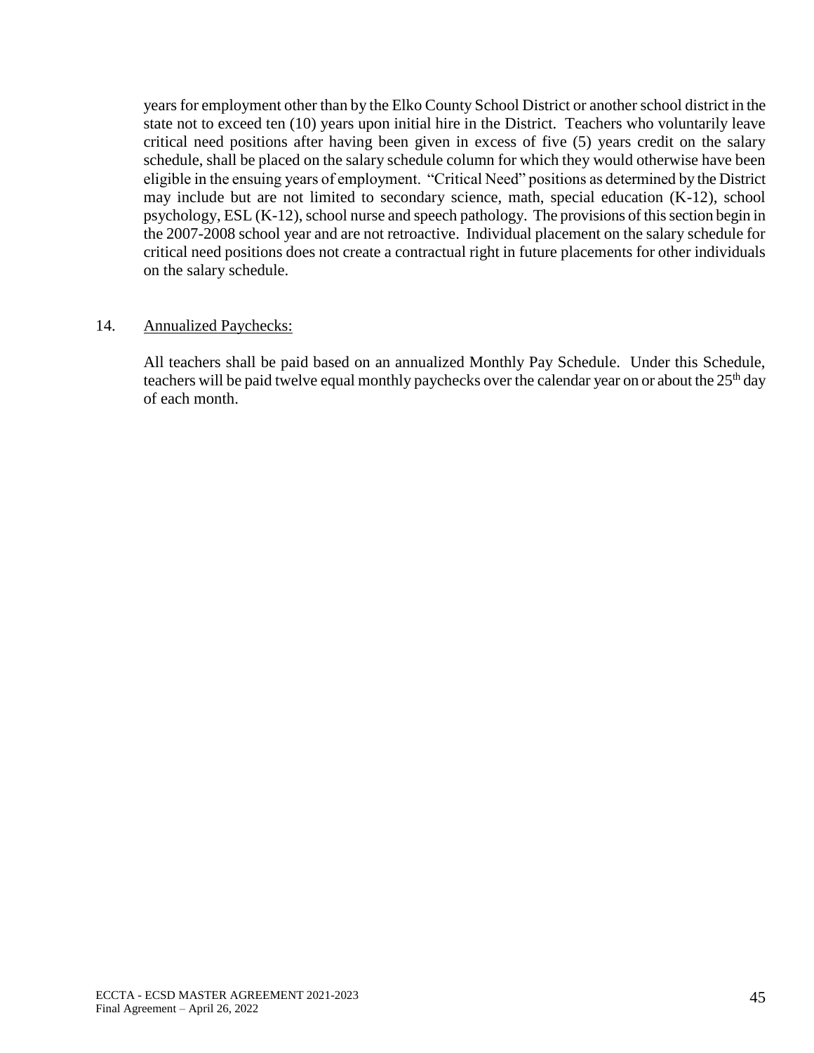years for employment other than by the Elko County School District or another school district in the state not to exceed ten (10) years upon initial hire in the District. Teachers who voluntarily leave critical need positions after having been given in excess of five (5) years credit on the salary schedule, shall be placed on the salary schedule column for which they would otherwise have been eligible in the ensuing years of employment. "Critical Need" positions as determined by the District may include but are not limited to secondary science, math, special education (K-12), school psychology, ESL (K-12), school nurse and speech pathology. The provisions of this section begin in the 2007-2008 school year and are not retroactive. Individual placement on the salary schedule for critical need positions does not create a contractual right in future placements for other individuals on the salary schedule.

14. Annualized Paychecks:

All teachers shall be paid based on an annualized Monthly Pay Schedule. Under this Schedule, teachers will be paid twelve equal monthly paychecks over the calendar year on or about the 25th day of each month.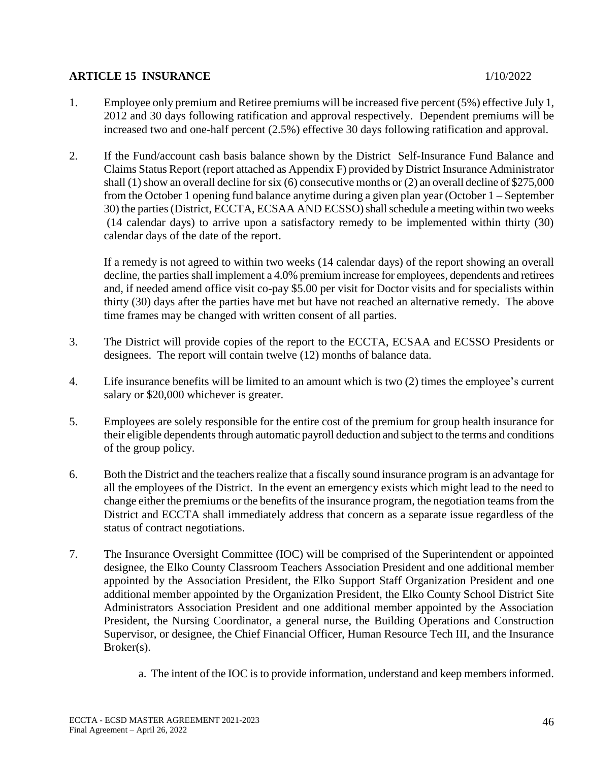## ARTICLE 15 INSURANCE

1/10/2022

1. Employee only premium and Retiree premiums will be increased five percent (5%) effective July 1, 2012 and 30 days following ratification and approval respectively. Dependent premiums will be increased two and one-half percent (2.5%) effective 30 days following ratification and approval.

2. If the Fund/account cash basis balance shown by the District Self-Insurance Fund Balance and Claims Status Report (report attached as Appendix F) provided by District Insurance Administrator shall (1) show an overall decline for six (6) consecutive months or (2) an overall decline of $275,000 from the October 1 opening fund balance anytime during a given plan year (October 1 – September 30) the parties (District, ECCTA, ECSAA AND ECSSO) shall schedule a meeting within two weeks (14 calendar days) to arrive upon a satisfactory remedy to be implemented within thirty (30) calendar days of the date of the report.

   If a remedy is not agreed to within two weeks (14 calendar days) of the report showing an overall decline, the parties shall implement a 4.0% premium increase for employees, dependents and retirees and, if needed amend office visit co-pay $5.00 per visit for Doctor visits and for specialists within thirty (30) days after the parties have met but have not reached an alternative remedy. The above time frames may be changed with written consent of all parties.

3. The District will provide copies of the report to the ECCTA, ECSAA and ECSSO Presidents or designees. The report will contain twelve (12) months of balance data.

4. Life insurance benefits will be limited to an amount which is two (2) times the employee's current salary or $20,000 whichever is greater.

5. Employees are solely responsible for the entire cost of the premium for group health insurance for their eligible dependents through automatic payroll deduction and subject to the terms and conditions of the group policy.

6. Both the District and the teachers realize that a fiscally sound insurance program is an advantage for all the employees of the District. In the event an emergency exists which might lead to the need to change either the premiums or the benefits of the insurance program, the negotiation teams from the District and ECCTA shall immediately address that concern as a separate issue regardless of the status of contract negotiations.

7. The Insurance Oversight Committee (IOC) will be comprised of the Superintendent or appointed designee, the Elko County Classroom Teachers Association President and one additional member appointed by the Association President, the Elko Support Staff Organization President and one additional member appointed by the Organization President, the Elko County School District Site Administrators Association President and one additional member appointed by the Association President, the Nursing Coordinator, a general nurse, the Building Operations and Construction Supervisor, or designee, the Chief Financial Officer, Human Resource Tech III, and the Insurance Broker(s).

   a. The intent of the IOC is to provide information, understand and keep members informed.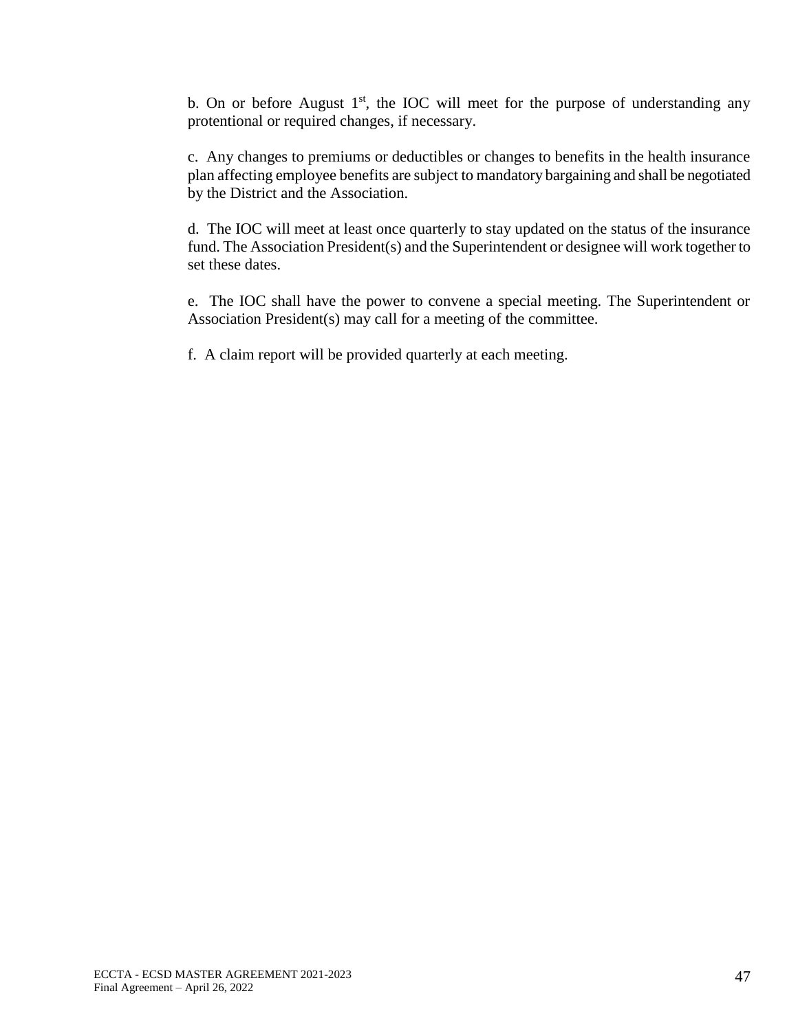b. On or before August 1st, the IOC will meet for the purpose of understanding any protentional or required changes, if necessary.

c. Any changes to premiums or deductibles or changes to benefits in the health insurance plan affecting employee benefits are subject to mandatory bargaining and shall be negotiated by the District and the Association.

d. The IOC will meet at least once quarterly to stay updated on the status of the insurance fund. The Association President(s) and the Superintendent or designee will work together to set these dates.

e. The IOC shall have the power to convene a special meeting. The Superintendent or Association President(s) may call for a meeting of the committee.

f. A claim report will be provided quarterly at each meeting.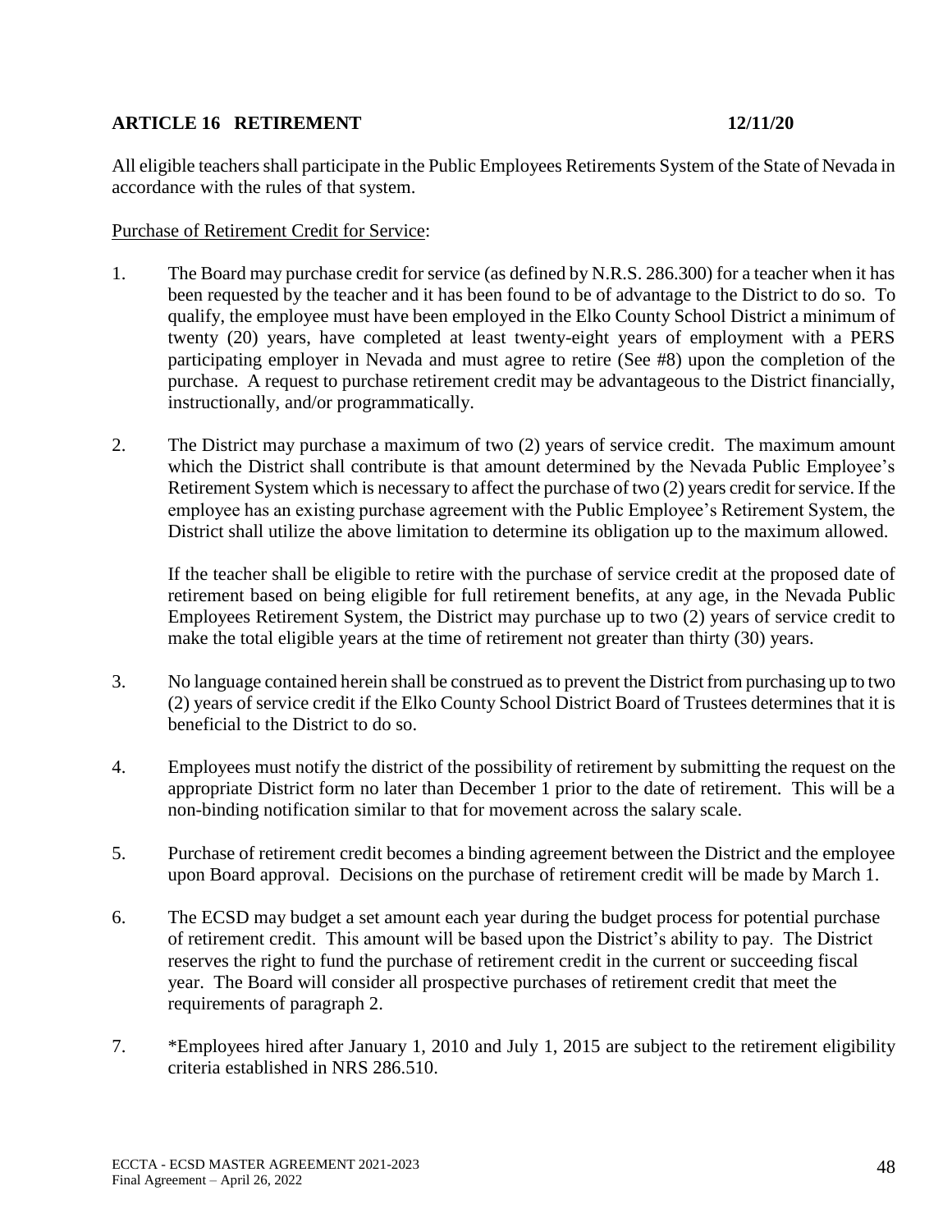## ARTICLE 16 RETIREMENT 12/11/20

All eligible teachers shall participate in the Public Employees Retirements System of the State of Nevada in accordance with the rules of that system.

<u>Purchase of Retirement Credit for Service</u>:

1. The Board may purchase credit for service (as defined by N.R.S. 286.300) for a teacher when it has been requested by the teacher and it has been found to be of advantage to the District to do so. To qualify, the employee must have been employed in the Elko County School District a minimum of twenty (20) years, have completed at least twenty-eight years of employment with a PERS participating employer in Nevada and must agree to retire (See #8) upon the completion of the purchase. A request to purchase retirement credit may be advantageous to the District financially, instructionally, and/or programmatically.

2. The District may purchase a maximum of two (2) years of service credit. The maximum amount which the District shall contribute is that amount determined by the Nevada Public Employee's Retirement System which is necessary to affect the purchase of two (2) years credit for service. If the employee has an existing purchase agreement with the Public Employee's Retirement System, the District shall utilize the above limitation to determine its obligation up to the maximum allowed.

   If the teacher shall be eligible to retire with the purchase of service credit at the proposed date of retirement based on being eligible for full retirement benefits, at any age, in the Nevada Public Employees Retirement System, the District may purchase up to two (2) years of service credit to make the total eligible years at the time of retirement not greater than thirty (30) years.

3. No language contained herein shall be construed as to prevent the District from purchasing up to two (2) years of service credit if the Elko County School District Board of Trustees determines that it is beneficial to the District to do so.

4. Employees must notify the district of the possibility of retirement by submitting the request on the appropriate District form no later than December 1 prior to the date of retirement. This will be a non-binding notification similar to that for movement across the salary scale.

5. Purchase of retirement credit becomes a binding agreement between the District and the employee upon Board approval. Decisions on the purchase of retirement credit will be made by March 1.

6. The ECSD may budget a set amount each year during the budget process for potential purchase of retirement credit. This amount will be based upon the District's ability to pay. The District reserves the right to fund the purchase of retirement credit in the current or succeeding fiscal year. The Board will consider all prospective purchases of retirement credit that meet the requirements of paragraph 2.

7. *Employees hired after January 1, 2010 and July 1, 2015 are subject to the retirement eligibility criteria established in NRS 286.510.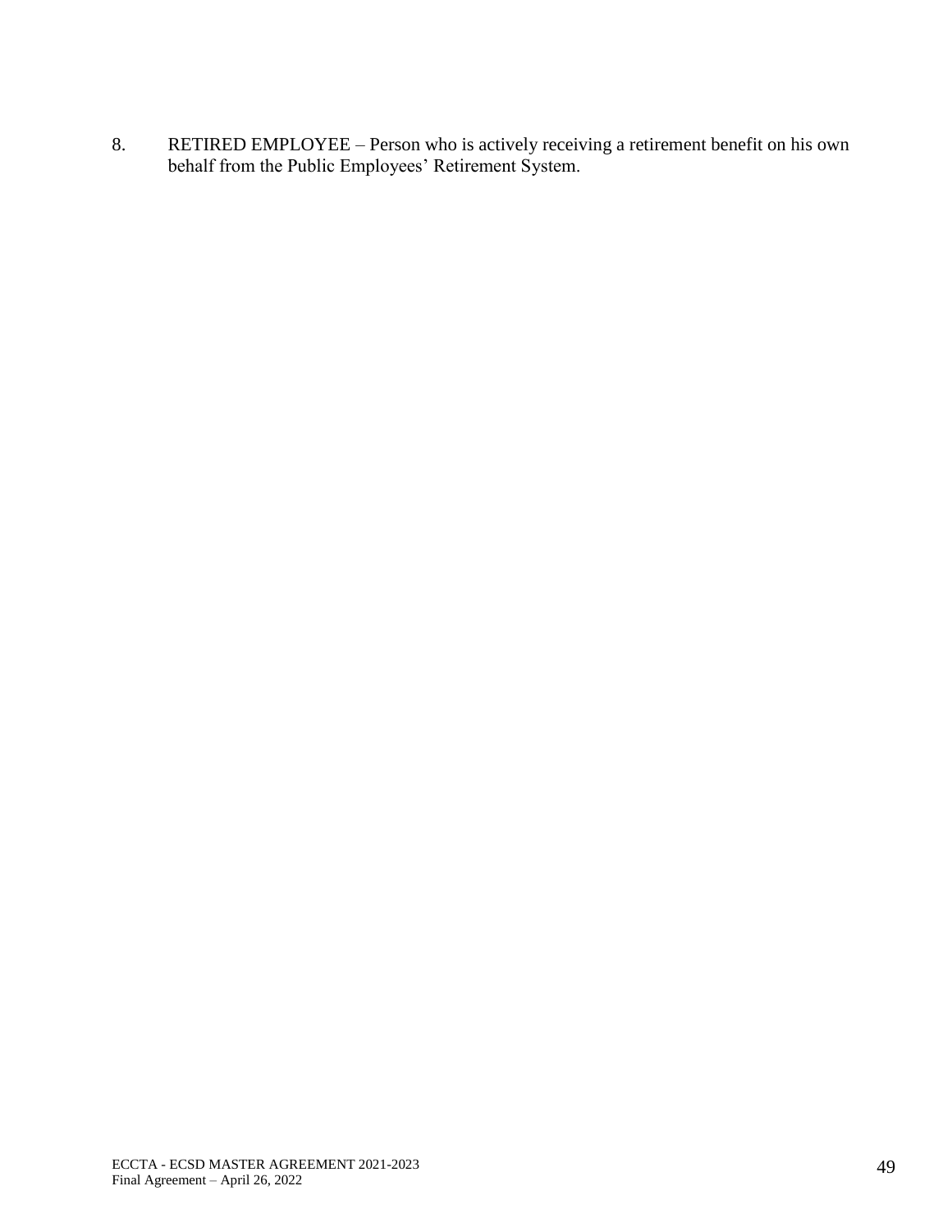8. RETIRED EMPLOYEE – Person who is actively receiving a retirement benefit on his own behalf from the Public Employees' Retirement System.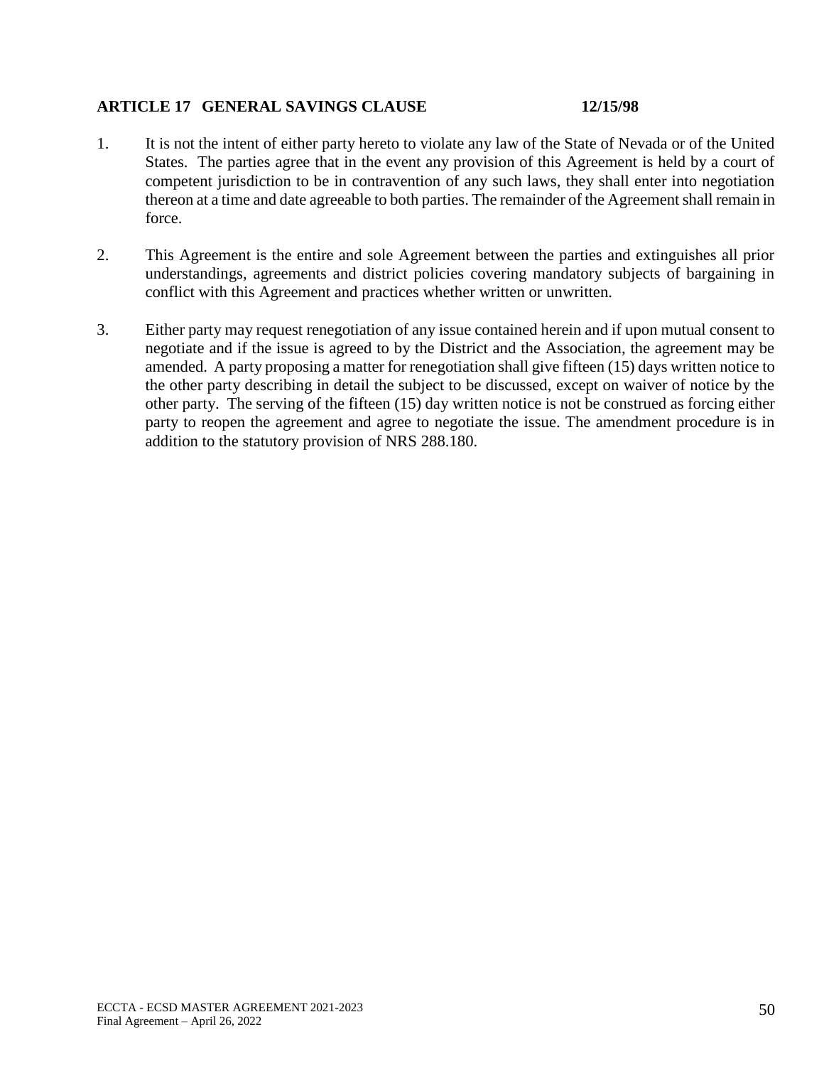## ARTICLE 17 GENERAL SAVINGS CLAUSE 12/15/98

1. It is not the intent of either party hereto to violate any law of the State of Nevada or of the United States. The parties agree that in the event any provision of this Agreement is held by a court of competent jurisdiction to be in contravention of any such laws, they shall enter into negotiation thereon at a time and date agreeable to both parties. The remainder of the Agreement shall remain in force.

2. This Agreement is the entire and sole Agreement between the parties and extinguishes all prior understandings, agreements and district policies covering mandatory subjects of bargaining in conflict with this Agreement and practices whether written or unwritten.

3. Either party may request renegotiation of any issue contained herein and if upon mutual consent to negotiate and if the issue is agreed to by the District and the Association, the agreement may be amended. A party proposing a matter for renegotiation shall give fifteen (15) days written notice to the other party describing in detail the subject to be discussed, except on waiver of notice by the other party. The serving of the fifteen (15) day written notice is not be construed as forcing either party to reopen the agreement and agree to negotiate the issue. The amendment procedure is in addition to the statutory provision of NRS 288.180.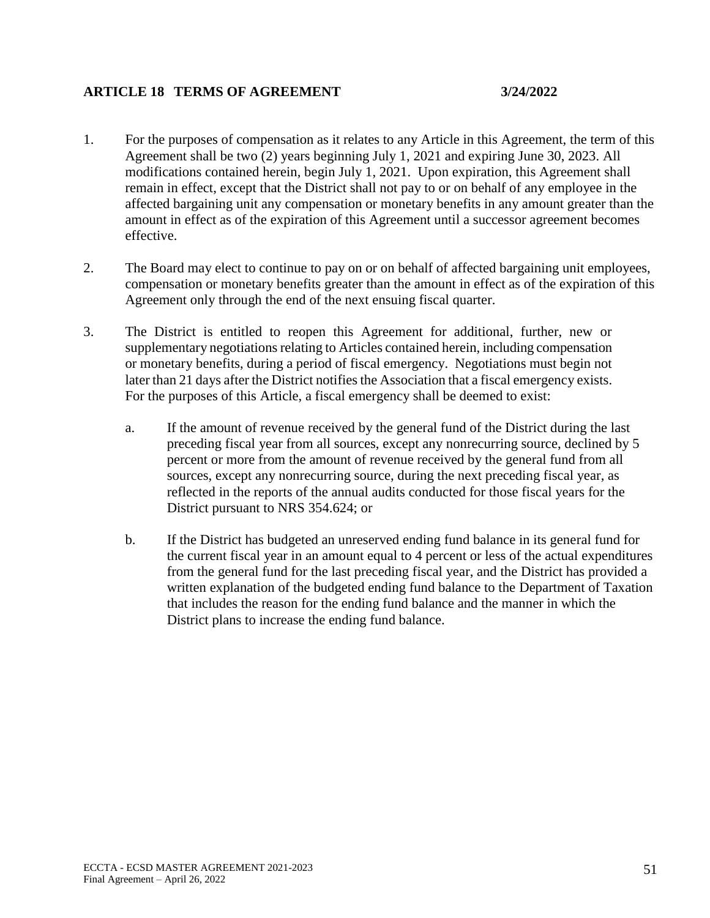## ARTICLE 18 TERMS OF AGREEMENT 3/24/2022

1. For the purposes of compensation as it relates to any Article in this Agreement, the term of this Agreement shall be two (2) years beginning July 1, 2021 and expiring June 30, 2023. All modifications contained herein, begin July 1, 2021. Upon expiration, this Agreement shall remain in effect, except that the District shall not pay to or on behalf of any employee in the affected bargaining unit any compensation or monetary benefits in any amount greater than the amount in effect as of the expiration of this Agreement until a successor agreement becomes effective.

2. The Board may elect to continue to pay on or on behalf of affected bargaining unit employees, compensation or monetary benefits greater than the amount in effect as of the expiration of this Agreement only through the end of the next ensuing fiscal quarter.

3. The District is entitled to reopen this Agreement for additional, further, new or supplementary negotiations relating to Articles contained herein, including compensation or monetary benefits, during a period of fiscal emergency. Negotiations must begin not later than 21 days after the District notifies the Association that a fiscal emergency exists. For the purposes of this Article, a fiscal emergency shall be deemed to exist:

   a. If the amount of revenue received by the general fund of the District during the last preceding fiscal year from all sources, except any nonrecurring source, declined by 5 percent or more from the amount of revenue received by the general fund from all sources, except any nonrecurring source, during the next preceding fiscal year, as reflected in the reports of the annual audits conducted for those fiscal years for the District pursuant to NRS 354.624; or

   b. If the District has budgeted an unreserved ending fund balance in its general fund for the current fiscal year in an amount equal to 4 percent or less of the actual expenditures from the general fund for the last preceding fiscal year, and the District has provided a written explanation of the budgeted ending fund balance to the Department of Taxation that includes the reason for the ending fund balance and the manner in which the District plans to increase the ending fund balance.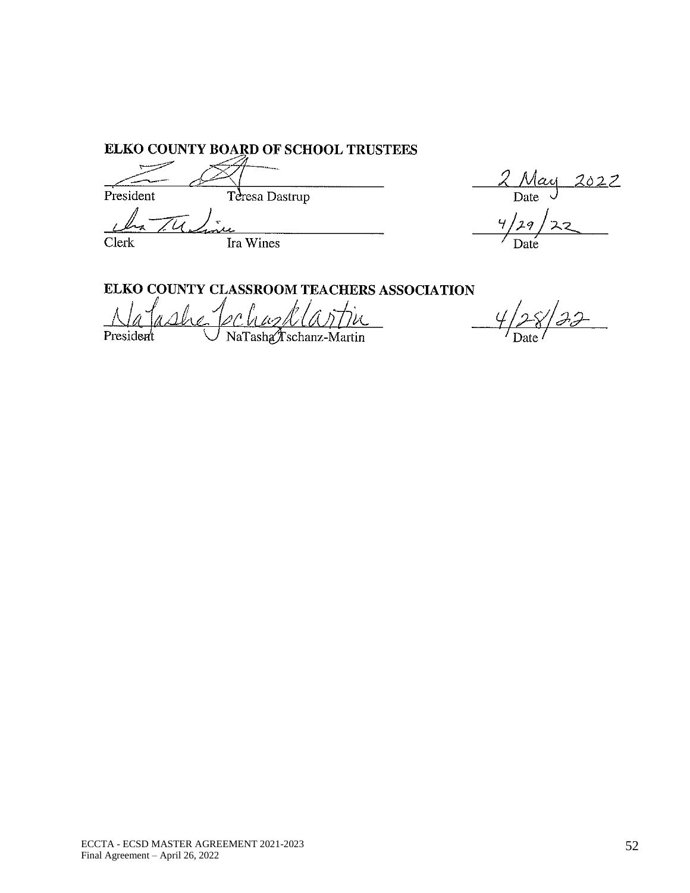**ELKO COUNTY BOARD OF SCHOOL TRUSTEES**

| | |
|---|---|
| President Teresa Dastrup | 2 May 2022 Date |
| Clerk Ira Wines | 4/29/22 Date |

**ELKO COUNTY CLASSROOM TEACHERS ASSOCIATION**

| | |
|---|---|
| President NaTasha Tschanz-Martin | 4/28/22 Date |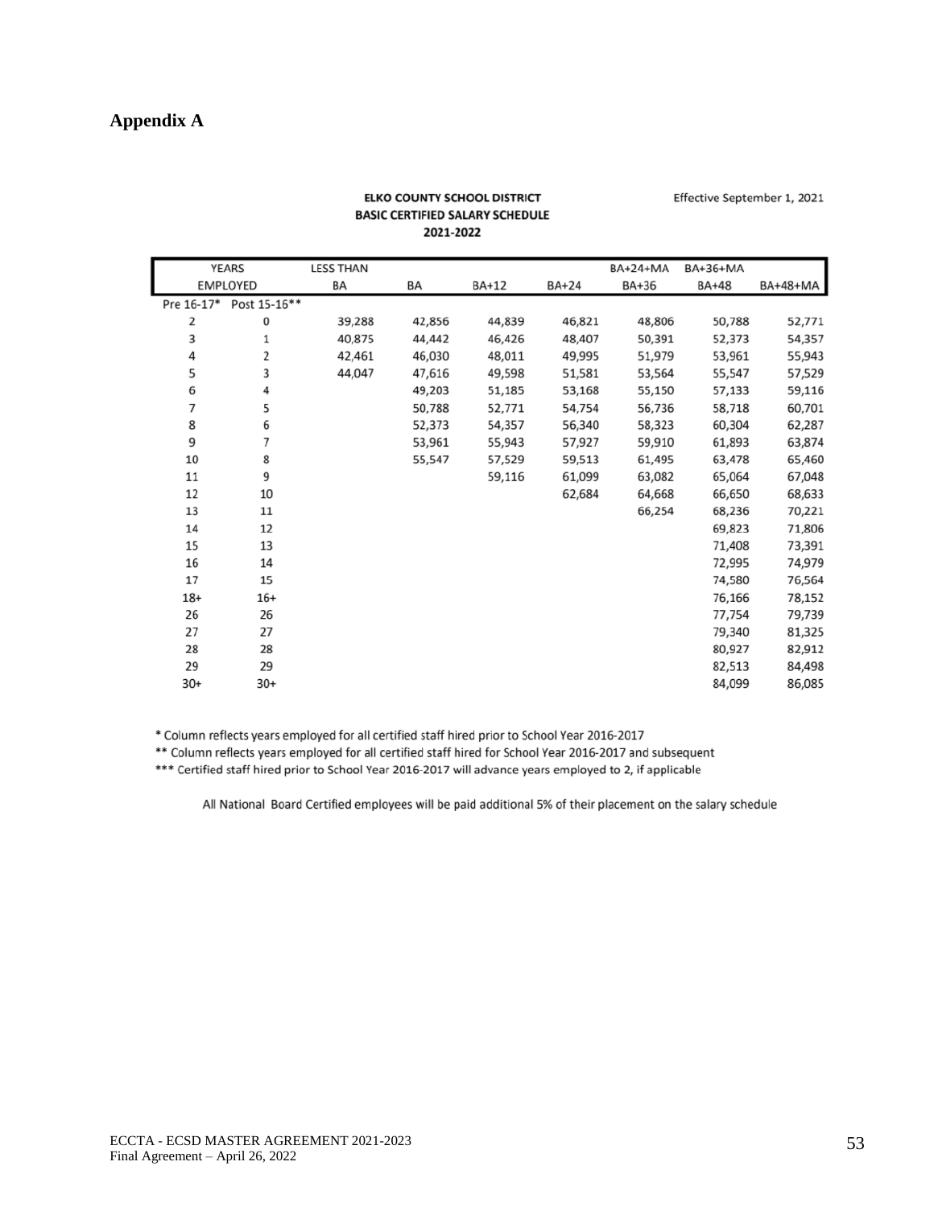## Appendix A

**ELKO COUNTY SCHOOL DISTRICT**
**BASIC CERTIFIED SALARY SCHEDULE**
**2021-2022**

Effective September 1, 2021

| YEARS EMPLOYED | | LESS THAN BA | BA | BA+12 | BA+24 | BA+24+MA BA+36 | BA+36+MA BA+48 | BA+48+MA |
|---|---|---|---|---|---|---|---|---|
| Pre 16-17* | Post 15-16** | | | | | | | |
| 2 | 0 | 39,288 | 42,856 | 44,839 | 46,821 | 48,806 | 50,788 | 52,771 |
| 3 | 1 | 40,875 | 44,442 | 46,426 | 48,407 | 50,391 | 52,373 | 54,357 |
| 4 | 2 | 42,461 | 46,030 | 48,011 | 49,995 | 51,979 | 53,961 | 55,943 |
| 5 | 3 | 44,047 | 47,616 | 49,598 | 51,581 | 53,564 | 55,547 | 57,529 |
| 6 | 4 | | 49,203 | 51,185 | 53,168 | 55,150 | 57,133 | 59,116 |
| 7 | 5 | | 50,788 | 52,771 | 54,754 | 56,736 | 58,718 | 60,701 |
| 8 | 6 | | 52,373 | 54,357 | 56,340 | 58,323 | 60,304 | 62,287 |
| 9 | 7 | | 53,961 | 55,943 | 57,927 | 59,910 | 61,893 | 63,874 |
| 10 | 8 | | 55,547 | 57,529 | 59,513 | 61,495 | 63,478 | 65,460 |
| 11 | 9 | | | 59,116 | 61,099 | 63,082 | 65,064 | 67,048 |
| 12 | 10 | | | | 62,684 | 64,668 | 66,650 | 68,633 |
| 13 | 11 | | | | | 66,254 | 68,236 | 70,221 |
| 14 | 12 | | | | | | 69,823 | 71,806 |
| 15 | 13 | | | | | | 71,408 | 73,391 |
| 16 | 14 | | | | | | 72,995 | 74,979 |
| 17 | 15 | | | | | | 74,580 | 76,564 |
| 18+ | 16+ | | | | | | 76,166 | 78,152 |
| 26 | 26 | | | | | | 77,754 | 79,739 |
| 27 | 27 | | | | | | 79,340 | 81,325 |
| 28 | 28 | | | | | | 80,927 | 82,912 |
| 29 | 29 | | | | | | 82,513 | 84,498 |
| 30+ | 30+ | | | | | | 84,099 | 86,085 |

* Column reflects years employed for all certified staff hired prior to School Year 2016-2017

** Column reflects years employed for all certified staff hired for School Year 2016-2017 and subsequent

*** Certified staff hired prior to School Year 2016-2017 will advance years employed to 2, if applicable

All National Board Certified employees will be paid additional 5% of their placement on the salary schedule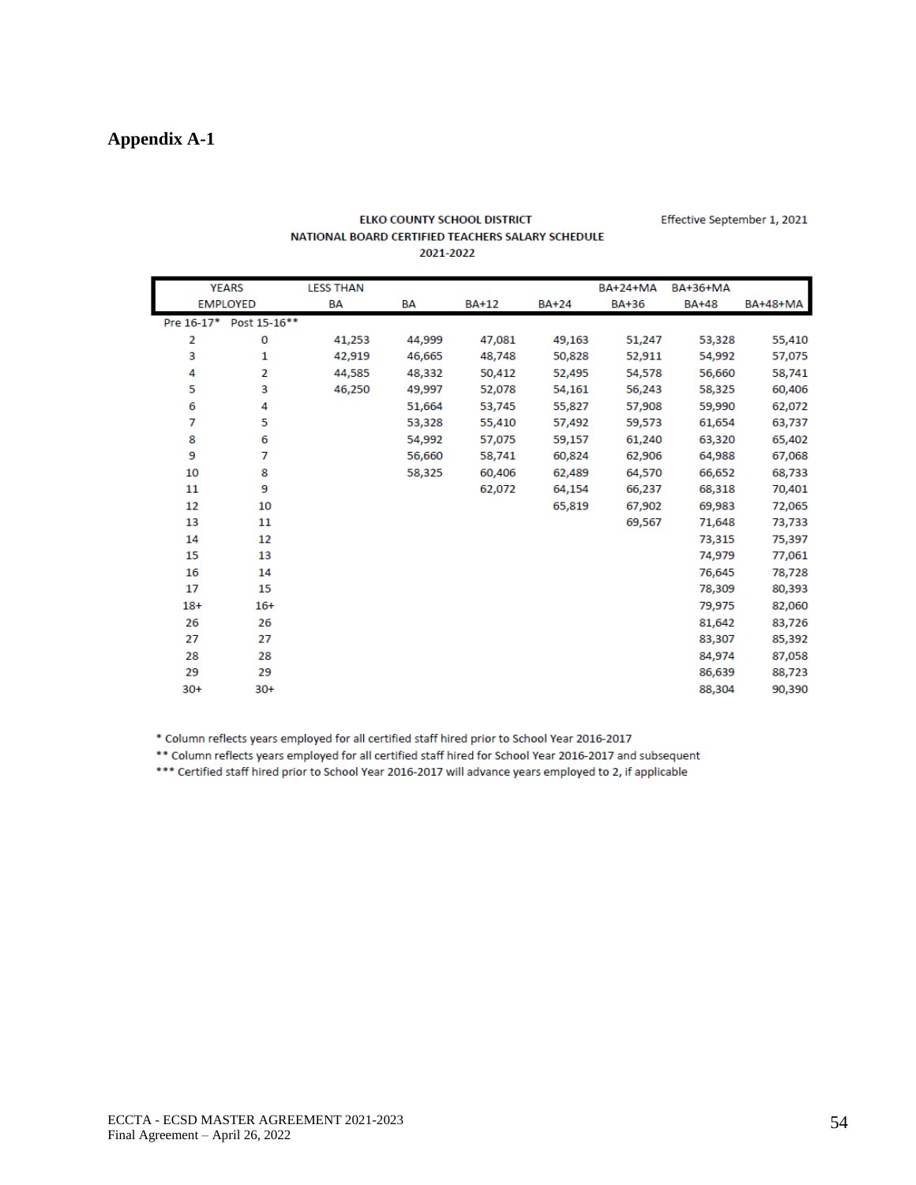# Appendix A-1

**ELKO COUNTY SCHOOL DISTRICT**
**NATIONAL BOARD CERTIFIED TEACHERS SALARY SCHEDULE**
**2021-2022**

Effective September 1, 2021

| YEARS EMPLOYED | | LESS THAN BA | BA | BA+12 | BA+24 | BA+24+MA BA+36 | BA+36+MA BA+48 | BA+48+MA |
|---|---|---|---|---|---|---|---|---|
| Pre 16-17* | Post 15-16** | | | | | | | |
| 2 | 0 | 41,253 | 44,999 | 47,081 | 49,163 | 51,247 | 53,328 | 55,410 |
| 3 | 1 | 42,919 | 46,665 | 48,748 | 50,828 | 52,911 | 54,992 | 57,075 |
| 4 | 2 | 44,585 | 48,332 | 50,412 | 52,495 | 54,578 | 56,660 | 58,741 |
| 5 | 3 | 46,250 | 49,997 | 52,078 | 54,161 | 56,243 | 58,325 | 60,406 |
| 6 | 4 | | 51,664 | 53,745 | 55,827 | 57,908 | 59,990 | 62,072 |
| 7 | 5 | | 53,328 | 55,410 | 57,492 | 59,573 | 61,654 | 63,737 |
| 8 | 6 | | 54,992 | 57,075 | 59,157 | 61,240 | 63,320 | 65,402 |
| 9 | 7 | | 56,660 | 58,741 | 60,824 | 62,906 | 64,988 | 67,068 |
| 10 | 8 | | 58,325 | 60,406 | 62,489 | 64,570 | 66,652 | 68,733 |
| 11 | 9 | | | 62,072 | 64,154 | 66,237 | 68,318 | 70,401 |
| 12 | 10 | | | | 65,819 | 67,902 | 69,983 | 72,065 |
| 13 | 11 | | | | | 69,567 | 71,648 | 73,733 |
| 14 | 12 | | | | | | 73,315 | 75,397 |
| 15 | 13 | | | | | | 74,979 | 77,061 |
| 16 | 14 | | | | | | 76,645 | 78,728 |
| 17 | 15 | | | | | | 78,309 | 80,393 |
| 18+ | 16+ | | | | | | 79,975 | 82,060 |
| 26 | 26 | | | | | | 81,642 | 83,726 |
| 27 | 27 | | | | | | 83,307 | 85,392 |
| 28 | 28 | | | | | | 84,974 | 87,058 |
| 29 | 29 | | | | | | 86,639 | 88,723 |
| 30+ | 30+ | | | | | | 88,304 | 90,390 |

\* Column reflects years employed for all certified staff hired prior to School Year 2016-2017

\** Column reflects years employed for all certified staff hired for School Year 2016-2017 and subsequent

\*** Certified staff hired prior to School Year 2016-2017 will advance years employed to 2, if applicable

ECCTA - ECSD MASTER AGREEMENT 2021-2023
Final Agreement – April 26, 2022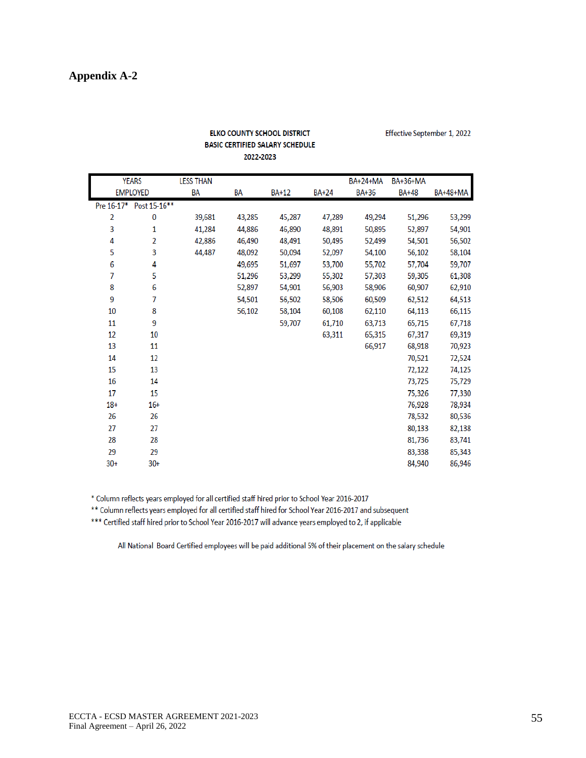## Appendix A-2

**ELKO COUNTY SCHOOL DISTRICT**
**BASIC CERTIFIED SALARY SCHEDULE**
**2022-2023**

Effective September 1, 2022

| YEARS EMPLOYED | | LESS THAN BA | BA | BA+12 | BA+24 | BA+24+MA BA+36 | BA+36+MA BA+48 | BA+48+MA |
|---|---|---|---|---|---|---|---|---|
| Pre 16-17* | Post 15-16** | | | | | | | |
| 2 | 0 | 39,681 | 43,285 | 45,287 | 47,289 | 49,294 | 51,296 | 53,299 |
| 3 | 1 | 41,284 | 44,886 | 46,890 | 48,891 | 50,895 | 52,897 | 54,901 |
| 4 | 2 | 42,886 | 46,490 | 48,491 | 50,495 | 52,499 | 54,501 | 56,502 |
| 5 | 3 | 44,487 | 48,092 | 50,094 | 52,097 | 54,100 | 56,102 | 58,104 |
| 6 | 4 | | 49,695 | 51,697 | 53,700 | 55,702 | 57,704 | 59,707 |
| 7 | 5 | | 51,296 | 53,299 | 55,302 | 57,303 | 59,305 | 61,308 |
| 8 | 6 | | 52,897 | 54,901 | 56,903 | 58,906 | 60,907 | 62,910 |
| 9 | 7 | | 54,501 | 56,502 | 58,506 | 60,509 | 62,512 | 64,513 |
| 10 | 8 | | 56,102 | 58,104 | 60,108 | 62,110 | 64,113 | 66,115 |
| 11 | 9 | | | 59,707 | 61,710 | 63,713 | 65,715 | 67,718 |
| 12 | 10 | | | | 63,311 | 65,315 | 67,317 | 69,319 |
| 13 | 11 | | | | | 66,917 | 68,918 | 70,923 |
| 14 | 12 | | | | | | 70,521 | 72,524 |
| 15 | 13 | | | | | | 72,122 | 74,125 |
| 16 | 14 | | | | | | 73,725 | 75,729 |
| 17 | 15 | | | | | | 75,326 | 77,330 |
| 18+ | 16+ | | | | | | 76,928 | 78,934 |
| 26 | 26 | | | | | | 78,532 | 80,536 |
| 27 | 27 | | | | | | 80,133 | 82,138 |
| 28 | 28 | | | | | | 81,736 | 83,741 |
| 29 | 29 | | | | | | 83,338 | 85,343 |
| 30+ | 30+ | | | | | | 84,940 | 86,946 |

\* Column reflects years employed for all certified staff hired prior to School Year 2016-2017
\** Column reflects years employed for all certified staff hired for School Year 2016-2017 and subsequent
\*** Certified staff hired prior to School Year 2016-2017 will advance years employed to 2, if applicable

All National Board Certified employees will be paid additional 5% of their placement on the salary schedule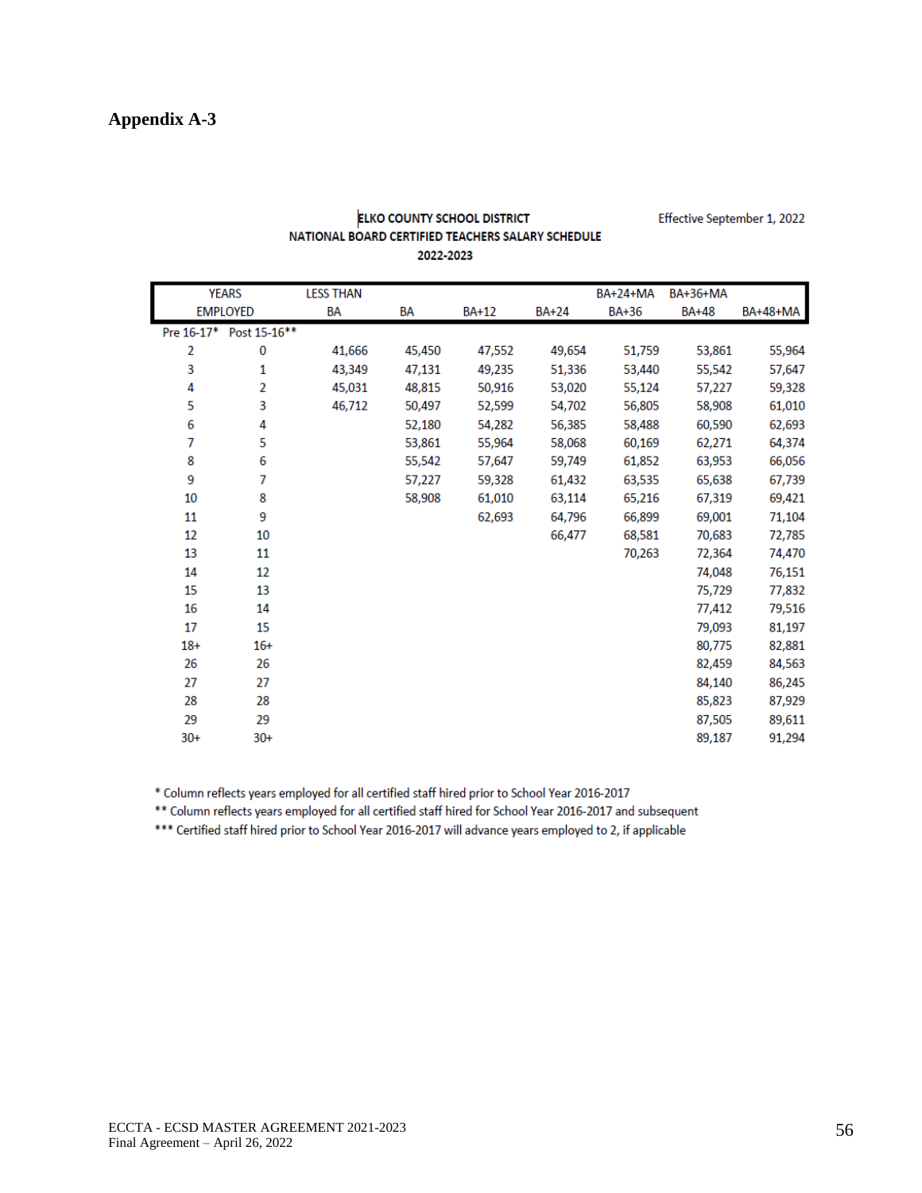## Appendix A-3

**ELKO COUNTY SCHOOL DISTRICT**
**NATIONAL BOARD CERTIFIED TEACHERS SALARY SCHEDULE**
**2022-2023**

Effective September 1, 2022

| YEARS EMPLOYED | | LESS THAN BA | BA | BA+12 | BA+24 | BA+24+MA BA+36 | BA+36+MA BA+48 | BA+48+MA |
|---|---|---|---|---|---|---|---|---|
| Pre 16-17* | Post 15-16** | | | | | | | |
| 2 | 0 | 41,666 | 45,450 | 47,552 | 49,654 | 51,759 | 53,861 | 55,964 |
| 3 | 1 | 43,349 | 47,131 | 49,235 | 51,336 | 53,440 | 55,542 | 57,647 |
| 4 | 2 | 45,031 | 48,815 | 50,916 | 53,020 | 55,124 | 57,227 | 59,328 |
| 5 | 3 | 46,712 | 50,497 | 52,599 | 54,702 | 56,805 | 58,908 | 61,010 |
| 6 | 4 | | 52,180 | 54,282 | 56,385 | 58,488 | 60,590 | 62,693 |
| 7 | 5 | | 53,861 | 55,964 | 58,068 | 60,169 | 62,271 | 64,374 |
| 8 | 6 | | 55,542 | 57,647 | 59,749 | 61,852 | 63,953 | 66,056 |
| 9 | 7 | | 57,227 | 59,328 | 61,432 | 63,535 | 65,638 | 67,739 |
| 10 | 8 | | 58,908 | 61,010 | 63,114 | 65,216 | 67,319 | 69,421 |
| 11 | 9 | | | 62,693 | 64,796 | 66,899 | 69,001 | 71,104 |
| 12 | 10 | | | | 66,477 | 68,581 | 70,683 | 72,785 |
| 13 | 11 | | | | | 70,263 | 72,364 | 74,470 |
| 14 | 12 | | | | | | 74,048 | 76,151 |
| 15 | 13 | | | | | | 75,729 | 77,832 |
| 16 | 14 | | | | | | 77,412 | 79,516 |
| 17 | 15 | | | | | | 79,093 | 81,197 |
| 18+ | 16+ | | | | | | 80,775 | 82,881 |
| 26 | 26 | | | | | | 82,459 | 84,563 |
| 27 | 27 | | | | | | 84,140 | 86,245 |
| 28 | 28 | | | | | | 85,823 | 87,929 |
| 29 | 29 | | | | | | 87,505 | 89,611 |
| 30+ | 30+ | | | | | | 89,187 | 91,294 |

\* Column reflects years employed for all certified staff hired prior to School Year 2016-2017

\*\* Column reflects years employed for all certified staff hired for School Year 2016-2017 and subsequent

\*\*\* Certified staff hired prior to School Year 2016-2017 will advance years employed to 2, if applicable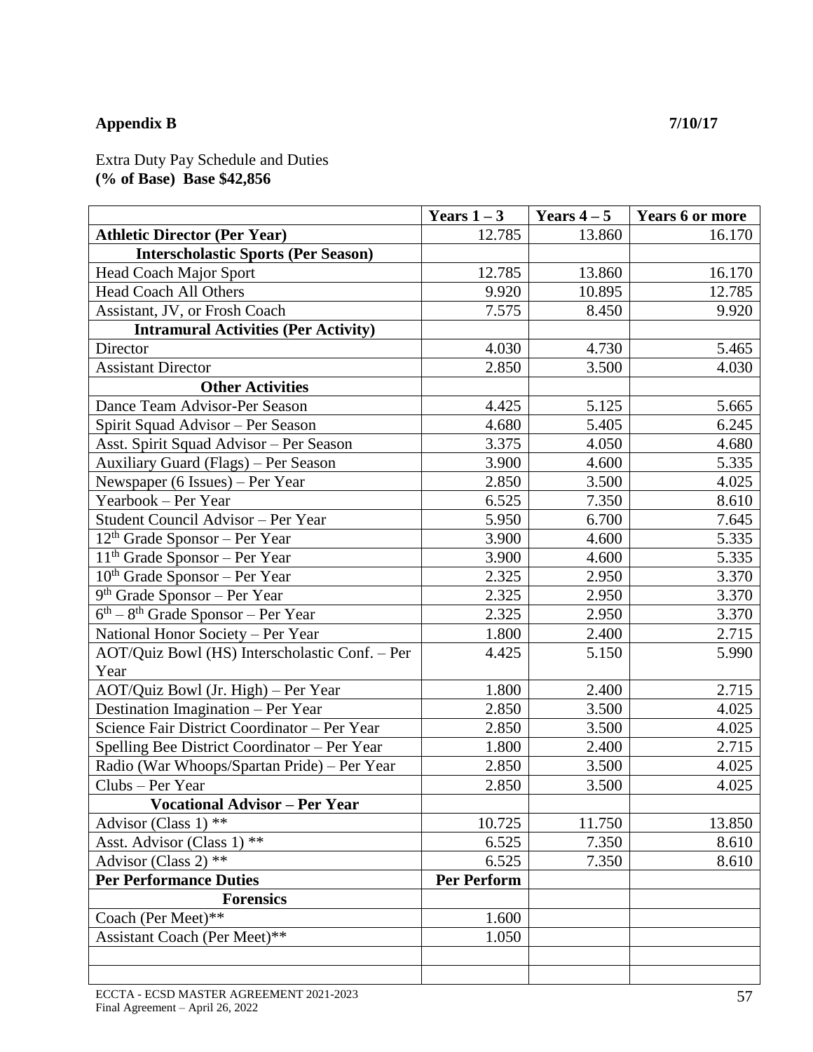**Appendix B** **7/10/17**

Extra Duty Pay Schedule and Duties
**(% of Base) Base $42,856**

| | **Years 1 – 3** | **Years 4 – 5** | **Years 6 or more** |
|---|---|---|---|
| **Athletic Director (Per Year)** | 12.785 | 13.860 | 16.170 |
| **Interscholastic Sports (Per Season)** | | | |
| Head Coach Major Sport | 12.785 | 13.860 | 16.170 |
| Head Coach All Others | 9.920 | 10.895 | 12.785 |
| Assistant, JV, or Frosh Coach | 7.575 | 8.450 | 9.920 |
| **Intramural Activities (Per Activity)** | | | |
| Director | 4.030 | 4.730 | 5.465 |
| Assistant Director | 2.850 | 3.500 | 4.030 |
| **Other Activities** | | | |
| Dance Team Advisor-Per Season | 4.425 | 5.125 | 5.665 |
| Spirit Squad Advisor – Per Season | 4.680 | 5.405 | 6.245 |
| Asst. Spirit Squad Advisor – Per Season | 3.375 | 4.050 | 4.680 |
| Auxiliary Guard (Flags) – Per Season | 3.900 | 4.600 | 5.335 |
| Newspaper (6 Issues) – Per Year | 2.850 | 3.500 | 4.025 |
| Yearbook – Per Year | 6.525 | 7.350 | 8.610 |
| Student Council Advisor – Per Year | 5.950 | 6.700 | 7.645 |
| 12th Grade Sponsor – Per Year | 3.900 | 4.600 | 5.335 |
| 11th Grade Sponsor – Per Year | 3.900 | 4.600 | 5.335 |
| 10th Grade Sponsor – Per Year | 2.325 | 2.950 | 3.370 |
| 9th Grade Sponsor – Per Year | 2.325 | 2.950 | 3.370 |
| 6th – 8th Grade Sponsor – Per Year | 2.325 | 2.950 | 3.370 |
| National Honor Society – Per Year | 1.800 | 2.400 | 2.715 |
| AOT/Quiz Bowl (HS) Interscholastic Conf. – Per Year | 4.425 | 5.150 | 5.990 |
| AOT/Quiz Bowl (Jr. High) – Per Year | 1.800 | 2.400 | 2.715 |
| Destination Imagination – Per Year | 2.850 | 3.500 | 4.025 |
| Science Fair District Coordinator – Per Year | 2.850 | 3.500 | 4.025 |
| Spelling Bee District Coordinator – Per Year | 1.800 | 2.400 | 2.715 |
| Radio (War Whoops/Spartan Pride) – Per Year | 2.850 | 3.500 | 4.025 |
| Clubs – Per Year | 2.850 | 3.500 | 4.025 |
| **Vocational Advisor – Per Year** | | | |
| Advisor (Class 1) ** | 10.725 | 11.750 | 13.850 |
| Asst. Advisor (Class 1) ** | 6.525 | 7.350 | 8.610 |
| Advisor (Class 2) ** | 6.525 | 7.350 | 8.610 |
| **Per Performance Duties** | **Per Perform** | | |
| **Forensics** | | | |
| Coach (Per Meet)** | 1.600 | | |
| Assistant Coach (Per Meet)** | 1.050 | | |
| | | | |
| | | | |

ECCTA - ECSD MASTER AGREEMENT 2021-2023
Final Agreement – April 26, 2022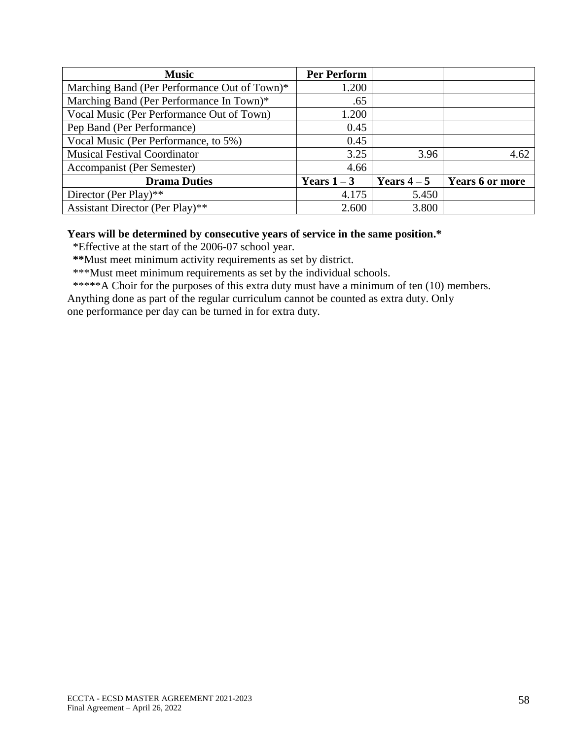| Music | Per Perform | | |
|---|---|---|---|
| Marching Band (Per Performance Out of Town)* | 1.200 | | |
| Marching Band (Per Performance In Town)* | .65 | | |
| Vocal Music (Per Performance Out of Town) | 1.200 | | |
| Pep Band (Per Performance) | 0.45 | | |
| Vocal Music (Per Performance, to 5%) | 0.45 | | |
| Musical Festival Coordinator | 3.25 | 3.96 | 4.62 |
| Accompanist (Per Semester) | 4.66 | | |
| **Drama Duties** | **Years 1 – 3** | **Years 4 – 5** | **Years 6 or more** |
| Director (Per Play)** | 4.175 | 5.450 | |
| Assistant Director (Per Play)** | 2.600 | 3.800 | |

**Years will be determined by consecutive years of service in the same position.***

*Effective at the start of the 2006-07 school year.

**Must meet minimum activity requirements as set by district.

***Must meet minimum requirements as set by the individual schools.

*****A Choir for the purposes of this extra duty must have a minimum of ten (10) members. Anything done as part of the regular curriculum cannot be counted as extra duty. Only one performance per day can be turned in for extra duty.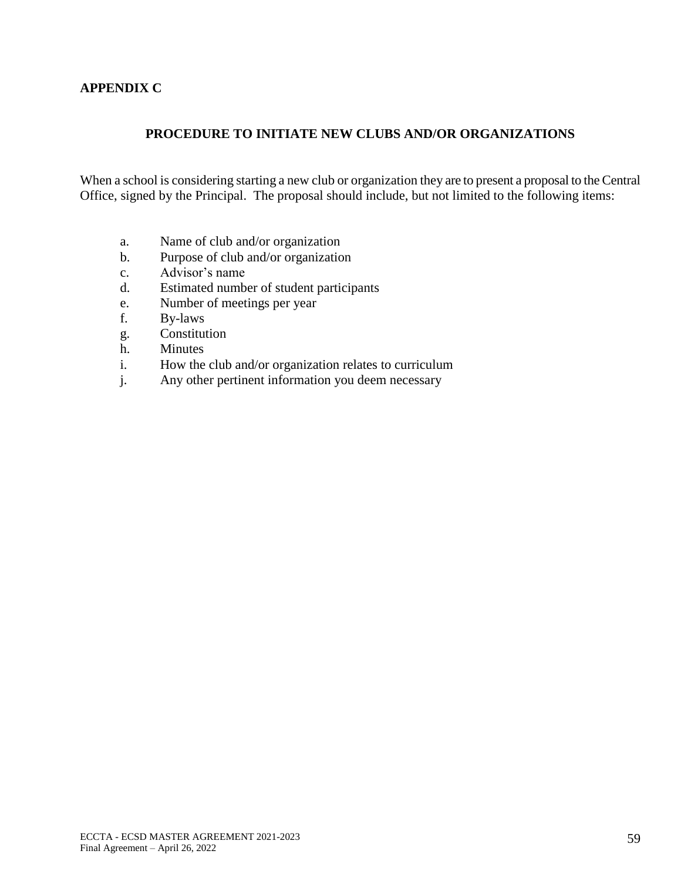## APPENDIX C

### PROCEDURE TO INITIATE NEW CLUBS AND/OR ORGANIZATIONS

When a school is considering starting a new club or organization they are to present a proposal to the Central Office, signed by the Principal. The proposal should include, but not limited to the following items:

a. Name of club and/or organization
b. Purpose of club and/or organization
c. Advisor's name
d. Estimated number of student participants
e. Number of meetings per year
f. By-laws
g. Constitution
h. Minutes
i. How the club and/or organization relates to curriculum
j. Any other pertinent information you deem necessary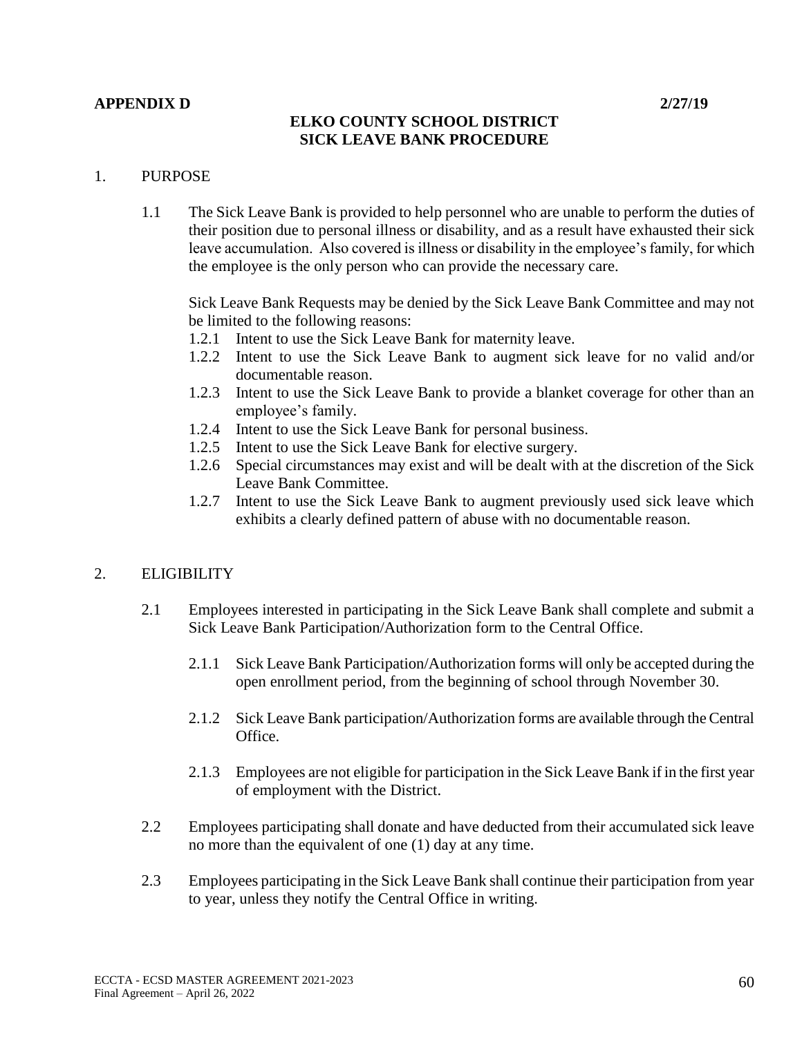**APPENDIX D** **2/27/19**

## ELKO COUNTY SCHOOL DISTRICT
## SICK LEAVE BANK PROCEDURE

1. PURPOSE

    1.1 The Sick Leave Bank is provided to help personnel who are unable to perform the duties of their position due to personal illness or disability, and as a result have exhausted their sick leave accumulation. Also covered is illness or disability in the employee's family, for which the employee is the only person who can provide the necessary care.

    Sick Leave Bank Requests may be denied by the Sick Leave Bank Committee and may not be limited to the following reasons:

    1.2.1 Intent to use the Sick Leave Bank for maternity leave.
    1.2.2 Intent to use the Sick Leave Bank to augment sick leave for no valid and/or documentable reason.
    1.2.3 Intent to use the Sick Leave Bank to provide a blanket coverage for other than an employee's family.
    1.2.4 Intent to use the Sick Leave Bank for personal business.
    1.2.5 Intent to use the Sick Leave Bank for elective surgery.
    1.2.6 Special circumstances may exist and will be dealt with at the discretion of the Sick Leave Bank Committee.
    1.2.7 Intent to use the Sick Leave Bank to augment previously used sick leave which exhibits a clearly defined pattern of abuse with no documentable reason.

2. ELIGIBILITY

    2.1 Employees interested in participating in the Sick Leave Bank shall complete and submit a Sick Leave Bank Participation/Authorization form to the Central Office.

    2.1.1 Sick Leave Bank Participation/Authorization forms will only be accepted during the open enrollment period, from the beginning of school through November 30.

    2.1.2 Sick Leave Bank participation/Authorization forms are available through the Central Office.

    2.1.3 Employees are not eligible for participation in the Sick Leave Bank if in the first year of employment with the District.

    2.2 Employees participating shall donate and have deducted from their accumulated sick leave no more than the equivalent of one (1) day at any time.

    2.3 Employees participating in the Sick Leave Bank shall continue their participation from year to year, unless they notify the Central Office in writing.

ECCTA - ECSD MASTER AGREEMENT 2021-2023
Final Agreement – April 26, 2022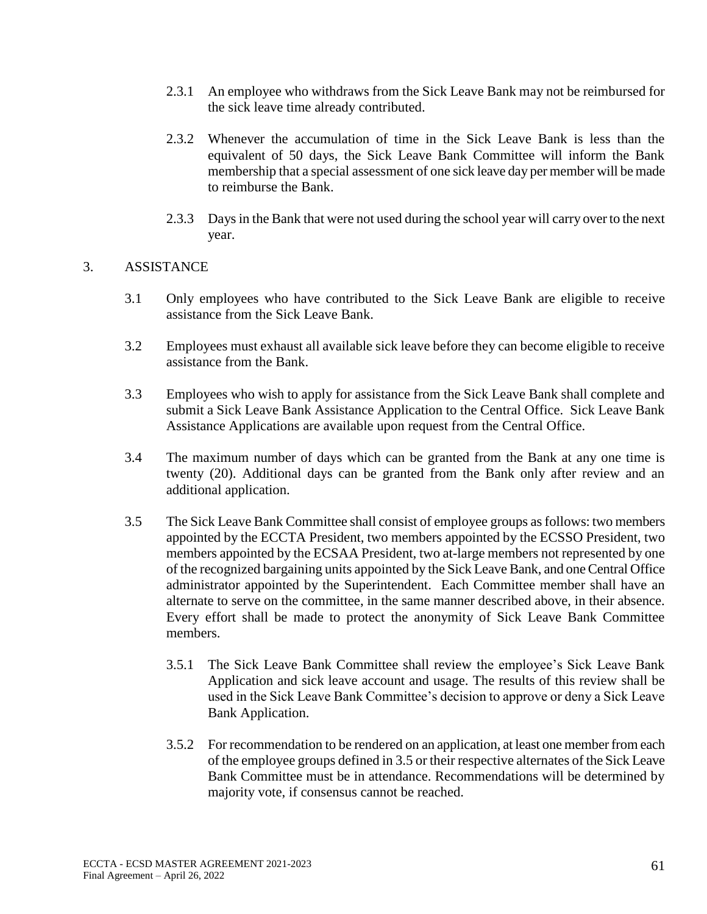2.3.1 An employee who withdraws from the Sick Leave Bank may not be reimbursed for the sick leave time already contributed.

2.3.2 Whenever the accumulation of time in the Sick Leave Bank is less than the equivalent of 50 days, the Sick Leave Bank Committee will inform the Bank membership that a special assessment of one sick leave day per member will be made to reimburse the Bank.

2.3.3 Days in the Bank that were not used during the school year will carry over to the next year.

3. ASSISTANCE

3.1 Only employees who have contributed to the Sick Leave Bank are eligible to receive assistance from the Sick Leave Bank.

3.2 Employees must exhaust all available sick leave before they can become eligible to receive assistance from the Bank.

3.3 Employees who wish to apply for assistance from the Sick Leave Bank shall complete and submit a Sick Leave Bank Assistance Application to the Central Office. Sick Leave Bank Assistance Applications are available upon request from the Central Office.

3.4 The maximum number of days which can be granted from the Bank at any one time is twenty (20). Additional days can be granted from the Bank only after review and an additional application.

3.5 The Sick Leave Bank Committee shall consist of employee groups as follows: two members appointed by the ECCTA President, two members appointed by the ECSSO President, two members appointed by the ECSAA President, two at-large members not represented by one of the recognized bargaining units appointed by the Sick Leave Bank, and one Central Office administrator appointed by the Superintendent. Each Committee member shall have an alternate to serve on the committee, in the same manner described above, in their absence. Every effort shall be made to protect the anonymity of Sick Leave Bank Committee members.

3.5.1 The Sick Leave Bank Committee shall review the employee's Sick Leave Bank Application and sick leave account and usage. The results of this review shall be used in the Sick Leave Bank Committee's decision to approve or deny a Sick Leave Bank Application.

3.5.2 For recommendation to be rendered on an application, at least one member from each of the employee groups defined in 3.5 or their respective alternates of the Sick Leave Bank Committee must be in attendance. Recommendations will be determined by majority vote, if consensus cannot be reached.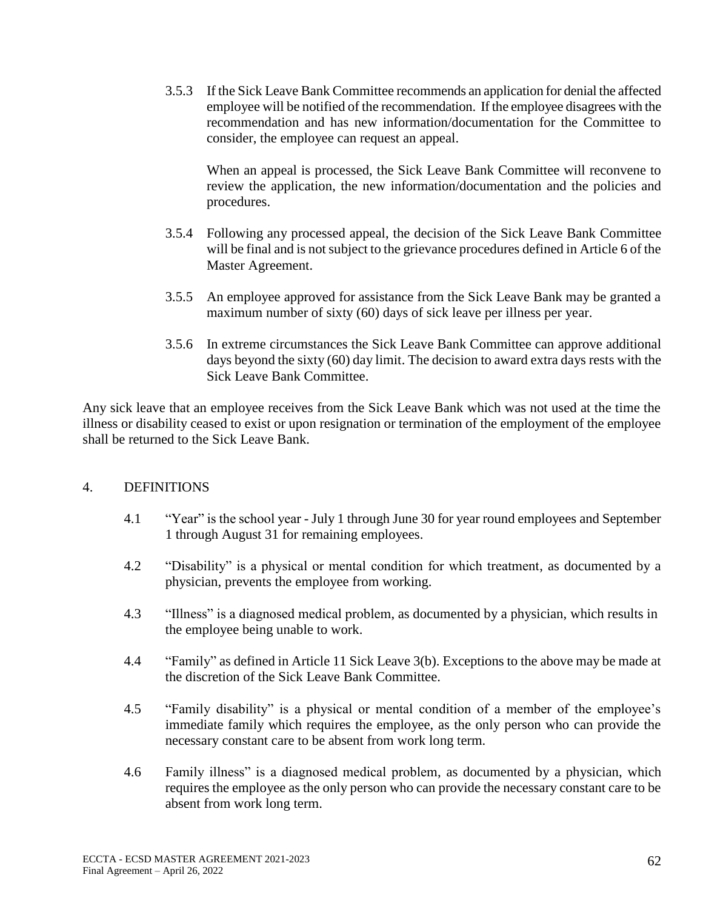3.5.3 If the Sick Leave Bank Committee recommends an application for denial the affected employee will be notified of the recommendation. If the employee disagrees with the recommendation and has new information/documentation for the Committee to consider, the employee can request an appeal.

When an appeal is processed, the Sick Leave Bank Committee will reconvene to review the application, the new information/documentation and the policies and procedures.

3.5.4 Following any processed appeal, the decision of the Sick Leave Bank Committee will be final and is not subject to the grievance procedures defined in Article 6 of the Master Agreement.

3.5.5 An employee approved for assistance from the Sick Leave Bank may be granted a maximum number of sixty (60) days of sick leave per illness per year.

3.5.6 In extreme circumstances the Sick Leave Bank Committee can approve additional days beyond the sixty (60) day limit. The decision to award extra days rests with the Sick Leave Bank Committee.

Any sick leave that an employee receives from the Sick Leave Bank which was not used at the time the illness or disability ceased to exist or upon resignation or termination of the employment of the employee shall be returned to the Sick Leave Bank.

## 4. DEFINITIONS

4.1 "Year" is the school year - July 1 through June 30 for year round employees and September 1 through August 31 for remaining employees.

4.2 "Disability" is a physical or mental condition for which treatment, as documented by a physician, prevents the employee from working.

4.3 "Illness" is a diagnosed medical problem, as documented by a physician, which results in the employee being unable to work.

4.4 "Family" as defined in Article 11 Sick Leave 3(b). Exceptions to the above may be made at the discretion of the Sick Leave Bank Committee.

4.5 "Family disability" is a physical or mental condition of a member of the employee's immediate family which requires the employee, as the only person who can provide the necessary constant care to be absent from work long term.

4.6 Family illness" is a diagnosed medical problem, as documented by a physician, which requires the employee as the only person who can provide the necessary constant care to be absent from work long term.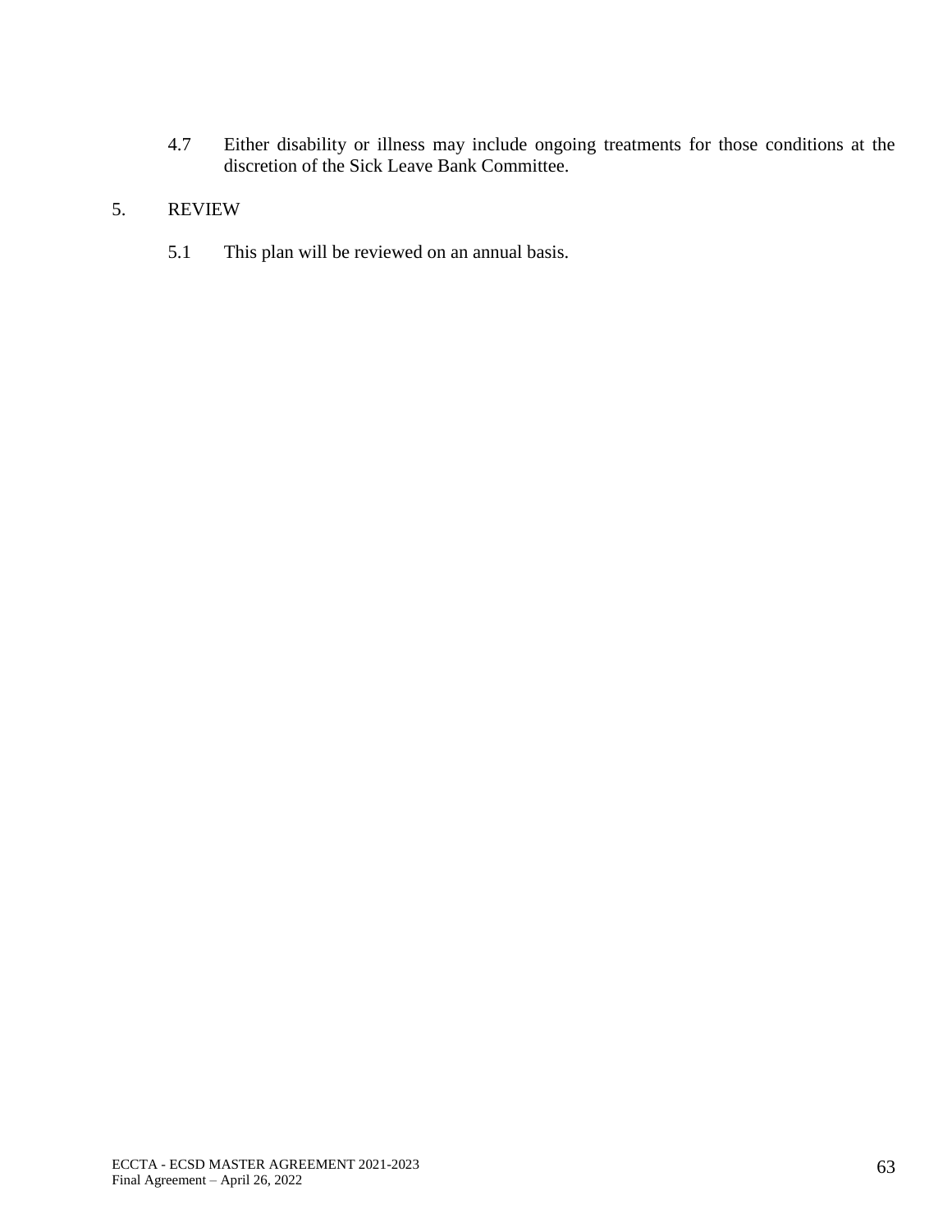4.7 Either disability or illness may include ongoing treatments for those conditions at the discretion of the Sick Leave Bank Committee.

5. REVIEW

5.1 This plan will be reviewed on an annual basis.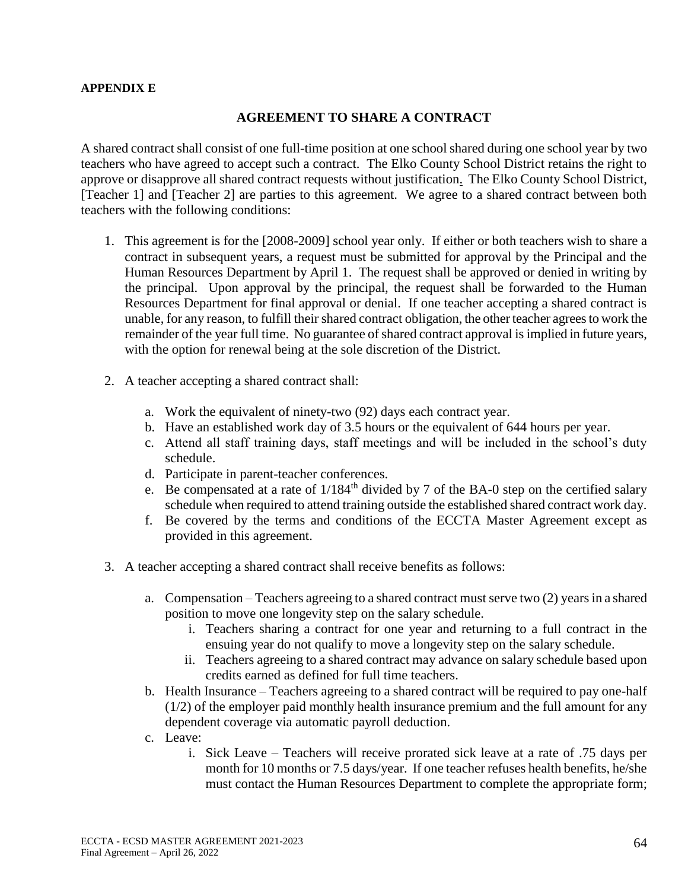**APPENDIX E**

## AGREEMENT TO SHARE A CONTRACT

A shared contract shall consist of one full-time position at one school shared during one school year by two teachers who have agreed to accept such a contract. The Elko County School District retains the right to approve or disapprove all shared contract requests without justification. The Elko County School District, [Teacher 1] and [Teacher 2] are parties to this agreement. We agree to a shared contract between both teachers with the following conditions:

1. This agreement is for the [2008-2009] school year only. If either or both teachers wish to share a contract in subsequent years, a request must be submitted for approval by the Principal and the Human Resources Department by April 1. The request shall be approved or denied in writing by the principal. Upon approval by the principal, the request shall be forwarded to the Human Resources Department for final approval or denial. If one teacher accepting a shared contract is unable, for any reason, to fulfill their shared contract obligation, the other teacher agrees to work the remainder of the year full time. No guarantee of shared contract approval is implied in future years, with the option for renewal being at the sole discretion of the District.

2. A teacher accepting a shared contract shall:

    a. Work the equivalent of ninety-two (92) days each contract year.
    b. Have an established work day of 3.5 hours or the equivalent of 644 hours per year.
    c. Attend all staff training days, staff meetings and will be included in the school's duty schedule.
    d. Participate in parent-teacher conferences.
    e. Be compensated at a rate of 1/184th divided by 7 of the BA-0 step on the certified salary schedule when required to attend training outside the established shared contract work day.
    f. Be covered by the terms and conditions of the ECCTA Master Agreement except as provided in this agreement.

3. A teacher accepting a shared contract shall receive benefits as follows:

    a. Compensation – Teachers agreeing to a shared contract must serve two (2) years in a shared position to move one longevity step on the salary schedule.
        i. Teachers sharing a contract for one year and returning to a full contract in the ensuing year do not qualify to move a longevity step on the salary schedule.
        ii. Teachers agreeing to a shared contract may advance on salary schedule based upon credits earned as defined for full time teachers.
    b. Health Insurance – Teachers agreeing to a shared contract will be required to pay one-half (1/2) of the employer paid monthly health insurance premium and the full amount for any dependent coverage via automatic payroll deduction.
    c. Leave:
        i. Sick Leave – Teachers will receive prorated sick leave at a rate of .75 days per month for 10 months or 7.5 days/year. If one teacher refuses health benefits, he/she must contact the Human Resources Department to complete the appropriate form;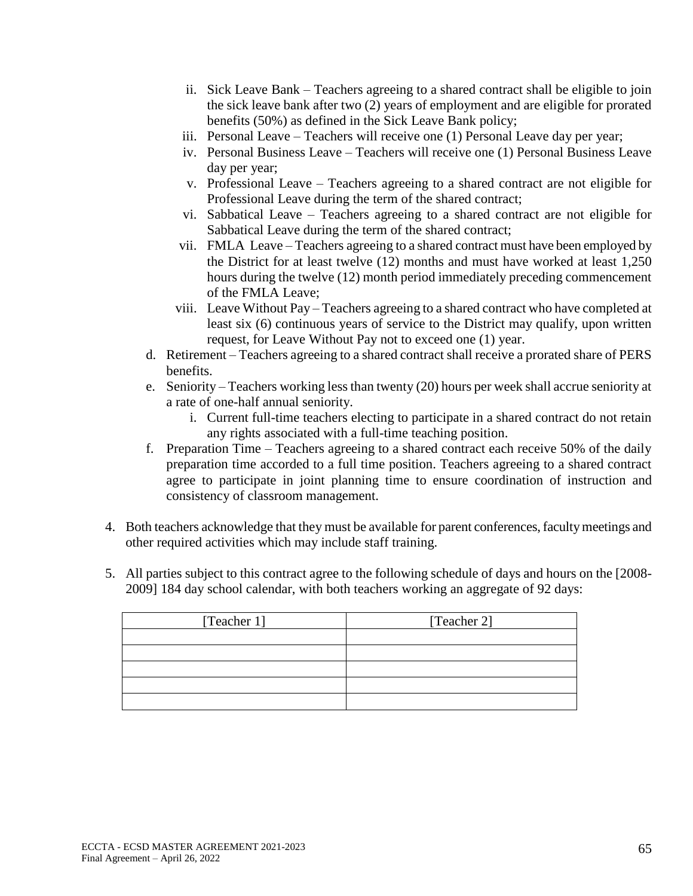ii. Sick Leave Bank – Teachers agreeing to a shared contract shall be eligible to join the sick leave bank after two (2) years of employment and are eligible for prorated benefits (50%) as defined in the Sick Leave Bank policy;

iii. Personal Leave – Teachers will receive one (1) Personal Leave day per year;

iv. Personal Business Leave – Teachers will receive one (1) Personal Business Leave day per year;

v. Professional Leave – Teachers agreeing to a shared contract are not eligible for Professional Leave during the term of the shared contract;

vi. Sabbatical Leave – Teachers agreeing to a shared contract are not eligible for Sabbatical Leave during the term of the shared contract;

vii. FMLA Leave – Teachers agreeing to a shared contract must have been employed by the District for at least twelve (12) months and must have worked at least 1,250 hours during the twelve (12) month period immediately preceding commencement of the FMLA Leave;

viii. Leave Without Pay – Teachers agreeing to a shared contract who have completed at least six (6) continuous years of service to the District may qualify, upon written request, for Leave Without Pay not to exceed one (1) year.

d. Retirement – Teachers agreeing to a shared contract shall receive a prorated share of PERS benefits.

e. Seniority – Teachers working less than twenty (20) hours per week shall accrue seniority at a rate of one-half annual seniority.

   i. Current full-time teachers electing to participate in a shared contract do not retain any rights associated with a full-time teaching position.

f. Preparation Time – Teachers agreeing to a shared contract each receive 50% of the daily preparation time accorded to a full time position. Teachers agreeing to a shared contract agree to participate in joint planning time to ensure coordination of instruction and consistency of classroom management.

4. Both teachers acknowledge that they must be available for parent conferences, faculty meetings and other required activities which may include staff training.

5. All parties subject to this contract agree to the following schedule of days and hours on the [2008-2009] 184 day school calendar, with both teachers working an aggregate of 92 days:

| [Teacher 1] | [Teacher 2] |
|---|---|
| | |
| | |
| | |
| | |
| | |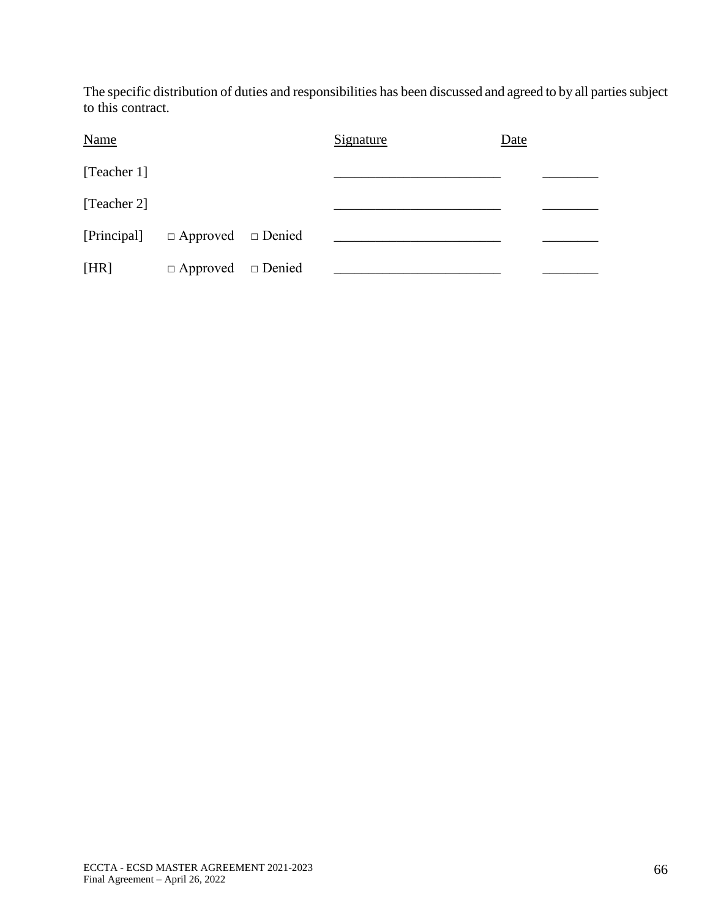The specific distribution of duties and responsibilities has been discussed and agreed to by all parties subject to this contract.

| Name | | | Signature | Date |
|---|---|---|---|---|
| [Teacher 1] | | | ________________________ | ________ |
| [Teacher 2] | | | ________________________ | ________ |
| [Principal] | □ Approved | □ Denied | ________________________ | ________ |
| [HR] | □ Approved | □ Denied | ________________________ | ________ |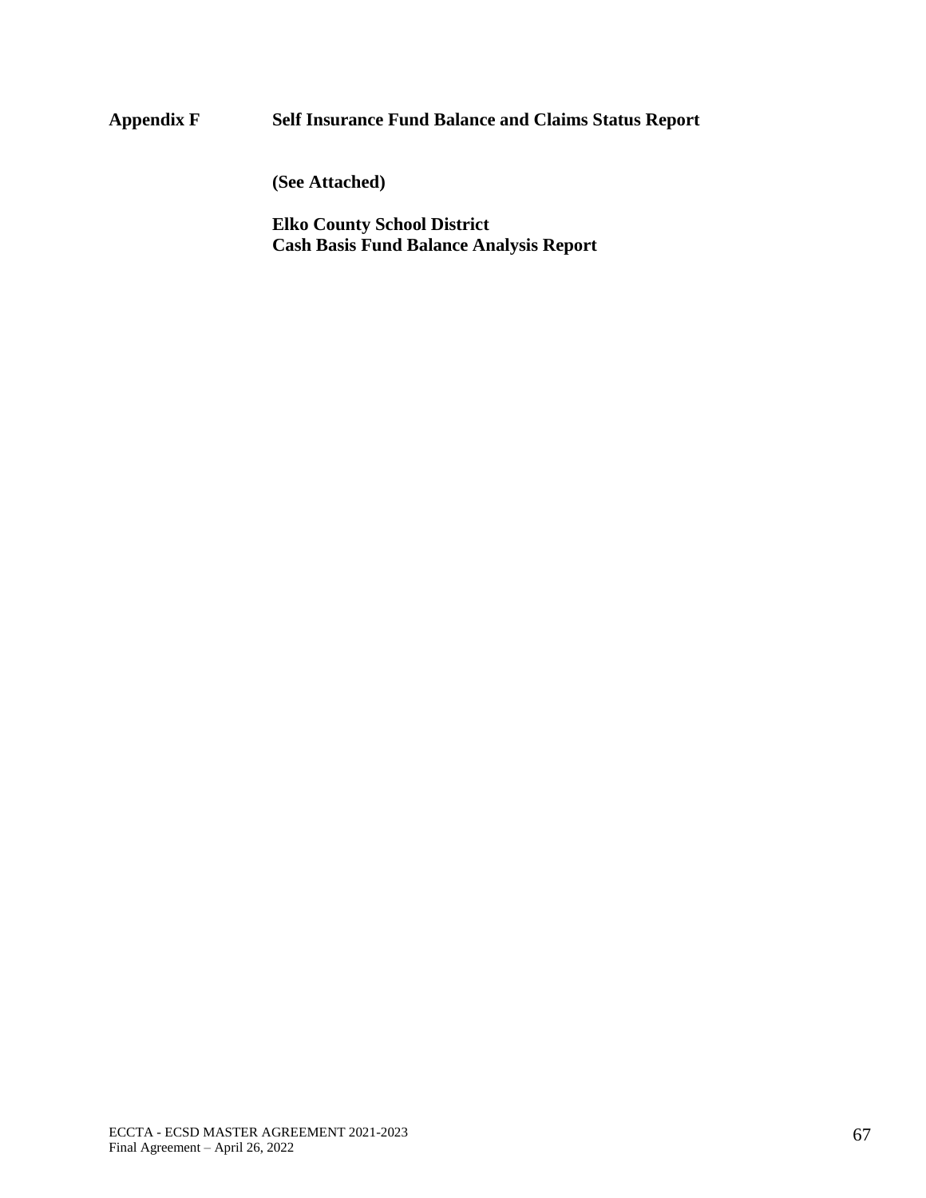## Appendix F Self Insurance Fund Balance and Claims Status Report

**(See Attached)**

**Elko County School District**
**Cash Basis Fund Balance Analysis Report**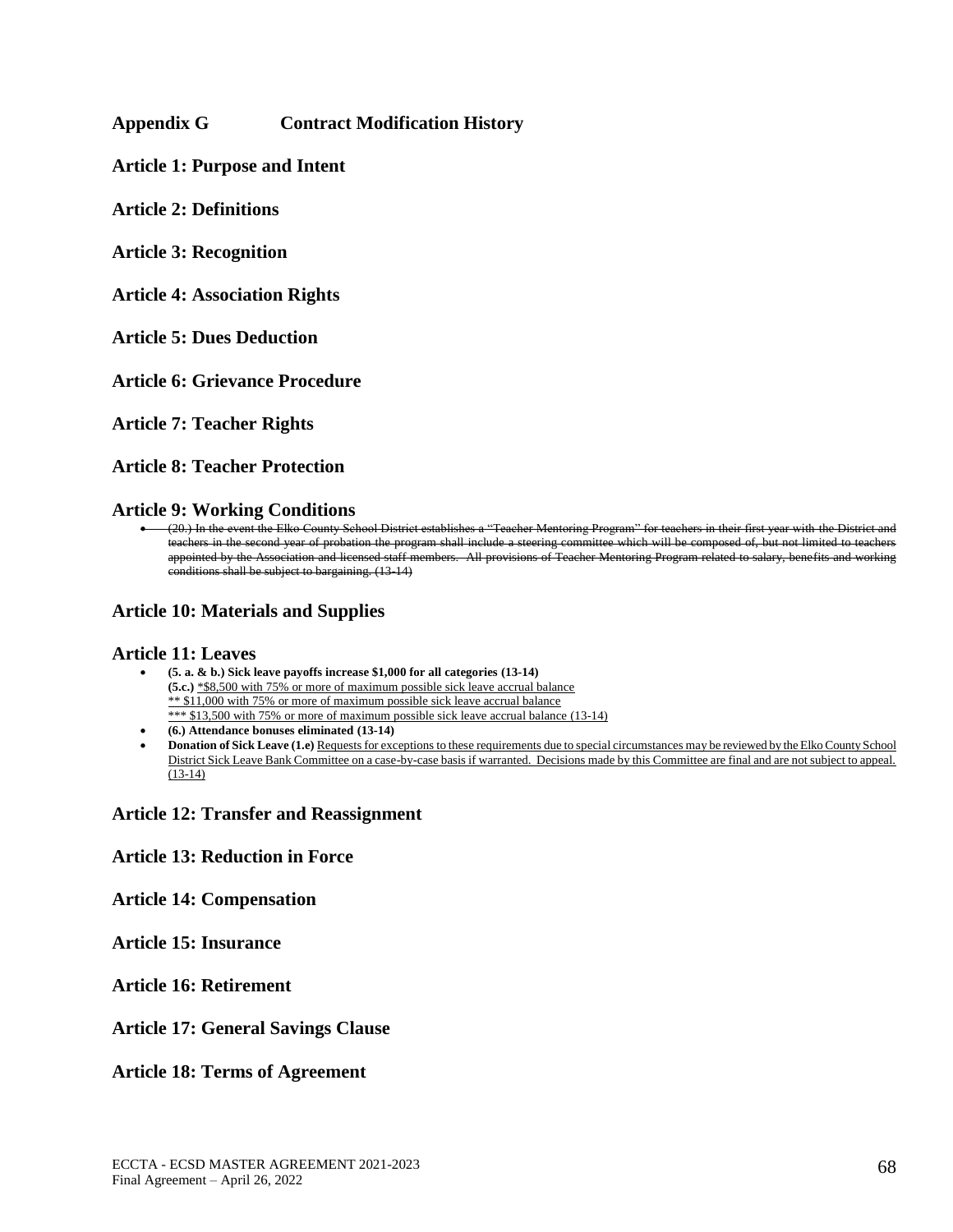# Appendix G Contract Modification History

## Article 1: Purpose and Intent

## Article 2: Definitions

## Article 3: Recognition

## Article 4: Association Rights

## Article 5: Dues Deduction

## Article 6: Grievance Procedure

## Article 7: Teacher Rights

## Article 8: Teacher Protection

## Article 9: Working Conditions

- ~~(20.) In the event the Elko County School District establishes a "Teacher Mentoring Program" for teachers in their first year with the District and teachers in the second year of probation the program shall include a steering committee which will be composed of, but not limited to teachers appointed by the Association and licensed staff members. All provisions of Teacher Mentoring Program related to salary, benefits and working conditions shall be subject to bargaining. (13-14)~~

## Article 10: Materials and Supplies

## Article 11: Leaves

- **(5. a. & b.) Sick leave payoffs increase $1,000 for all categories (13-14)**
  **(5.c.)** <u>*$8,500 with 75% or more of maximum possible sick leave accrual balance</u>
  <u>** $11,000 with 75% or more of maximum possible sick leave accrual balance</u>
  <u>*** $13,500 with 75% or more of maximum possible sick leave accrual balance (13-14)</u>
- **(6.) Attendance bonuses eliminated (13-14)**
- **Donation of Sick Leave (1.e)** <u>Requests for exceptions to these requirements due to special circumstances may be reviewed by the Elko County School District Sick Leave Bank Committee on a case-by-case basis if warranted. Decisions made by this Committee are final and are not subject to appeal. (13-14)</u>

## Article 12: Transfer and Reassignment

## Article 13: Reduction in Force

## Article 14: Compensation

## Article 15: Insurance

## Article 16: Retirement

## Article 17: General Savings Clause

## Article 18: Terms of Agreement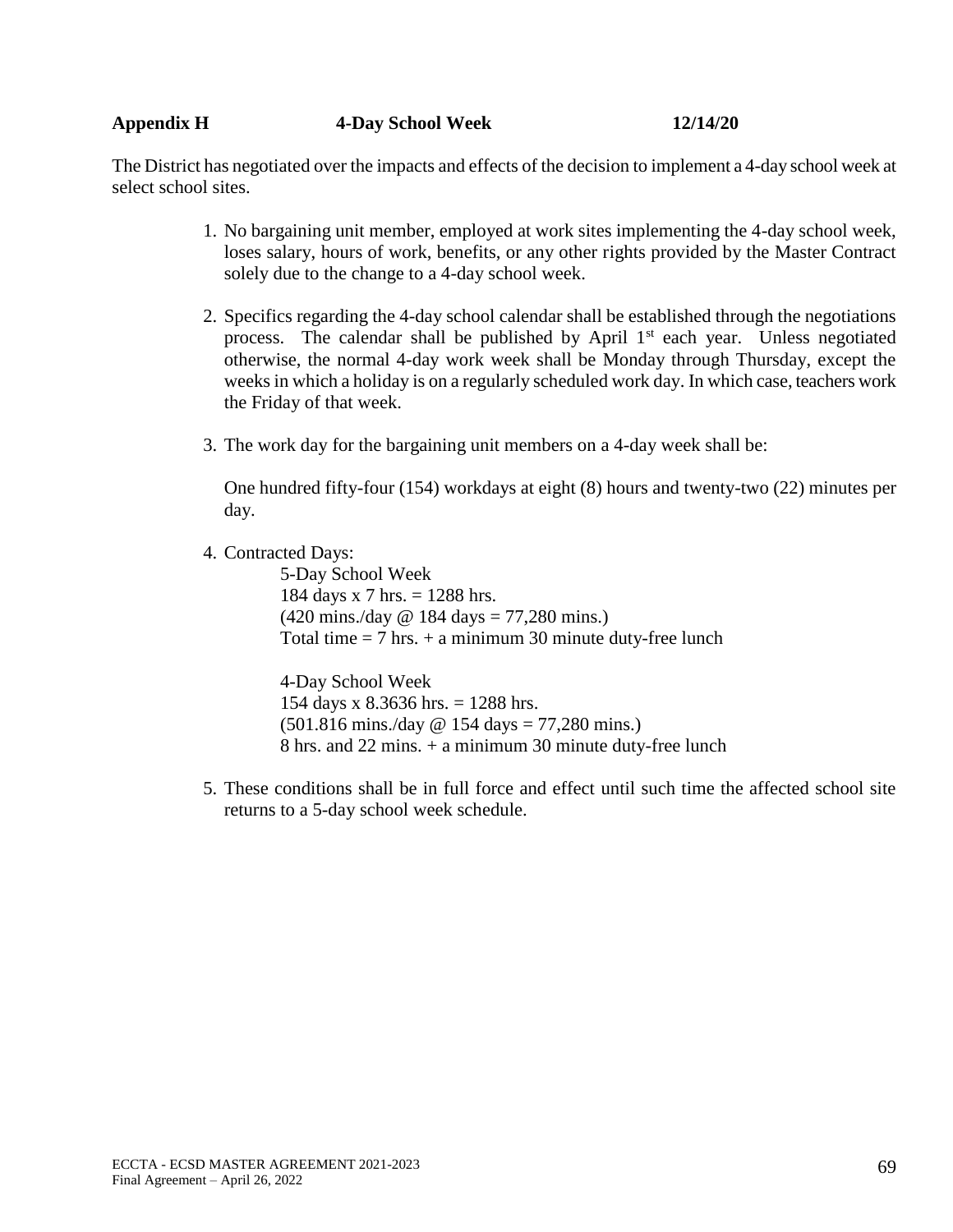**Appendix H** **4-Day School Week** **12/14/20**

The District has negotiated over the impacts and effects of the decision to implement a 4-day school week at select school sites.

1. No bargaining unit member, employed at work sites implementing the 4-day school week, loses salary, hours of work, benefits, or any other rights provided by the Master Contract solely due to the change to a 4-day school week.

2. Specifics regarding the 4-day school calendar shall be established through the negotiations process. The calendar shall be published by April 1st each year. Unless negotiated otherwise, the normal 4-day work week shall be Monday through Thursday, except the weeks in which a holiday is on a regularly scheduled work day. In which case, teachers work the Friday of that week.

3. The work day for the bargaining unit members on a 4-day week shall be:

   One hundred fifty-four (154) workdays at eight (8) hours and twenty-two (22) minutes per day.

4. Contracted Days:

   5-Day School Week
   184 days x 7 hrs. = 1288 hrs.
   (420 mins./day @ 184 days = 77,280 mins.)
   Total time = 7 hrs. + a minimum 30 minute duty-free lunch

   4-Day School Week
   154 days x 8.3636 hrs. = 1288 hrs.
   (501.816 mins./day @ 154 days = 77,280 mins.)
   8 hrs. and 22 mins. + a minimum 30 minute duty-free lunch

5. These conditions shall be in full force and effect until such time the affected school site returns to a 5-day school week schedule.